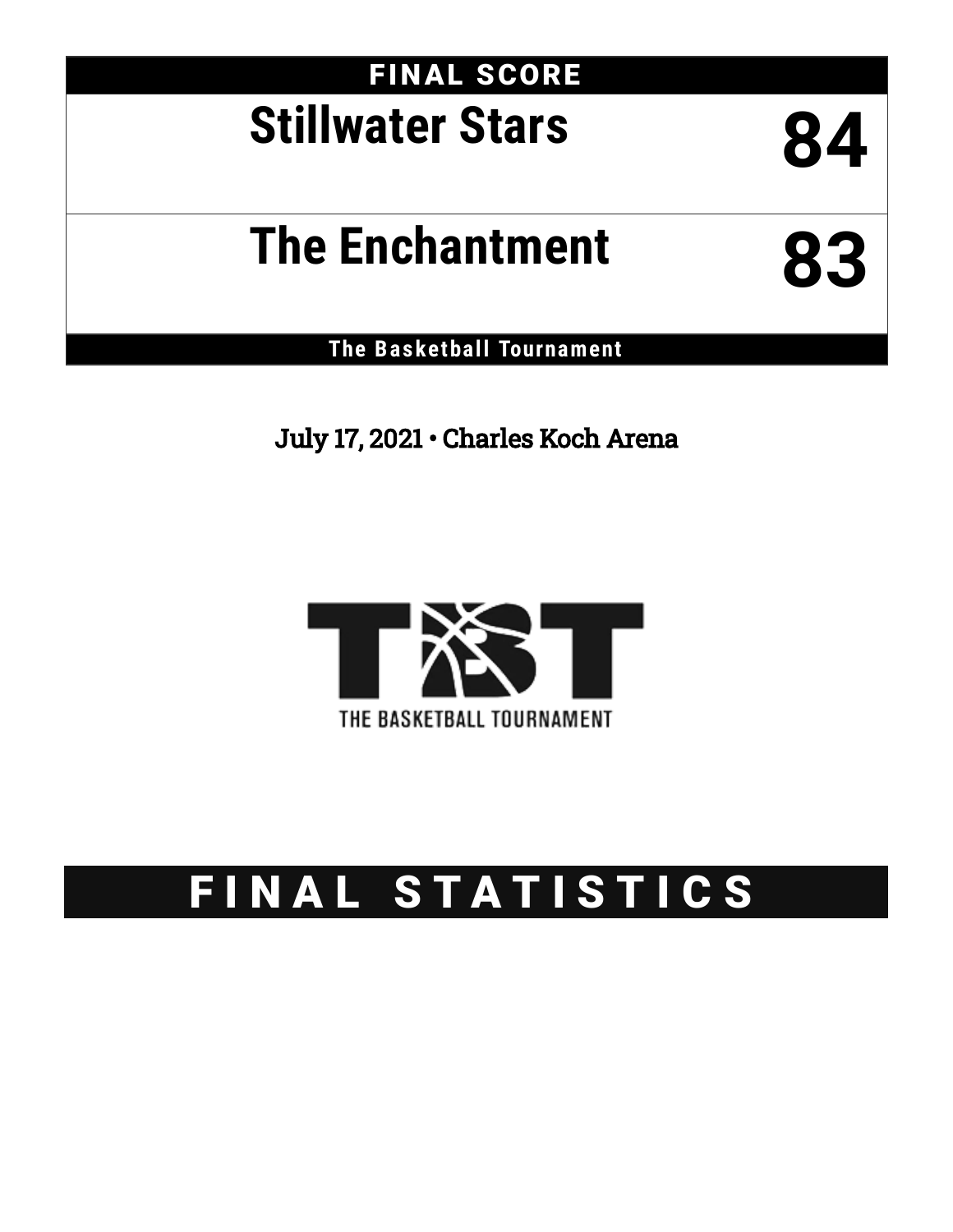# FINAL SCORE

| Team | Score |
| --- | --- |
| Stillwater Stars | 84 |
| The Enchantment | 83 |

**The Basketball Tournament**

July 17, 2021 • Charles Koch Arena

THE BASKETBALL TOURNAMENT

# FINAL STATISTICS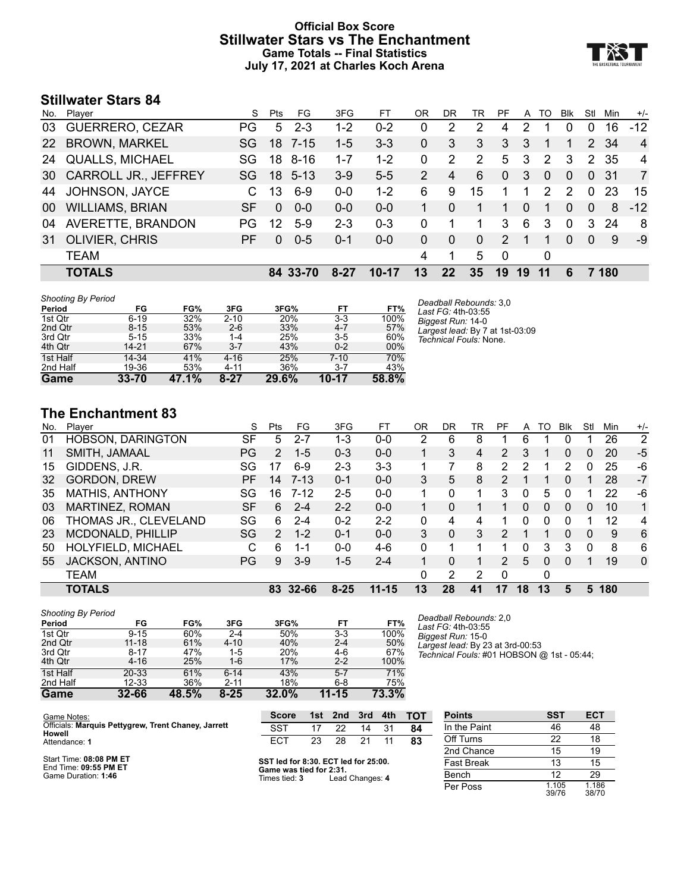# Official Box Score
## Stillwater Stars vs The Enchantment
### Game Totals -- Final Statistics
### July 17, 2021 at Charles Koch Arena

## Stillwater Stars 84

| No. | Player | S | Pts | FG | 3FG | FT | OR | DR | TR | PF | A | TO | Blk | Stl | Min | +/- |
|---|---|---|---|---|---|---|---|---|---|---|---|---|---|---|---|---|
| 03 | GUERRERO, CEZAR | PG | 5 | 2-3 | 1-2 | 0-2 | 0 | 2 | 2 | 4 | 2 | 1 | 0 | 0 | 16 | -12 |
| 22 | BROWN, MARKEL | SG | 18 | 7-15 | 1-5 | 3-3 | 0 | 3 | 3 | 3 | 3 | 1 | 1 | 2 | 34 | 4 |
| 24 | QUALLS, MICHAEL | SG | 18 | 8-16 | 1-7 | 1-2 | 0 | 2 | 2 | 5 | 3 | 2 | 3 | 2 | 35 | 4 |
| 30 | CARROLL JR., JEFFREY | SG | 18 | 5-13 | 3-9 | 5-5 | 2 | 4 | 6 | 0 | 3 | 0 | 0 | 0 | 31 | 7 |
| 44 | JOHNSON, JAYCE | C | 13 | 6-9 | 0-0 | 1-2 | 6 | 9 | 15 | 1 | 1 | 2 | 2 | 0 | 23 | 15 |
| 00 | WILLIAMS, BRIAN | SF | 0 | 0-0 | 0-0 | 0-0 | 1 | 0 | 1 | 1 | 0 | 1 | 0 | 0 | 8 | -12 |
| 04 | AVERETTE, BRANDON | PG | 12 | 5-9 | 2-3 | 0-3 | 0 | 1 | 1 | 3 | 6 | 3 | 0 | 3 | 24 | 8 |
| 31 | OLIVIER, CHRIS | PF | 0 | 0-5 | 0-1 | 0-0 | 0 | 0 | 0 | 2 | 1 | 1 | 0 | 0 | 9 | -9 |
| | TEAM | | | | | | 4 | 1 | 5 | 0 | | 0 | | | | |
| | **TOTALS** | | **84** | **33-70** | **8-27** | **10-17** | **13** | **22** | **35** | **19** | **19** | **11** | **6** | **7** | **180** | |

*Shooting By Period*

| Period | FG | FG% | 3FG | 3FG% | FT | FT% |
|---|---|---|---|---|---|---|
| 1st Qtr | 6-19 | 32% | 2-10 | 20% | 3-3 | 100% |
| 2nd Qtr | 8-15 | 53% | 2-6 | 33% | 4-7 | 57% |
| 3rd Qtr | 5-15 | 33% | 1-4 | 25% | 3-5 | 60% |
| 4th Qtr | 14-21 | 67% | 3-7 | 43% | 0-2 | 00% |
| 1st Half | 14-34 | 41% | 4-16 | 25% | 7-10 | 70% |
| 2nd Half | 19-36 | 53% | 4-11 | 36% | 3-7 | 43% |
| **Game** | **33-70** | **47.1%** | **8-27** | **29.6%** | **10-17** | **58.8%** |

*Deadball Rebounds:* 3,0
*Last FG:* 4th-03:55
*Biggest Run:* 14-0
*Largest lead:* By 7 at 1st-03:09
*Technical Fouls:* None.

## The Enchantment 83

| No. | Player | S | Pts | FG | 3FG | FT | OR | DR | TR | PF | A | TO | Blk | Stl | Min | +/- |
|---|---|---|---|---|---|---|---|---|---|---|---|---|---|---|---|---|
| 01 | HOBSON, DARINGTON | SF | 5 | 2-7 | 1-3 | 0-0 | 2 | 6 | 8 | 1 | 6 | 1 | 0 | 1 | 26 | 2 |
| 11 | SMITH, JAMAAL | PG | 2 | 1-5 | 0-3 | 0-0 | 1 | 3 | 4 | 2 | 3 | 1 | 0 | 0 | 20 | -5 |
| 15 | GIDDENS, J.R. | SG | 17 | 6-9 | 2-3 | 3-3 | 1 | 7 | 8 | 2 | 2 | 1 | 2 | 0 | 25 | -6 |
| 32 | GORDON, DREW | PF | 14 | 7-13 | 0-1 | 0-0 | 3 | 5 | 8 | 2 | 1 | 1 | 0 | 1 | 28 | -7 |
| 35 | MATHIS, ANTHONY | SG | 16 | 7-12 | 2-5 | 0-0 | 1 | 0 | 1 | 3 | 0 | 5 | 0 | 1 | 22 | -6 |
| 03 | MARTINEZ, ROMAN | SF | 6 | 2-4 | 2-2 | 0-0 | 1 | 0 | 1 | 1 | 0 | 0 | 0 | 0 | 10 | 1 |
| 06 | THOMAS JR., CLEVELAND | SG | 6 | 2-4 | 0-2 | 2-2 | 0 | 4 | 4 | 1 | 0 | 0 | 0 | 1 | 12 | 4 |
| 23 | MCDONALD, PHILLIP | SG | 2 | 1-2 | 0-1 | 0-0 | 3 | 0 | 3 | 2 | 1 | 1 | 0 | 0 | 9 | 6 |
| 50 | HOLYFIELD, MICHAEL | C | 6 | 1-1 | 0-0 | 4-6 | 0 | 1 | 1 | 1 | 0 | 3 | 3 | 0 | 8 | 6 |
| 55 | JACKSON, ANTINO | PG | 9 | 3-9 | 1-5 | 2-4 | 1 | 0 | 1 | 2 | 5 | 0 | 0 | 1 | 19 | 0 |
| | TEAM | | | | | | 0 | 2 | 2 | 0 | | 0 | | | | |
| | **TOTALS** | | **83** | **32-66** | **8-25** | **11-15** | **13** | **28** | **41** | **17** | **18** | **13** | **5** | **5** | **180** | |

*Shooting By Period*

| Period | FG | FG% | 3FG | 3FG% | FT | FT% |
|---|---|---|---|---|---|---|
| 1st Qtr | 9-15 | 60% | 2-4 | 50% | 3-3 | 100% |
| 2nd Qtr | 11-18 | 61% | 4-10 | 40% | 2-4 | 50% |
| 3rd Qtr | 8-17 | 47% | 1-5 | 20% | 4-6 | 67% |
| 4th Qtr | 4-16 | 25% | 1-6 | 17% | 2-2 | 100% |
| 1st Half | 20-33 | 61% | 6-14 | 43% | 5-7 | 71% |
| 2nd Half | 12-33 | 36% | 2-11 | 18% | 6-8 | 75% |
| **Game** | **32-66** | **48.5%** | **8-25** | **32.0%** | **11-15** | **73.3%** |

*Deadball Rebounds:* 2,0
*Last FG:* 4th-03:55
*Biggest Run:* 15-0
*Largest lead:* By 23 at 3rd-00:53
*Technical Fouls:* #01 HOBSON @ 1st - 05:44;

Game Notes:
Officials: **Marquis Pettygrew, Trent Chaney, Jarrett Howell**
Attendance: **1**

Start Time: **08:08 PM ET**
End Time: **09:55 PM ET**
Game Duration: **1:46**

| Score | 1st | 2nd | 3rd | 4th | TOT |
|---|---|---|---|---|---|
| SST | 17 | 22 | 14 | 31 | **84** |
| ECT | 23 | 28 | 21 | 11 | **83** |

**SST led for 8:30. ECT led for 25:00.**
**Game was tied for 2:31.**
Times tied: **3** Lead Changes: **4**

| Points | SST | ECT |
|---|---|---|
| In the Paint | 46 | 48 |
| Off Turns | 22 | 18 |
| 2nd Chance | 15 | 19 |
| Fast Break | 13 | 15 |
| Bench | 12 | 29 |
| Per Poss | 1.105 39/76 | 1.186 38/70 |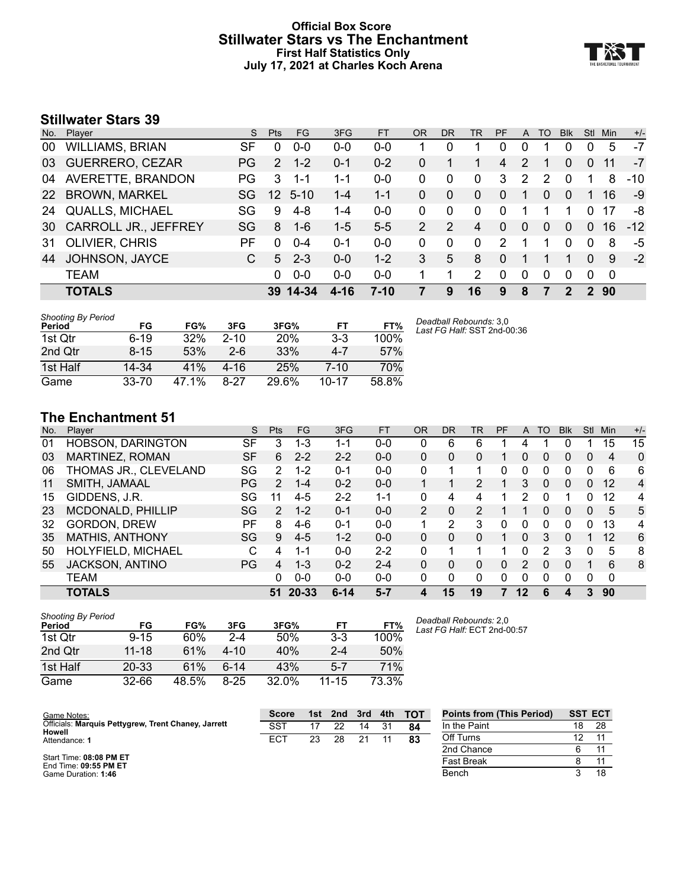# Official Box Score
## Stillwater Stars vs The Enchantment
### First Half Statistics Only
### July 17, 2021 at Charles Koch Arena

## Stillwater Stars 39

| No. | Player | S | Pts | FG | 3FG | FT | OR | DR | TR | PF | A | TO | Blk | Stl | Min | +/- |
|---|---|---|---|---|---|---|---|---|---|---|---|---|---|---|---|---|
| 00 | WILLIAMS, BRIAN | SF | 0 | 0-0 | 0-0 | 0-0 | 1 | 0 | 1 | 0 | 0 | 1 | 0 | 0 | 5 | -7 |
| 03 | GUERRERO, CEZAR | PG | 2 | 1-2 | 0-1 | 0-2 | 0 | 1 | 1 | 4 | 2 | 1 | 0 | 0 | 11 | -7 |
| 04 | AVERETTE, BRANDON | PG | 3 | 1-1 | 1-1 | 0-0 | 0 | 0 | 0 | 3 | 2 | 2 | 0 | 1 | 8 | -10 |
| 22 | BROWN, MARKEL | SG | 12 | 5-10 | 1-4 | 1-1 | 0 | 0 | 0 | 0 | 1 | 0 | 0 | 1 | 16 | -9 |
| 24 | QUALLS, MICHAEL | SG | 9 | 4-8 | 1-4 | 0-0 | 0 | 0 | 0 | 0 | 1 | 1 | 1 | 0 | 17 | -8 |
| 30 | CARROLL JR., JEFFREY | SG | 8 | 1-6 | 1-5 | 5-5 | 2 | 2 | 4 | 0 | 0 | 0 | 0 | 0 | 16 | -12 |
| 31 | OLIVIER, CHRIS | PF | 0 | 0-4 | 0-1 | 0-0 | 0 | 0 | 0 | 2 | 1 | 1 | 0 | 0 | 8 | -5 |
| 44 | JOHNSON, JAYCE | C | 5 | 2-3 | 0-0 | 1-2 | 3 | 5 | 8 | 0 | 1 | 1 | 1 | 0 | 9 | -2 |
| | TEAM | | 0 | 0-0 | 0-0 | 0-0 | 1 | 1 | 2 | 0 | 0 | 0 | 0 | 0 | 0 | |
| | **TOTALS** | | **39** | **14-34** | **4-16** | **7-10** | **7** | **9** | **16** | **9** | **8** | **7** | **2** | **2** | **90** | |

*Shooting By Period*

| Period | FG | FG% | 3FG | 3FG% | FT | FT% |
|---|---|---|---|---|---|---|
| 1st Qtr | 6-19 | 32% | 2-10 | 20% | 3-3 | 100% |
| 2nd Qtr | 8-15 | 53% | 2-6 | 33% | 4-7 | 57% |
| 1st Half | 14-34 | 41% | 4-16 | 25% | 7-10 | 70% |
| Game | 33-70 | 47.1% | 8-27 | 29.6% | 10-17 | 58.8% |

*Deadball Rebounds:* 3,0
*Last FG Half:* SST 2nd-00:36

## The Enchantment 51

| No. | Player | S | Pts | FG | 3FG | FT | OR | DR | TR | PF | A | TO | Blk | Stl | Min | +/- |
|---|---|---|---|---|---|---|---|---|---|---|---|---|---|---|---|---|
| 01 | HOBSON, DARINGTON | SF | 3 | 1-3 | 1-1 | 0-0 | 0 | 6 | 6 | 1 | 4 | 1 | 0 | 1 | 15 | 15 |
| 03 | MARTINEZ, ROMAN | SF | 6 | 2-2 | 2-2 | 0-0 | 0 | 0 | 0 | 1 | 0 | 0 | 0 | 0 | 4 | 0 |
| 06 | THOMAS JR., CLEVELAND | SG | 2 | 1-2 | 0-1 | 0-0 | 0 | 1 | 1 | 0 | 0 | 0 | 0 | 0 | 6 | 6 |
| 11 | SMITH, JAMAAL | PG | 2 | 1-4 | 0-2 | 0-0 | 1 | 1 | 2 | 1 | 3 | 0 | 0 | 0 | 12 | 4 |
| 15 | GIDDENS, J.R. | SG | 11 | 4-5 | 2-2 | 1-1 | 0 | 4 | 4 | 1 | 2 | 0 | 1 | 0 | 12 | 4 |
| 23 | MCDONALD, PHILLIP | SG | 2 | 1-2 | 0-1 | 0-0 | 2 | 0 | 2 | 1 | 1 | 0 | 0 | 0 | 5 | 5 |
| 32 | GORDON, DREW | PF | 8 | 4-6 | 0-1 | 0-0 | 1 | 2 | 3 | 0 | 0 | 0 | 0 | 0 | 13 | 4 |
| 35 | MATHIS, ANTHONY | SG | 9 | 4-5 | 1-2 | 0-0 | 0 | 0 | 0 | 1 | 0 | 3 | 0 | 1 | 12 | 6 |
| 50 | HOLYFIELD, MICHAEL | C | 4 | 1-1 | 0-0 | 2-2 | 0 | 1 | 1 | 1 | 0 | 2 | 3 | 0 | 5 | 8 |
| 55 | JACKSON, ANTINO | PG | 4 | 1-3 | 0-2 | 2-4 | 0 | 0 | 0 | 0 | 2 | 0 | 0 | 1 | 6 | 8 |
| | TEAM | | 0 | 0-0 | 0-0 | 0-0 | 0 | 0 | 0 | 0 | 0 | 0 | 0 | 0 | 0 | |
| | **TOTALS** | | **51** | **20-33** | **6-14** | **5-7** | **4** | **15** | **19** | **7** | **12** | **6** | **4** | **3** | **90** | |

*Shooting By Period*

| Period | FG | FG% | 3FG | 3FG% | FT | FT% |
|---|---|---|---|---|---|---|
| 1st Qtr | 9-15 | 60% | 2-4 | 50% | 3-3 | 100% |
| 2nd Qtr | 11-18 | 61% | 4-10 | 40% | 2-4 | 50% |
| 1st Half | 20-33 | 61% | 6-14 | 43% | 5-7 | 71% |
| Game | 32-66 | 48.5% | 8-25 | 32.0% | 11-15 | 73.3% |

*Deadball Rebounds:* 2,0
*Last FG Half:* ECT 2nd-00:57

Game Notes:
Officials: **Marquis Pettygrew, Trent Chaney, Jarrett Howell**
Attendance: **1**

Start Time: **08:08 PM ET**
End Time: **09:55 PM ET**
Game Duration: **1:46**

| Score | 1st | 2nd | 3rd | 4th | TOT |
|---|---|---|---|---|---|
| SST | 17 | 22 | 14 | 31 | **84** |
| ECT | 23 | 28 | 21 | 11 | **83** |

| Points from (This Period) | SST | ECT |
|---|---|---|
| In the Paint | 18 | 28 |
| Off Turns | 12 | 11 |
| 2nd Chance | 6 | 11 |
| Fast Break | 8 | 11 |
| Bench | 3 | 18 |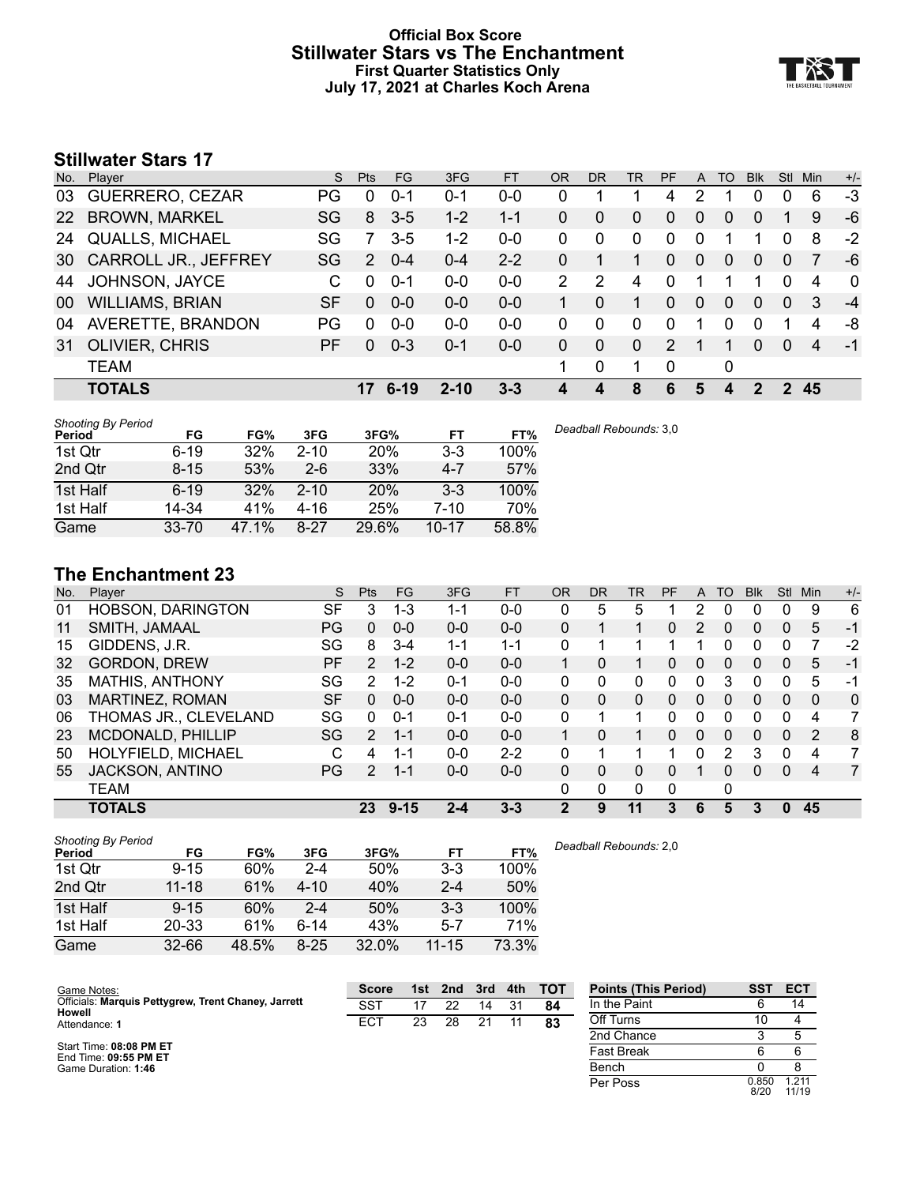# Official Box Score
## Stillwater Stars vs The Enchantment
### First Quarter Statistics Only
### July 17, 2021 at Charles Koch Arena

## Stillwater Stars 17

| No. | Player | S | Pts | FG | 3FG | FT | OR | DR | TR | PF | A | TO | Blk | Stl | Min | +/- |
|---|---|---|---|---|---|---|---|---|---|---|---|---|---|---|---|---|
| 03 | GUERRERO, CEZAR | PG | 0 | 0-1 | 0-1 | 0-0 | 0 | 1 | 1 | 4 | 2 | 1 | 0 | 0 | 6 | -3 |
| 22 | BROWN, MARKEL | SG | 8 | 3-5 | 1-2 | 1-1 | 0 | 0 | 0 | 0 | 0 | 0 | 0 | 1 | 9 | -6 |
| 24 | QUALLS, MICHAEL | SG | 7 | 3-5 | 1-2 | 0-0 | 0 | 0 | 0 | 0 | 0 | 1 | 1 | 0 | 8 | -2 |
| 30 | CARROLL JR., JEFFREY | SG | 2 | 0-4 | 0-4 | 2-2 | 0 | 1 | 1 | 0 | 0 | 0 | 0 | 0 | 7 | -6 |
| 44 | JOHNSON, JAYCE | C | 0 | 0-1 | 0-0 | 0-0 | 2 | 2 | 4 | 0 | 1 | 1 | 1 | 0 | 4 | 0 |
| 00 | WILLIAMS, BRIAN | SF | 0 | 0-0 | 0-0 | 0-0 | 1 | 0 | 1 | 0 | 0 | 0 | 0 | 0 | 3 | -4 |
| 04 | AVERETTE, BRANDON | PG | 0 | 0-0 | 0-0 | 0-0 | 0 | 0 | 0 | 0 | 1 | 0 | 0 | 1 | 4 | -8 |
| 31 | OLIVIER, CHRIS | PF | 0 | 0-3 | 0-1 | 0-0 | 0 | 0 | 0 | 2 | 1 | 1 | 0 | 0 | 4 | -1 |
| | TEAM | | | | | | 1 | 0 | 1 | 0 | | 0 | | | | |
| | **TOTALS** | | **17** | **6-19** | **2-10** | **3-3** | **4** | **4** | **8** | **6** | **5** | **4** | **2** | **2** | **45** | |

*Shooting By Period*

| Period | FG | FG% | 3FG | 3FG% | FT | FT% |
|---|---|---|---|---|---|---|
| 1st Qtr | 6-19 | 32% | 2-10 | 20% | 3-3 | 100% |
| 2nd Qtr | 8-15 | 53% | 2-6 | 33% | 4-7 | 57% |
| 1st Half | 6-19 | 32% | 2-10 | 20% | 3-3 | 100% |
| 1st Half | 14-34 | 41% | 4-16 | 25% | 7-10 | 70% |
| Game | 33-70 | 47.1% | 8-27 | 29.6% | 10-17 | 58.8% |

*Deadball Rebounds:* 3,0

## The Enchantment 23

| No. | Player | S | Pts | FG | 3FG | FT | OR | DR | TR | PF | A | TO | Blk | Stl | Min | +/- |
|---|---|---|---|---|---|---|---|---|---|---|---|---|---|---|---|---|
| 01 | HOBSON, DARINGTON | SF | 3 | 1-3 | 1-1 | 0-0 | 0 | 5 | 5 | 1 | 2 | 0 | 0 | 0 | 9 | 6 |
| 11 | SMITH, JAMAAL | PG | 0 | 0-0 | 0-0 | 0-0 | 0 | 1 | 1 | 0 | 2 | 0 | 0 | 0 | 5 | -1 |
| 15 | GIDDENS, J.R. | SG | 8 | 3-4 | 1-1 | 1-1 | 0 | 1 | 1 | 1 | 1 | 0 | 0 | 0 | 7 | -2 |
| 32 | GORDON, DREW | PF | 2 | 1-2 | 0-0 | 0-0 | 1 | 0 | 1 | 0 | 0 | 0 | 0 | 0 | 5 | -1 |
| 35 | MATHIS, ANTHONY | SG | 2 | 1-2 | 0-1 | 0-0 | 0 | 0 | 0 | 0 | 0 | 3 | 0 | 0 | 5 | -1 |
| 03 | MARTINEZ, ROMAN | SF | 0 | 0-0 | 0-0 | 0-0 | 0 | 0 | 0 | 0 | 0 | 0 | 0 | 0 | 0 | 0 |
| 06 | THOMAS JR., CLEVELAND | SG | 0 | 0-1 | 0-1 | 0-0 | 0 | 1 | 1 | 0 | 0 | 0 | 0 | 0 | 4 | 7 |
| 23 | MCDONALD, PHILLIP | SG | 2 | 1-1 | 0-0 | 0-0 | 1 | 0 | 1 | 0 | 0 | 0 | 0 | 0 | 2 | 8 |
| 50 | HOLYFIELD, MICHAEL | C | 4 | 1-1 | 0-0 | 2-2 | 0 | 1 | 1 | 1 | 0 | 2 | 3 | 0 | 4 | 7 |
| 55 | JACKSON, ANTINO | PG | 2 | 1-1 | 0-0 | 0-0 | 0 | 0 | 0 | 0 | 1 | 0 | 0 | 0 | 4 | 7 |
| | TEAM | | | | | | 0 | 0 | 0 | 0 | | 0 | | | | |
| | **TOTALS** | | **23** | **9-15** | **2-4** | **3-3** | **2** | **9** | **11** | **3** | **6** | **5** | **3** | **0** | **45** | |

*Shooting By Period*

| Period | FG | FG% | 3FG | 3FG% | FT | FT% |
|---|---|---|---|---|---|---|
| 1st Qtr | 9-15 | 60% | 2-4 | 50% | 3-3 | 100% |
| 2nd Qtr | 11-18 | 61% | 4-10 | 40% | 2-4 | 50% |
| 1st Half | 9-15 | 60% | 2-4 | 50% | 3-3 | 100% |
| 1st Half | 20-33 | 61% | 6-14 | 43% | 5-7 | 71% |
| Game | 32-66 | 48.5% | 8-25 | 32.0% | 11-15 | 73.3% |

*Deadball Rebounds:* 2,0

Game Notes:
Officials: **Marquis Pettygrew, Trent Chaney, Jarrett Howell**
Attendance: **1**

Start Time: **08:08 PM ET**
End Time: **09:55 PM ET**
Game Duration: **1:46**

| Score | 1st | 2nd | 3rd | 4th | TOT |
|---|---|---|---|---|---|
| SST | 17 | 22 | 14 | 31 | **84** |
| ECT | 23 | 28 | 21 | 11 | **83** |

| Points (This Period) | SST | ECT |
|---|---|---|
| In the Paint | 6 | 14 |
| Off Turns | 10 | 4 |
| 2nd Chance | 3 | 5 |
| Fast Break | 6 | 6 |
| Bench | 0 | 8 |
| Per Poss | 0.850 8/20 | 1.211 11/19 |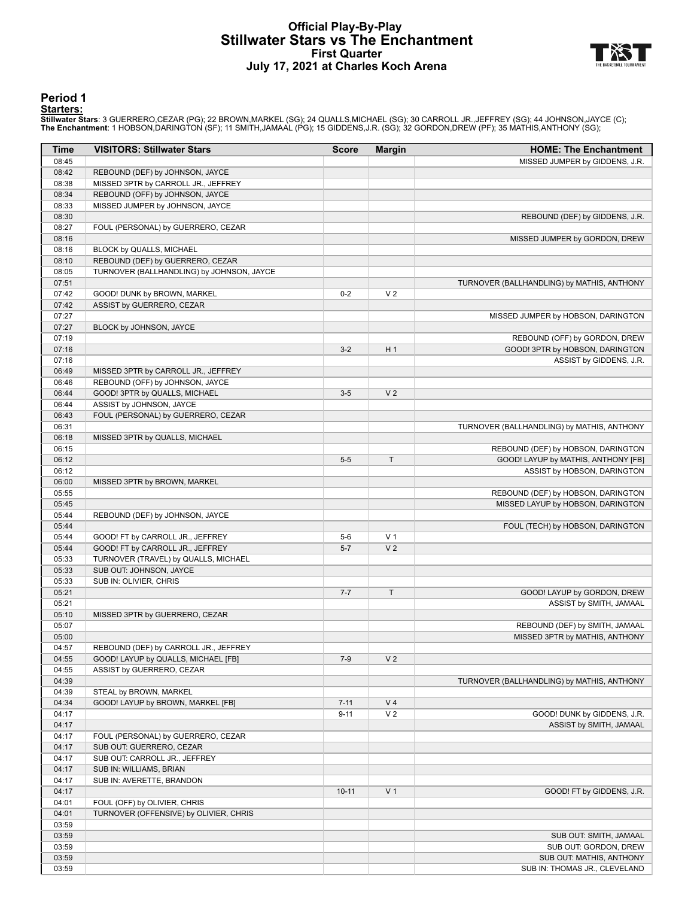# Official Play-By-Play
## Stillwater Stars vs The Enchantment
### First Quarter
### July 17, 2021 at Charles Koch Arena

## Period 1

**Starters:**

**Stillwater Stars**: 3 GUERRERO,CEZAR (PG); 22 BROWN,MARKEL (SG); 24 QUALLS,MICHAEL (SG); 30 CARROLL JR.,JEFFREY (SG); 44 JOHNSON,JAYCE (C);
**The Enchantment**: 1 HOBSON,DARINGTON (SF); 11 SMITH,JAMAAL (PG); 15 GIDDENS,J.R. (SG); 32 GORDON,DREW (PF); 35 MATHIS,ANTHONY (SG);

| Time | VISITORS: Stillwater Stars | Score | Margin | HOME: The Enchantment |
|---|---|---|---|---|
| 08:45 | | | | MISSED JUMPER by GIDDENS, J.R. |
| 08:42 | REBOUND (DEF) by JOHNSON, JAYCE | | | |
| 08:38 | MISSED 3PTR by CARROLL JR., JEFFREY | | | |
| 08:34 | REBOUND (OFF) by JOHNSON, JAYCE | | | |
| 08:33 | MISSED JUMPER by JOHNSON, JAYCE | | | |
| 08:30 | | | | REBOUND (DEF) by GIDDENS, J.R. |
| 08:27 | FOUL (PERSONAL) by GUERRERO, CEZAR | | | |
| 08:16 | | | | MISSED JUMPER by GORDON, DREW |
| 08:16 | BLOCK by QUALLS, MICHAEL | | | |
| 08:10 | REBOUND (DEF) by GUERRERO, CEZAR | | | |
| 08:05 | TURNOVER (BALLHANDLING) by JOHNSON, JAYCE | | | |
| 07:51 | | | | TURNOVER (BALLHANDLING) by MATHIS, ANTHONY |
| 07:42 | GOOD! DUNK by BROWN, MARKEL | 0-2 | V 2 | |
| 07:42 | ASSIST by GUERRERO, CEZAR | | | |
| 07:27 | | | | MISSED JUMPER by HOBSON, DARINGTON |
| 07:27 | BLOCK by JOHNSON, JAYCE | | | |
| 07:19 | | | | REBOUND (OFF) by GORDON, DREW |
| 07:16 | | 3-2 | H 1 | GOOD! 3PTR by HOBSON, DARINGTON |
| 07:16 | | | | ASSIST by GIDDENS, J.R. |
| 06:49 | MISSED 3PTR by CARROLL JR., JEFFREY | | | |
| 06:46 | REBOUND (OFF) by JOHNSON, JAYCE | | | |
| 06:44 | GOOD! 3PTR by QUALLS, MICHAEL | 3-5 | V 2 | |
| 06:44 | ASSIST by JOHNSON, JAYCE | | | |
| 06:43 | FOUL (PERSONAL) by GUERRERO, CEZAR | | | |
| 06:31 | | | | TURNOVER (BALLHANDLING) by MATHIS, ANTHONY |
| 06:18 | MISSED 3PTR by QUALLS, MICHAEL | | | |
| 06:15 | | | | REBOUND (DEF) by HOBSON, DARINGTON |
| 06:12 | | 5-5 | T | GOOD! LAYUP by MATHIS, ANTHONY [FB] |
| 06:12 | | | | ASSIST by HOBSON, DARINGTON |
| 06:00 | MISSED 3PTR by BROWN, MARKEL | | | |
| 05:55 | | | | REBOUND (DEF) by HOBSON, DARINGTON |
| 05:45 | | | | MISSED LAYUP by HOBSON, DARINGTON |
| 05:44 | REBOUND (DEF) by JOHNSON, JAYCE | | | |
| 05:44 | | | | FOUL (TECH) by HOBSON, DARINGTON |
| 05:44 | GOOD! FT by CARROLL JR., JEFFREY | 5-6 | V 1 | |
| 05:44 | GOOD! FT by CARROLL JR., JEFFREY | 5-7 | V 2 | |
| 05:33 | TURNOVER (TRAVEL) by QUALLS, MICHAEL | | | |
| 05:33 | SUB OUT: JOHNSON, JAYCE | | | |
| 05:33 | SUB IN: OLIVIER, CHRIS | | | |
| 05:21 | | 7-7 | T | GOOD! LAYUP by GORDON, DREW |
| 05:21 | | | | ASSIST by SMITH, JAMAAL |
| 05:10 | MISSED 3PTR by GUERRERO, CEZAR | | | |
| 05:07 | | | | REBOUND (DEF) by SMITH, JAMAAL |
| 05:00 | | | | MISSED 3PTR by MATHIS, ANTHONY |
| 04:57 | REBOUND (DEF) by CARROLL JR., JEFFREY | | | |
| 04:55 | GOOD! LAYUP by QUALLS, MICHAEL [FB] | 7-9 | V 2 | |
| 04:55 | ASSIST by GUERRERO, CEZAR | | | |
| 04:39 | | | | TURNOVER (BALLHANDLING) by MATHIS, ANTHONY |
| 04:39 | STEAL by BROWN, MARKEL | | | |
| 04:34 | GOOD! LAYUP by BROWN, MARKEL [FB] | 7-11 | V 4 | |
| 04:17 | | 9-11 | V 2 | GOOD! DUNK by GIDDENS, J.R. |
| 04:17 | | | | ASSIST by SMITH, JAMAAL |
| 04:17 | FOUL (PERSONAL) by GUERRERO, CEZAR | | | |
| 04:17 | SUB OUT: GUERRERO, CEZAR | | | |
| 04:17 | SUB OUT: CARROLL JR., JEFFREY | | | |
| 04:17 | SUB IN: WILLIAMS, BRIAN | | | |
| 04:17 | SUB IN: AVERETTE, BRANDON | | | |
| 04:17 | | 10-11 | V 1 | GOOD! FT by GIDDENS, J.R. |
| 04:01 | FOUL (OFF) by OLIVIER, CHRIS | | | |
| 04:01 | TURNOVER (OFFENSIVE) by OLIVIER, CHRIS | | | |
| 03:59 | | | | |
| 03:59 | | | | SUB OUT: SMITH, JAMAAL |
| 03:59 | | | | SUB OUT: GORDON, DREW |
| 03:59 | | | | SUB OUT: MATHIS, ANTHONY |
| 03:59 | | | | SUB IN: THOMAS JR., CLEVELAND |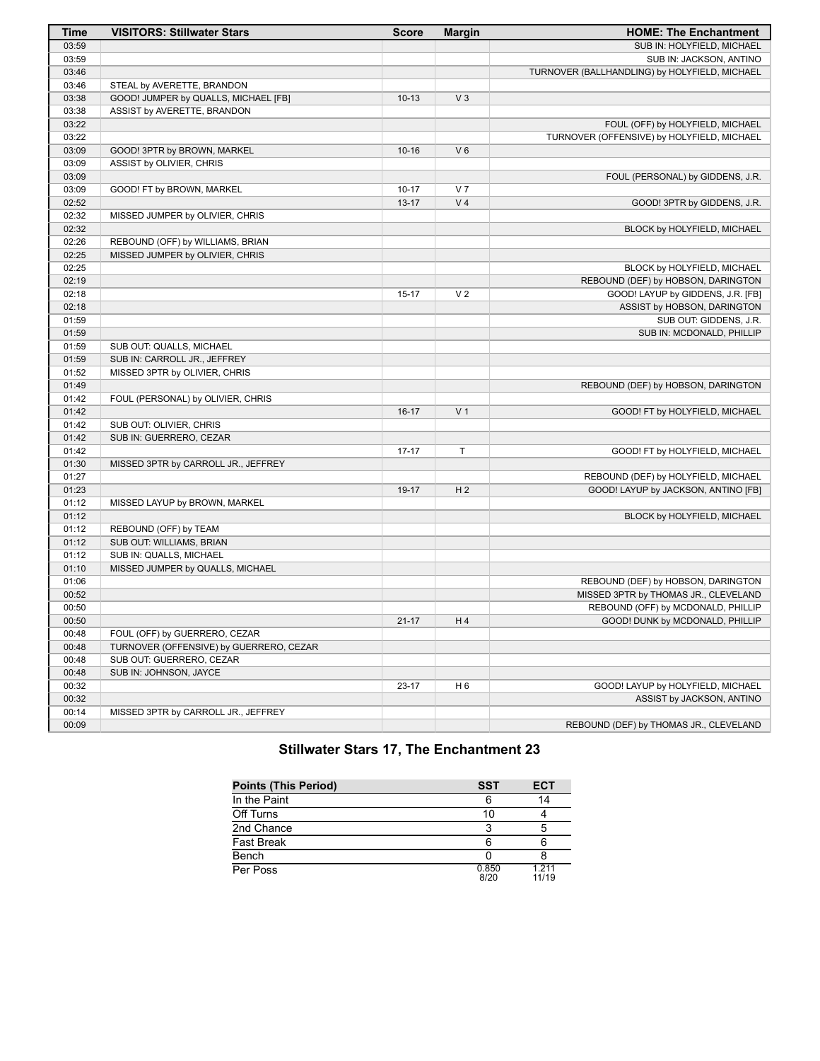| Time | VISITORS: Stillwater Stars | Score | Margin | HOME: The Enchantment |
| --- | --- | --- | --- | --- |
| 03:59 | | | | SUB IN: HOLYFIELD, MICHAEL |
| 03:59 | | | | SUB IN: JACKSON, ANTINO |
| 03:46 | | | | TURNOVER (BALLHANDLING) by HOLYFIELD, MICHAEL |
| 03:46 | STEAL by AVERETTE, BRANDON | | | |
| 03:38 | GOOD! JUMPER by QUALLS, MICHAEL [FB] | 10-13 | V 3 | |
| 03:38 | ASSIST by AVERETTE, BRANDON | | | |
| 03:22 | | | | FOUL (OFF) by HOLYFIELD, MICHAEL |
| 03:22 | | | | TURNOVER (OFFENSIVE) by HOLYFIELD, MICHAEL |
| 03:09 | GOOD! 3PTR by BROWN, MARKEL | 10-16 | V 6 | |
| 03:09 | ASSIST by OLIVIER, CHRIS | | | |
| 03:09 | | | | FOUL (PERSONAL) by GIDDENS, J.R. |
| 03:09 | GOOD! FT by BROWN, MARKEL | 10-17 | V 7 | |
| 02:52 | | 13-17 | V 4 | GOOD! 3PTR by GIDDENS, J.R. |
| 02:32 | MISSED JUMPER by OLIVIER, CHRIS | | | |
| 02:32 | | | | BLOCK by HOLYFIELD, MICHAEL |
| 02:26 | REBOUND (OFF) by WILLIAMS, BRIAN | | | |
| 02:25 | MISSED JUMPER by OLIVIER, CHRIS | | | |
| 02:25 | | | | BLOCK by HOLYFIELD, MICHAEL |
| 02:19 | | | | REBOUND (DEF) by HOBSON, DARINGTON |
| 02:18 | | 15-17 | V 2 | GOOD! LAYUP by GIDDENS, J.R. [FB] |
| 02:18 | | | | ASSIST by HOBSON, DARINGTON |
| 01:59 | | | | SUB OUT: GIDDENS, J.R. |
| 01:59 | | | | SUB IN: MCDONALD, PHILLIP |
| 01:59 | SUB OUT: QUALLS, MICHAEL | | | |
| 01:59 | SUB IN: CARROLL JR., JEFFREY | | | |
| 01:52 | MISSED 3PTR by OLIVIER, CHRIS | | | |
| 01:49 | | | | REBOUND (DEF) by HOBSON, DARINGTON |
| 01:42 | FOUL (PERSONAL) by OLIVIER, CHRIS | | | |
| 01:42 | | 16-17 | V 1 | GOOD! FT by HOLYFIELD, MICHAEL |
| 01:42 | SUB OUT: OLIVIER, CHRIS | | | |
| 01:42 | SUB IN: GUERRERO, CEZAR | | | |
| 01:42 | | 17-17 | T | GOOD! FT by HOLYFIELD, MICHAEL |
| 01:30 | MISSED 3PTR by CARROLL JR., JEFFREY | | | |
| 01:27 | | | | REBOUND (DEF) by HOLYFIELD, MICHAEL |
| 01:23 | | 19-17 | H 2 | GOOD! LAYUP by JACKSON, ANTINO [FB] |
| 01:12 | MISSED LAYUP by BROWN, MARKEL | | | |
| 01:12 | | | | BLOCK by HOLYFIELD, MICHAEL |
| 01:12 | REBOUND (OFF) by TEAM | | | |
| 01:12 | SUB OUT: WILLIAMS, BRIAN | | | |
| 01:12 | SUB IN: QUALLS, MICHAEL | | | |
| 01:10 | MISSED JUMPER by QUALLS, MICHAEL | | | |
| 01:06 | | | | REBOUND (DEF) by HOBSON, DARINGTON |
| 00:52 | | | | MISSED 3PTR by THOMAS JR., CLEVELAND |
| 00:50 | | | | REBOUND (OFF) by MCDONALD, PHILLIP |
| 00:50 | | 21-17 | H 4 | GOOD! DUNK by MCDONALD, PHILLIP |
| 00:48 | FOUL (OFF) by GUERRERO, CEZAR | | | |
| 00:48 | TURNOVER (OFFENSIVE) by GUERRERO, CEZAR | | | |
| 00:48 | SUB OUT: GUERRERO, CEZAR | | | |
| 00:48 | SUB IN: JOHNSON, JAYCE | | | |
| 00:32 | | 23-17 | H 6 | GOOD! LAYUP by HOLYFIELD, MICHAEL |
| 00:32 | | | | ASSIST by JACKSON, ANTINO |
| 00:14 | MISSED 3PTR by CARROLL JR., JEFFREY | | | |
| 00:09 | | | | REBOUND (DEF) by THOMAS JR., CLEVELAND |

## Stillwater Stars 17, The Enchantment 23

| Points (This Period) | SST | ECT |
| --- | --- | --- |
| In the Paint | 6 | 14 |
| Off Turns | 10 | 4 |
| 2nd Chance | 3 | 5 |
| Fast Break | 6 | 6 |
| Bench | 0 | 8 |
| Per Poss | 0.850 8/20 | 1.211 11/19 |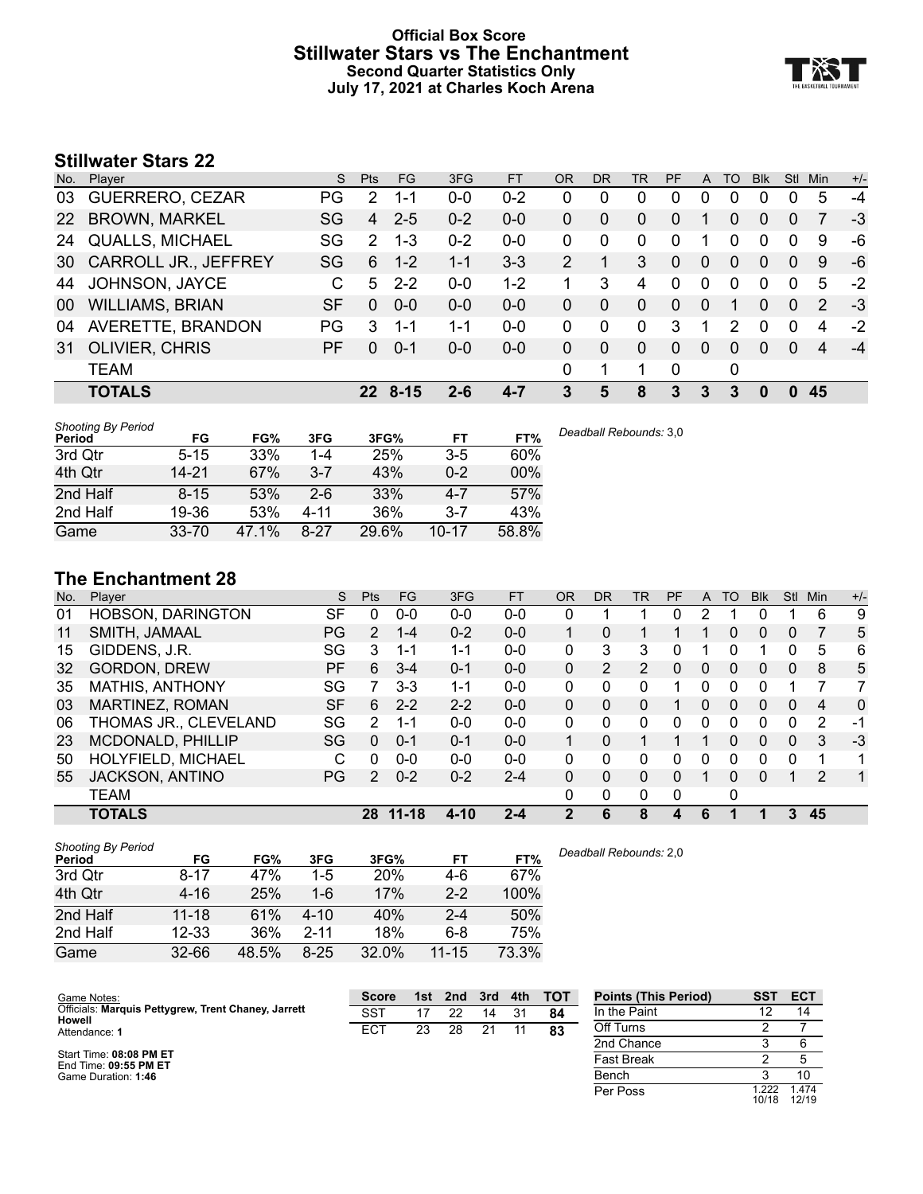# Official Box Score
## Stillwater Stars vs The Enchantment
### Second Quarter Statistics Only
### July 17, 2021 at Charles Koch Arena

## Stillwater Stars 22

| No. | Player | S | Pts | FG | 3FG | FT | OR | DR | TR | PF | A | TO | Blk | Stl | Min | +/- |
|---|---|---|---|---|---|---|---|---|---|---|---|---|---|---|---|---|
| 03 | GUERRERO, CEZAR | PG | 2 | 1-1 | 0-0 | 0-2 | 0 | 0 | 0 | 0 | 0 | 0 | 0 | 0 | 5 | -4 |
| 22 | BROWN, MARKEL | SG | 4 | 2-5 | 0-2 | 0-0 | 0 | 0 | 0 | 0 | 1 | 0 | 0 | 0 | 7 | -3 |
| 24 | QUALLS, MICHAEL | SG | 2 | 1-3 | 0-2 | 0-0 | 0 | 0 | 0 | 0 | 1 | 0 | 0 | 0 | 9 | -6 |
| 30 | CARROLL JR., JEFFREY | SG | 6 | 1-2 | 1-1 | 3-3 | 2 | 1 | 3 | 0 | 0 | 0 | 0 | 0 | 9 | -6 |
| 44 | JOHNSON, JAYCE | C | 5 | 2-2 | 0-0 | 1-2 | 1 | 3 | 4 | 0 | 0 | 0 | 0 | 0 | 5 | -2 |
| 00 | WILLIAMS, BRIAN | SF | 0 | 0-0 | 0-0 | 0-0 | 0 | 0 | 0 | 0 | 0 | 1 | 0 | 0 | 2 | -3 |
| 04 | AVERETTE, BRANDON | PG | 3 | 1-1 | 1-1 | 0-0 | 0 | 0 | 0 | 3 | 1 | 2 | 0 | 0 | 4 | -2 |
| 31 | OLIVIER, CHRIS | PF | 0 | 0-1 | 0-0 | 0-0 | 0 | 0 | 0 | 0 | 0 | 0 | 0 | 0 | 4 | -4 |
| | TEAM | | | | | | 0 | 1 | 1 | 0 | | 0 | | | | |
| | **TOTALS** | | **22** | **8-15** | **2-6** | **4-7** | **3** | **5** | **8** | **3** | **3** | **3** | **0** | **0** | **45** | |

*Shooting By Period*

| Period | FG | FG% | 3FG | 3FG% | FT | FT% |
|---|---|---|---|---|---|---|
| 3rd Qtr | 5-15 | 33% | 1-4 | 25% | 3-5 | 60% |
| 4th Qtr | 14-21 | 67% | 3-7 | 43% | 0-2 | 00% |
| 2nd Half | 8-15 | 53% | 2-6 | 33% | 4-7 | 57% |
| 2nd Half | 19-36 | 53% | 4-11 | 36% | 3-7 | 43% |
| Game | 33-70 | 47.1% | 8-27 | 29.6% | 10-17 | 58.8% |

*Deadball Rebounds:* 3,0

## The Enchantment 28

| No. | Player | S | Pts | FG | 3FG | FT | OR | DR | TR | PF | A | TO | Blk | Stl | Min | +/- |
|---|---|---|---|---|---|---|---|---|---|---|---|---|---|---|---|---|
| 01 | HOBSON, DARINGTON | SF | 0 | 0-0 | 0-0 | 0-0 | 0 | 1 | 1 | 0 | 2 | 1 | 0 | 1 | 6 | 9 |
| 11 | SMITH, JAMAAL | PG | 2 | 1-4 | 0-2 | 0-0 | 1 | 0 | 1 | 1 | 1 | 0 | 0 | 0 | 7 | 5 |
| 15 | GIDDENS, J.R. | SG | 3 | 1-1 | 1-1 | 0-0 | 0 | 3 | 3 | 0 | 1 | 0 | 1 | 0 | 5 | 6 |
| 32 | GORDON, DREW | PF | 6 | 3-4 | 0-1 | 0-0 | 0 | 2 | 2 | 0 | 0 | 0 | 0 | 0 | 8 | 5 |
| 35 | MATHIS, ANTHONY | SG | 7 | 3-3 | 1-1 | 0-0 | 0 | 0 | 0 | 1 | 0 | 0 | 0 | 1 | 7 | 7 |
| 03 | MARTINEZ, ROMAN | SF | 6 | 2-2 | 2-2 | 0-0 | 0 | 0 | 0 | 1 | 0 | 0 | 0 | 0 | 4 | 0 |
| 06 | THOMAS JR., CLEVELAND | SG | 2 | 1-1 | 0-0 | 0-0 | 0 | 0 | 0 | 0 | 0 | 0 | 0 | 0 | 2 | -1 |
| 23 | MCDONALD, PHILLIP | SG | 0 | 0-1 | 0-1 | 0-0 | 1 | 0 | 1 | 1 | 1 | 0 | 0 | 0 | 3 | -3 |
| 50 | HOLYFIELD, MICHAEL | C | 0 | 0-0 | 0-0 | 0-0 | 0 | 0 | 0 | 0 | 0 | 0 | 0 | 0 | 1 | 1 |
| 55 | JACKSON, ANTINO | PG | 2 | 0-2 | 0-2 | 2-4 | 0 | 0 | 0 | 0 | 1 | 0 | 0 | 1 | 2 | 1 |
| | TEAM | | | | | | 0 | 0 | 0 | 0 | | 0 | | | | |
| | **TOTALS** | | **28** | **11-18** | **4-10** | **2-4** | **2** | **6** | **8** | **4** | **6** | **1** | **1** | **3** | **45** | |

*Shooting By Period*

| Period | FG | FG% | 3FG | 3FG% | FT | FT% |
|---|---|---|---|---|---|---|
| 3rd Qtr | 8-17 | 47% | 1-5 | 20% | 4-6 | 67% |
| 4th Qtr | 4-16 | 25% | 1-6 | 17% | 2-2 | 100% |
| 2nd Half | 11-18 | 61% | 4-10 | 40% | 2-4 | 50% |
| 2nd Half | 12-33 | 36% | 2-11 | 18% | 6-8 | 75% |
| Game | 32-66 | 48.5% | 8-25 | 32.0% | 11-15 | 73.3% |

*Deadball Rebounds:* 2,0

Game Notes:
Officials: **Marquis Pettygrew, Trent Chaney, Jarrett Howell**
Attendance: **1**

Start Time: **08:08 PM ET**
End Time: **09:55 PM ET**
Game Duration: **1:46**

| Score | 1st | 2nd | 3rd | 4th | TOT |
|---|---|---|---|---|---|
| SST | 17 | 22 | 14 | 31 | **84** |
| ECT | 23 | 28 | 21 | 11 | **83** |

| Points (This Period) | SST | ECT |
|---|---|---|
| In the Paint | 12 | 14 |
| Off Turns | 2 | 7 |
| 2nd Chance | 3 | 6 |
| Fast Break | 2 | 5 |
| Bench | 3 | 10 |
| Per Poss | 1.222 10/18 | 1.474 12/19 |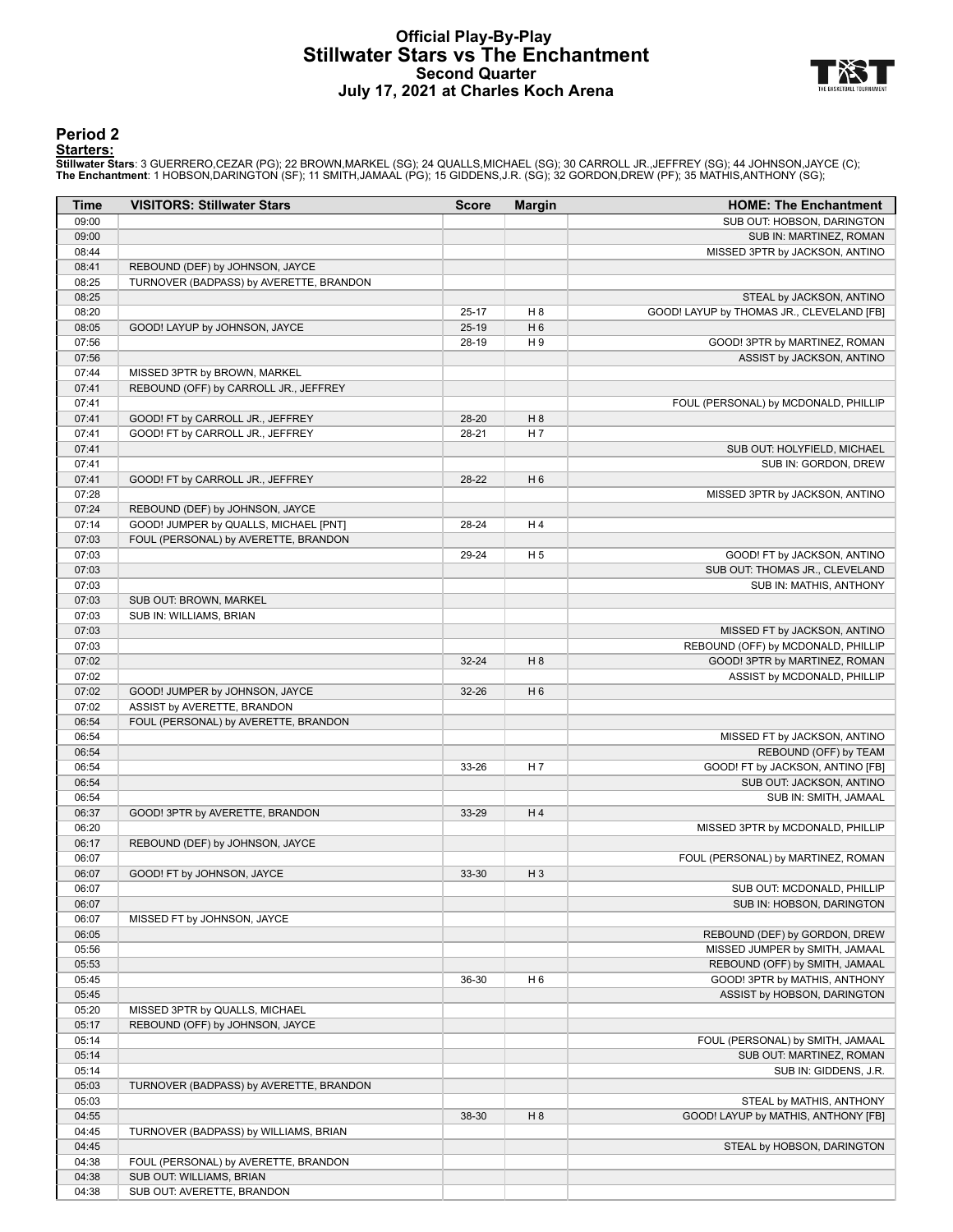# Official Play-By-Play
# Stillwater Stars vs The Enchantment
## Second Quarter
## July 17, 2021 at Charles Koch Arena

### Period 2

**Starters:**

**Stillwater Stars**: 3 GUERRERO,CEZAR (PG); 22 BROWN,MARKEL (SG); 24 QUALLS,MICHAEL (SG); 30 CARROLL JR.,JEFFREY (SG); 44 JOHNSON,JAYCE (C);
**The Enchantment**: 1 HOBSON,DARINGTON (SF); 11 SMITH,JAMAAL (PG); 15 GIDDENS,J.R. (SG); 32 GORDON,DREW (PF); 35 MATHIS,ANTHONY (SG);

| Time | VISITORS: Stillwater Stars | Score | Margin | HOME: The Enchantment |
|---|---|---|---|---|
| 09:00 | | | | SUB OUT: HOBSON, DARINGTON |
| 09:00 | | | | SUB IN: MARTINEZ, ROMAN |
| 08:44 | | | | MISSED 3PTR by JACKSON, ANTINO |
| 08:41 | REBOUND (DEF) by JOHNSON, JAYCE | | | |
| 08:25 | TURNOVER (BADPASS) by AVERETTE, BRANDON | | | |
| 08:25 | | | | STEAL by JACKSON, ANTINO |
| 08:20 | | 25-17 | H 8 | GOOD! LAYUP by THOMAS JR., CLEVELAND [FB] |
| 08:05 | GOOD! LAYUP by JOHNSON, JAYCE | 25-19 | H 6 | |
| 07:56 | | 28-19 | H 9 | GOOD! 3PTR by MARTINEZ, ROMAN |
| 07:56 | | | | ASSIST by JACKSON, ANTINO |
| 07:44 | MISSED 3PTR by BROWN, MARKEL | | | |
| 07:41 | REBOUND (OFF) by CARROLL JR., JEFFREY | | | |
| 07:41 | | | | FOUL (PERSONAL) by MCDONALD, PHILLIP |
| 07:41 | GOOD! FT by CARROLL JR., JEFFREY | 28-20 | H 8 | |
| 07:41 | GOOD! FT by CARROLL JR., JEFFREY | 28-21 | H 7 | |
| 07:41 | | | | SUB OUT: HOLYFIELD, MICHAEL |
| 07:41 | | | | SUB IN: GORDON, DREW |
| 07:41 | GOOD! FT by CARROLL JR., JEFFREY | 28-22 | H 6 | |
| 07:28 | | | | MISSED 3PTR by JACKSON, ANTINO |
| 07:24 | REBOUND (DEF) by JOHNSON, JAYCE | | | |
| 07:14 | GOOD! JUMPER by QUALLS, MICHAEL [PNT] | 28-24 | H 4 | |
| 07:03 | FOUL (PERSONAL) by AVERETTE, BRANDON | | | |
| 07:03 | | 29-24 | H 5 | GOOD! FT by JACKSON, ANTINO |
| 07:03 | | | | SUB OUT: THOMAS JR., CLEVELAND |
| 07:03 | | | | SUB IN: MATHIS, ANTHONY |
| 07:03 | SUB OUT: BROWN, MARKEL | | | |
| 07:03 | SUB IN: WILLIAMS, BRIAN | | | |
| 07:03 | | | | MISSED FT by JACKSON, ANTINO |
| 07:03 | | | | REBOUND (OFF) by MCDONALD, PHILLIP |
| 07:02 | | 32-24 | H 8 | GOOD! 3PTR by MARTINEZ, ROMAN |
| 07:02 | | | | ASSIST by MCDONALD, PHILLIP |
| 07:02 | GOOD! JUMPER by JOHNSON, JAYCE | 32-26 | H 6 | |
| 07:02 | ASSIST by AVERETTE, BRANDON | | | |
| 06:54 | FOUL (PERSONAL) by AVERETTE, BRANDON | | | |
| 06:54 | | | | MISSED FT by JACKSON, ANTINO |
| 06:54 | | | | REBOUND (OFF) by TEAM |
| 06:54 | | 33-26 | H 7 | GOOD! FT by JACKSON, ANTINO [FB] |
| 06:54 | | | | SUB OUT: JACKSON, ANTINO |
| 06:54 | | | | SUB IN: SMITH, JAMAAL |
| 06:37 | GOOD! 3PTR by AVERETTE, BRANDON | 33-29 | H 4 | |
| 06:20 | | | | MISSED 3PTR by MCDONALD, PHILLIP |
| 06:17 | REBOUND (DEF) by JOHNSON, JAYCE | | | |
| 06:07 | | | | FOUL (PERSONAL) by MARTINEZ, ROMAN |
| 06:07 | GOOD! FT by JOHNSON, JAYCE | 33-30 | H 3 | |
| 06:07 | | | | SUB OUT: MCDONALD, PHILLIP |
| 06:07 | | | | SUB IN: HOBSON, DARINGTON |
| 06:07 | MISSED FT by JOHNSON, JAYCE | | | |
| 06:05 | | | | REBOUND (DEF) by GORDON, DREW |
| 05:56 | | | | MISSED JUMPER by SMITH, JAMAAL |
| 05:53 | | | | REBOUND (OFF) by SMITH, JAMAAL |
| 05:45 | | 36-30 | H 6 | GOOD! 3PTR by MATHIS, ANTHONY |
| 05:45 | | | | ASSIST by HOBSON, DARINGTON |
| 05:20 | MISSED 3PTR by QUALLS, MICHAEL | | | |
| 05:17 | REBOUND (OFF) by JOHNSON, JAYCE | | | |
| 05:14 | | | | FOUL (PERSONAL) by SMITH, JAMAAL |
| 05:14 | | | | SUB OUT: MARTINEZ, ROMAN |
| 05:14 | | | | SUB IN: GIDDENS, J.R. |
| 05:03 | TURNOVER (BADPASS) by AVERETTE, BRANDON | | | |
| 05:03 | | | | STEAL by MATHIS, ANTHONY |
| 04:55 | | 38-30 | H 8 | GOOD! LAYUP by MATHIS, ANTHONY [FB] |
| 04:45 | TURNOVER (BADPASS) by WILLIAMS, BRIAN | | | |
| 04:45 | | | | STEAL by HOBSON, DARINGTON |
| 04:38 | FOUL (PERSONAL) by AVERETTE, BRANDON | | | |
| 04:38 | SUB OUT: WILLIAMS, BRIAN | | | |
| 04:38 | SUB OUT: AVERETTE, BRANDON | | | |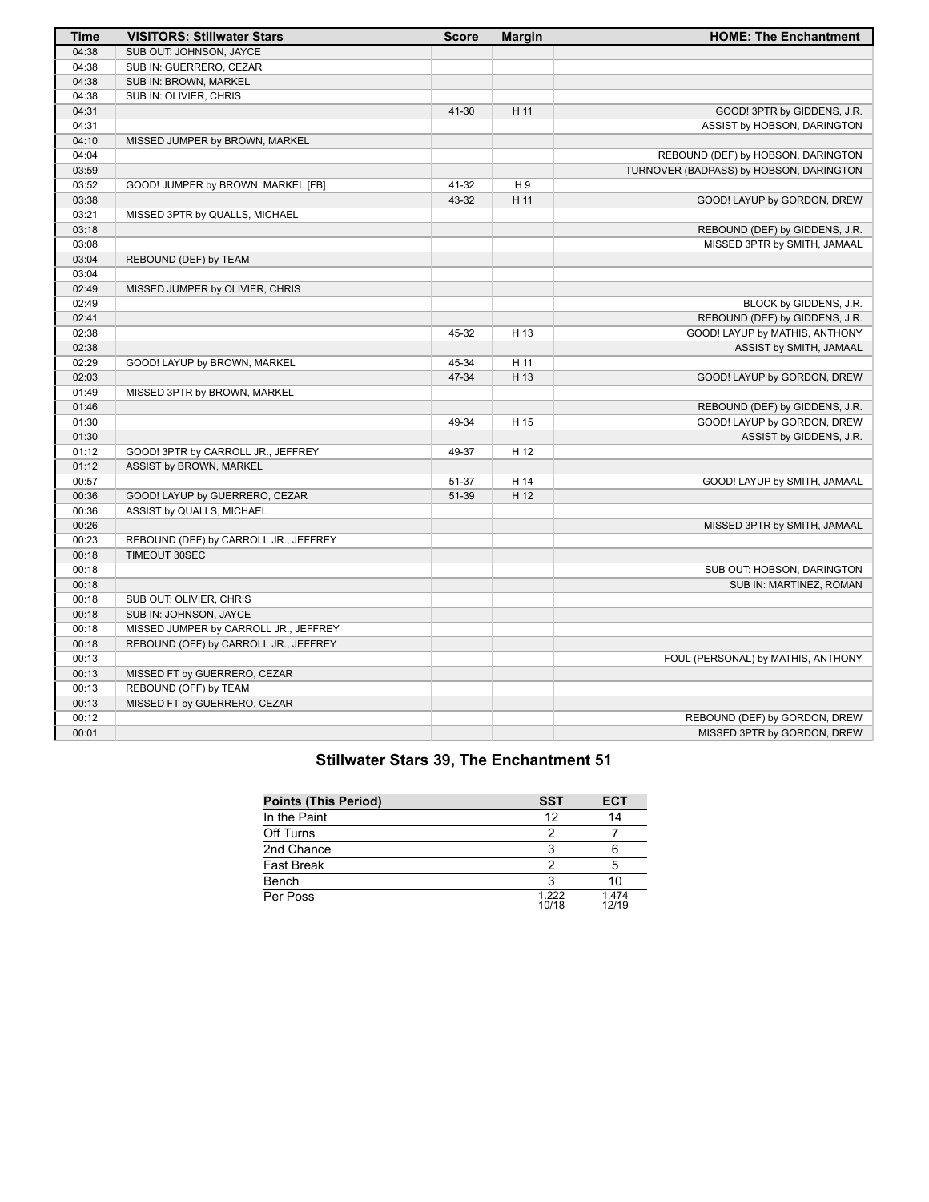| Time | VISITORS: Stillwater Stars | Score | Margin | HOME: The Enchantment |
|---|---|---|---|---|
| 04:38 | SUB OUT: JOHNSON, JAYCE | | | |
| 04:38 | SUB IN: GUERRERO, CEZAR | | | |
| 04:38 | SUB IN: BROWN, MARKEL | | | |
| 04:38 | SUB IN: OLIVIER, CHRIS | | | |
| 04:31 | | 41-30 | H 11 | GOOD! 3PTR by GIDDENS, J.R. |
| 04:31 | | | | ASSIST by HOBSON, DARINGTON |
| 04:10 | MISSED JUMPER by BROWN, MARKEL | | | |
| 04:04 | | | | REBOUND (DEF) by HOBSON, DARINGTON |
| 03:59 | | | | TURNOVER (BADPASS) by HOBSON, DARINGTON |
| 03:52 | GOOD! JUMPER by BROWN, MARKEL [FB] | 41-32 | H 9 | |
| 03:38 | | 43-32 | H 11 | GOOD! LAYUP by GORDON, DREW |
| 03:21 | MISSED 3PTR by QUALLS, MICHAEL | | | |
| 03:18 | | | | REBOUND (DEF) by GIDDENS, J.R. |
| 03:08 | | | | MISSED 3PTR by SMITH, JAMAAL |
| 03:04 | REBOUND (DEF) by TEAM | | | |
| 03:04 | | | | |
| 02:49 | MISSED JUMPER by OLIVIER, CHRIS | | | |
| 02:49 | | | | BLOCK by GIDDENS, J.R. |
| 02:41 | | | | REBOUND (DEF) by GIDDENS, J.R. |
| 02:38 | | 45-32 | H 13 | GOOD! LAYUP by MATHIS, ANTHONY |
| 02:38 | | | | ASSIST by SMITH, JAMAAL |
| 02:29 | GOOD! LAYUP by BROWN, MARKEL | 45-34 | H 11 | |
| 02:03 | | 47-34 | H 13 | GOOD! LAYUP by GORDON, DREW |
| 01:49 | MISSED 3PTR by BROWN, MARKEL | | | |
| 01:46 | | | | REBOUND (DEF) by GIDDENS, J.R. |
| 01:30 | | 49-34 | H 15 | GOOD! LAYUP by GORDON, DREW |
| 01:30 | | | | ASSIST by GIDDENS, J.R. |
| 01:12 | GOOD! 3PTR by CARROLL JR., JEFFREY | 49-37 | H 12 | |
| 01:12 | ASSIST by BROWN, MARKEL | | | |
| 00:57 | | 51-37 | H 14 | GOOD! LAYUP by SMITH, JAMAAL |
| 00:36 | GOOD! LAYUP by GUERRERO, CEZAR | 51-39 | H 12 | |
| 00:36 | ASSIST by QUALLS, MICHAEL | | | |
| 00:26 | | | | MISSED 3PTR by SMITH, JAMAAL |
| 00:23 | REBOUND (DEF) by CARROLL JR., JEFFREY | | | |
| 00:18 | TIMEOUT 30SEC | | | |
| 00:18 | | | | SUB OUT: HOBSON, DARINGTON |
| 00:18 | | | | SUB IN: MARTINEZ, ROMAN |
| 00:18 | SUB OUT: OLIVIER, CHRIS | | | |
| 00:18 | SUB IN: JOHNSON, JAYCE | | | |
| 00:18 | MISSED JUMPER by CARROLL JR., JEFFREY | | | |
| 00:18 | REBOUND (OFF) by CARROLL JR., JEFFREY | | | |
| 00:13 | | | | FOUL (PERSONAL) by MATHIS, ANTHONY |
| 00:13 | MISSED FT by GUERRERO, CEZAR | | | |
| 00:13 | REBOUND (OFF) by TEAM | | | |
| 00:13 | MISSED FT by GUERRERO, CEZAR | | | |
| 00:12 | | | | REBOUND (DEF) by GORDON, DREW |
| 00:01 | | | | MISSED 3PTR by GORDON, DREW |

## Stillwater Stars 39, The Enchantment 51

| Points (This Period) | SST | ECT |
|---|---|---|
| In the Paint | 12 | 14 |
| Off Turns | 2 | 7 |
| 2nd Chance | 3 | 6 |
| Fast Break | 2 | 5 |
| Bench | 3 | 10 |
| Per Poss | 1.222 10/18 | 1.474 12/19 |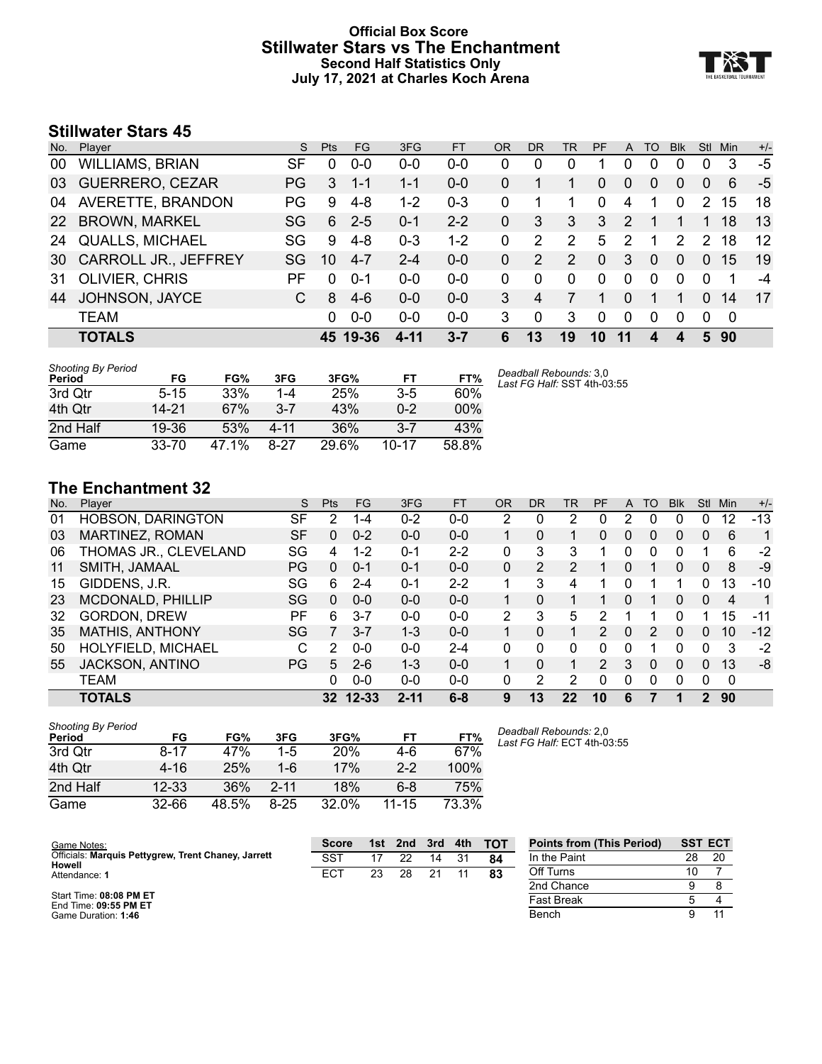# Official Box Score
## Stillwater Stars vs The Enchantment
### Second Half Statistics Only
### July 17, 2021 at Charles Koch Arena

## Stillwater Stars 45

| No. | Player | S | Pts | FG | 3FG | FT | OR | DR | TR | PF | A | TO | Blk | Stl | Min | +/- |
|---|---|---|---|---|---|---|---|---|---|---|---|---|---|---|---|---|
| 00 | WILLIAMS, BRIAN | SF | 0 | 0-0 | 0-0 | 0-0 | 0 | 0 | 0 | 1 | 0 | 0 | 0 | 0 | 3 | -5 |
| 03 | GUERRERO, CEZAR | PG | 3 | 1-1 | 1-1 | 0-0 | 0 | 1 | 1 | 0 | 0 | 0 | 0 | 0 | 6 | -5 |
| 04 | AVERETTE, BRANDON | PG | 9 | 4-8 | 1-2 | 0-3 | 0 | 1 | 1 | 0 | 4 | 1 | 0 | 2 | 15 | 18 |
| 22 | BROWN, MARKEL | SG | 6 | 2-5 | 0-1 | 2-2 | 0 | 3 | 3 | 3 | 2 | 1 | 1 | 1 | 18 | 13 |
| 24 | QUALLS, MICHAEL | SG | 9 | 4-8 | 0-3 | 1-2 | 0 | 2 | 2 | 5 | 2 | 1 | 2 | 2 | 18 | 12 |
| 30 | CARROLL JR., JEFFREY | SG | 10 | 4-7 | 2-4 | 0-0 | 0 | 2 | 2 | 0 | 3 | 0 | 0 | 0 | 15 | 19 |
| 31 | OLIVIER, CHRIS | PF | 0 | 0-1 | 0-0 | 0-0 | 0 | 0 | 0 | 0 | 0 | 0 | 0 | 0 | 1 | -4 |
| 44 | JOHNSON, JAYCE | C | 8 | 4-6 | 0-0 | 0-0 | 3 | 4 | 7 | 1 | 0 | 1 | 1 | 0 | 14 | 17 |
| | TEAM | | 0 | 0-0 | 0-0 | 0-0 | 3 | 0 | 3 | 0 | 0 | 0 | 0 | 0 | 0 | |
| | **TOTALS** | | **45** | **19-36** | **4-11** | **3-7** | **6** | **13** | **19** | **10** | **11** | **4** | **4** | **5** | **90** | |

| Shooting By Period Period | FG | FG% | 3FG | 3FG% | FT | FT% |
|---|---|---|---|---|---|---|
| 3rd Qtr | 5-15 | 33% | 1-4 | 25% | 3-5 | 60% |
| 4th Qtr | 14-21 | 67% | 3-7 | 43% | 0-2 | 00% |
| 2nd Half | 19-36 | 53% | 4-11 | 36% | 3-7 | 43% |
| Game | 33-70 | 47.1% | 8-27 | 29.6% | 10-17 | 58.8% |

*Deadball Rebounds:* 3,0
*Last FG Half:* SST 4th-03:55

## The Enchantment 32

| No. | Player | S | Pts | FG | 3FG | FT | OR | DR | TR | PF | A | TO | Blk | Stl | Min | +/- |
|---|---|---|---|---|---|---|---|---|---|---|---|---|---|---|---|---|
| 01 | HOBSON, DARINGTON | SF | 2 | 1-4 | 0-2 | 0-0 | 2 | 0 | 2 | 0 | 2 | 0 | 0 | 0 | 12 | -13 |
| 03 | MARTINEZ, ROMAN | SF | 0 | 0-2 | 0-0 | 0-0 | 1 | 0 | 1 | 0 | 0 | 0 | 0 | 0 | 6 | 1 |
| 06 | THOMAS JR., CLEVELAND | SG | 4 | 1-2 | 0-1 | 2-2 | 0 | 3 | 3 | 1 | 0 | 0 | 0 | 1 | 6 | -2 |
| 11 | SMITH, JAMAAL | PG | 0 | 0-1 | 0-1 | 0-0 | 0 | 2 | 2 | 1 | 0 | 1 | 0 | 0 | 8 | -9 |
| 15 | GIDDENS, J.R. | SG | 6 | 2-4 | 0-1 | 2-2 | 1 | 3 | 4 | 1 | 0 | 1 | 1 | 0 | 13 | -10 |
| 23 | MCDONALD, PHILLIP | SG | 0 | 0-0 | 0-0 | 0-0 | 1 | 0 | 1 | 1 | 0 | 1 | 0 | 0 | 4 | 1 |
| 32 | GORDON, DREW | PF | 6 | 3-7 | 0-0 | 0-0 | 2 | 3 | 5 | 2 | 1 | 1 | 0 | 1 | 15 | -11 |
| 35 | MATHIS, ANTHONY | SG | 7 | 3-7 | 1-3 | 0-0 | 1 | 0 | 1 | 2 | 0 | 2 | 0 | 0 | 10 | -12 |
| 50 | HOLYFIELD, MICHAEL | C | 2 | 0-0 | 0-0 | 2-4 | 0 | 0 | 0 | 0 | 0 | 1 | 0 | 0 | 3 | -2 |
| 55 | JACKSON, ANTINO | PG | 5 | 2-6 | 1-3 | 0-0 | 1 | 0 | 1 | 2 | 3 | 0 | 0 | 0 | 13 | -8 |
| | TEAM | | 0 | 0-0 | 0-0 | 0-0 | 0 | 2 | 2 | 0 | 0 | 0 | 0 | 0 | 0 | |
| | **TOTALS** | | **32** | **12-33** | **2-11** | **6-8** | **9** | **13** | **22** | **10** | **6** | **7** | **1** | **2** | **90** | |

| Shooting By Period Period | FG | FG% | 3FG | 3FG% | FT | FT% |
|---|---|---|---|---|---|---|
| 3rd Qtr | 8-17 | 47% | 1-5 | 20% | 4-6 | 67% |
| 4th Qtr | 4-16 | 25% | 1-6 | 17% | 2-2 | 100% |
| 2nd Half | 12-33 | 36% | 2-11 | 18% | 6-8 | 75% |
| Game | 32-66 | 48.5% | 8-25 | 32.0% | 11-15 | 73.3% |

*Deadball Rebounds:* 2,0
*Last FG Half:* ECT 4th-03:55

Game Notes:
Officials: **Marquis Pettygrew, Trent Chaney, Jarrett Howell**
Attendance: **1**

Start Time: **08:08 PM ET**
End Time: **09:55 PM ET**
Game Duration: **1:46**

| Score | 1st | 2nd | 3rd | 4th | TOT |
|---|---|---|---|---|---|
| SST | 17 | 22 | 14 | 31 | **84** |
| ECT | 23 | 28 | 21 | 11 | **83** |

| Points from (This Period) | SST | ECT |
|---|---|---|
| In the Paint | 28 | 20 |
| Off Turns | 10 | 7 |
| 2nd Chance | 9 | 8 |
| Fast Break | 5 | 4 |
| Bench | 9 | 11 |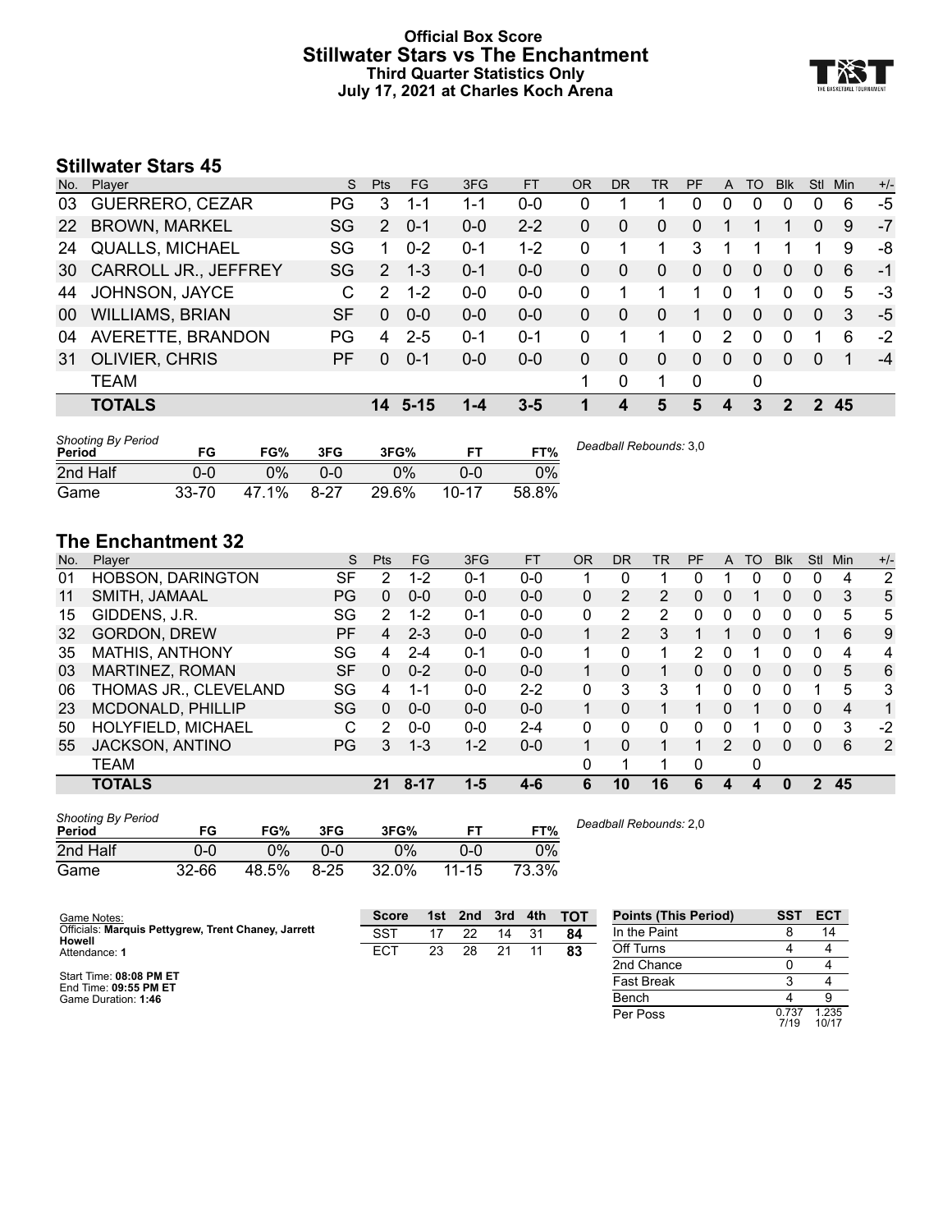# Official Box Score
## Stillwater Stars vs The Enchantment
### Third Quarter Statistics Only
### July 17, 2021 at Charles Koch Arena

## Stillwater Stars 45

| No. | Player | S | Pts | FG | 3FG | FT | OR | DR | TR | PF | A | TO | Blk | Stl | Min | +/- |
|---|---|---|---|---|---|---|---|---|---|---|---|---|---|---|---|---|
| 03 | GUERRERO, CEZAR | PG | 3 | 1-1 | 1-1 | 0-0 | 0 | 1 | 1 | 0 | 0 | 0 | 0 | 0 | 6 | -5 |
| 22 | BROWN, MARKEL | SG | 2 | 0-1 | 0-0 | 2-2 | 0 | 0 | 0 | 0 | 1 | 1 | 1 | 0 | 9 | -7 |
| 24 | QUALLS, MICHAEL | SG | 1 | 0-2 | 0-1 | 1-2 | 0 | 1 | 1 | 3 | 1 | 1 | 1 | 1 | 9 | -8 |
| 30 | CARROLL JR., JEFFREY | SG | 2 | 1-3 | 0-1 | 0-0 | 0 | 0 | 0 | 0 | 0 | 0 | 0 | 0 | 6 | -1 |
| 44 | JOHNSON, JAYCE | C | 2 | 1-2 | 0-0 | 0-0 | 0 | 1 | 1 | 1 | 0 | 1 | 0 | 0 | 5 | -3 |
| 00 | WILLIAMS, BRIAN | SF | 0 | 0-0 | 0-0 | 0-0 | 0 | 0 | 0 | 1 | 0 | 0 | 0 | 0 | 3 | -5 |
| 04 | AVERETTE, BRANDON | PG | 4 | 2-5 | 0-1 | 0-1 | 0 | 1 | 1 | 0 | 2 | 0 | 0 | 1 | 6 | -2 |
| 31 | OLIVIER, CHRIS | PF | 0 | 0-1 | 0-0 | 0-0 | 0 | 0 | 0 | 0 | 0 | 0 | 0 | 0 | 1 | -4 |
| | TEAM | | | | | | 1 | 0 | 1 | 0 | | 0 | | | | |
| | **TOTALS** | | **14** | **5-15** | **1-4** | **3-5** | **1** | **4** | **5** | **5** | **4** | **3** | **2** | **2** | **45** | |

| Shooting By Period Period | FG | FG% | 3FG | 3FG% | FT | FT% |
|---|---|---|---|---|---|---|
| 2nd Half | 0-0 | 0% | 0-0 | 0% | 0-0 | 0% |
| Game | 33-70 | 47.1% | 8-27 | 29.6% | 10-17 | 58.8% |

*Deadball Rebounds:* 3,0

## The Enchantment 32

| No. | Player | S | Pts | FG | 3FG | FT | OR | DR | TR | PF | A | TO | Blk | Stl | Min | +/- |
|---|---|---|---|---|---|---|---|---|---|---|---|---|---|---|---|---|
| 01 | HOBSON, DARINGTON | SF | 2 | 1-2 | 0-1 | 0-0 | 1 | 0 | 1 | 0 | 1 | 0 | 0 | 0 | 4 | 2 |
| 11 | SMITH, JAMAAL | PG | 0 | 0-0 | 0-0 | 0-0 | 0 | 2 | 2 | 0 | 0 | 1 | 0 | 0 | 3 | 5 |
| 15 | GIDDENS, J.R. | SG | 2 | 1-2 | 0-1 | 0-0 | 0 | 2 | 2 | 0 | 0 | 0 | 0 | 0 | 5 | 5 |
| 32 | GORDON, DREW | PF | 4 | 2-3 | 0-0 | 0-0 | 1 | 2 | 3 | 1 | 1 | 0 | 0 | 1 | 6 | 9 |
| 35 | MATHIS, ANTHONY | SG | 4 | 2-4 | 0-1 | 0-0 | 1 | 0 | 1 | 2 | 0 | 1 | 0 | 0 | 4 | 4 |
| 03 | MARTINEZ, ROMAN | SF | 0 | 0-2 | 0-0 | 0-0 | 1 | 0 | 1 | 0 | 0 | 0 | 0 | 0 | 5 | 6 |
| 06 | THOMAS JR., CLEVELAND | SG | 4 | 1-1 | 0-0 | 2-2 | 0 | 3 | 3 | 1 | 0 | 0 | 0 | 1 | 5 | 3 |
| 23 | MCDONALD, PHILLIP | SG | 0 | 0-0 | 0-0 | 0-0 | 1 | 0 | 1 | 1 | 0 | 1 | 0 | 0 | 4 | 1 |
| 50 | HOLYFIELD, MICHAEL | C | 2 | 0-0 | 0-0 | 2-4 | 0 | 0 | 0 | 0 | 0 | 1 | 0 | 0 | 3 | -2 |
| 55 | JACKSON, ANTINO | PG | 3 | 1-3 | 1-2 | 0-0 | 1 | 0 | 1 | 1 | 2 | 0 | 0 | 0 | 6 | 2 |
| | TEAM | | | | | | 0 | 1 | 1 | 0 | | 0 | | | | |
| | **TOTALS** | | **21** | **8-17** | **1-5** | **4-6** | **6** | **10** | **16** | **6** | **4** | **4** | **0** | **2** | **45** | |

| Shooting By Period Period | FG | FG% | 3FG | 3FG% | FT | FT% |
|---|---|---|---|---|---|---|
| 2nd Half | 0-0 | 0% | 0-0 | 0% | 0-0 | 0% |
| Game | 32-66 | 48.5% | 8-25 | 32.0% | 11-15 | 73.3% |

*Deadball Rebounds:* 2,0

Game Notes:
Officials: **Marquis Pettygrew, Trent Chaney, Jarrett Howell**
Attendance: **1**

Start Time: **08:08 PM ET**
End Time: **09:55 PM ET**
Game Duration: **1:46**

| Score | 1st | 2nd | 3rd | 4th | TOT |
|---|---|---|---|---|---|
| SST | 17 | 22 | 14 | 31 | **84** |
| ECT | 23 | 28 | 21 | 11 | **83** |

| Points (This Period) | SST | ECT |
|---|---|---|
| In the Paint | 8 | 14 |
| Off Turns | 4 | 4 |
| 2nd Chance | 0 | 4 |
| Fast Break | 3 | 4 |
| Bench | 4 | 9 |
| Per Poss | 0.737 7/19 | 1.235 10/17 |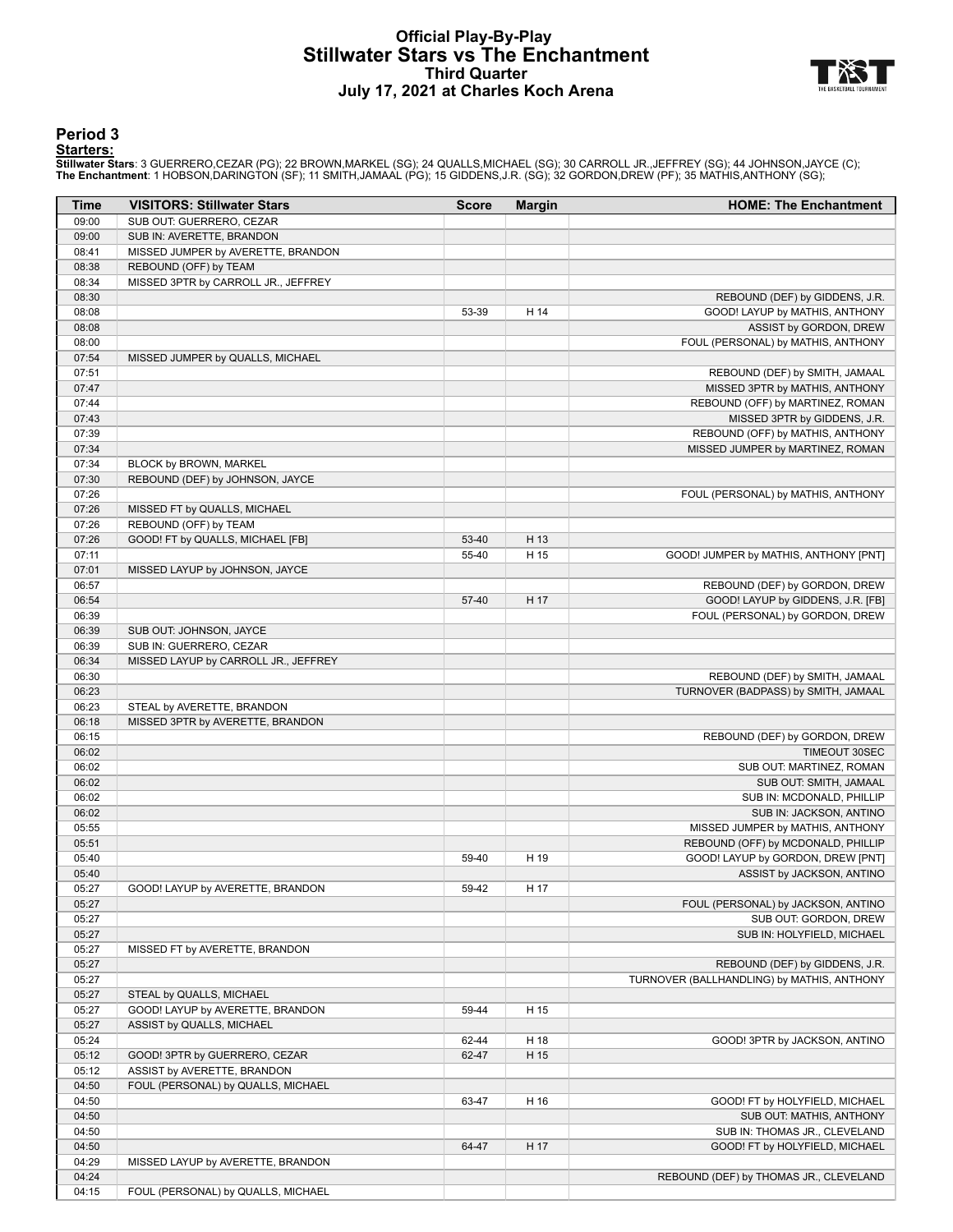# Official Play-By-Play
## Stillwater Stars vs The Enchantment
### Third Quarter
### July 17, 2021 at Charles Koch Arena

## Period 3

**Starters:**

**Stillwater Stars**: 3 GUERRERO,CEZAR (PG); 22 BROWN,MARKEL (SG); 24 QUALLS,MICHAEL (SG); 30 CARROLL JR.,JEFFREY (SG); 44 JOHNSON,JAYCE (C);
**The Enchantment**: 1 HOBSON,DARINGTON (SF); 11 SMITH,JAMAAL (PG); 15 GIDDENS,J.R. (SG); 32 GORDON,DREW (PF); 35 MATHIS,ANTHONY (SG);

| Time | VISITORS: Stillwater Stars | Score | Margin | HOME: The Enchantment |
|---|---|---|---|---|
| 09:00 | SUB OUT: GUERRERO, CEZAR | | | |
| 09:00 | SUB IN: AVERETTE, BRANDON | | | |
| 08:41 | MISSED JUMPER by AVERETTE, BRANDON | | | |
| 08:38 | REBOUND (OFF) by TEAM | | | |
| 08:34 | MISSED 3PTR by CARROLL JR., JEFFREY | | | |
| 08:30 | | | | REBOUND (DEF) by GIDDENS, J.R. |
| 08:08 | | 53-39 | H 14 | GOOD! LAYUP by MATHIS, ANTHONY |
| 08:08 | | | | ASSIST by GORDON, DREW |
| 08:00 | | | | FOUL (PERSONAL) by MATHIS, ANTHONY |
| 07:54 | MISSED JUMPER by QUALLS, MICHAEL | | | |
| 07:51 | | | | REBOUND (DEF) by SMITH, JAMAAL |
| 07:47 | | | | MISSED 3PTR by MATHIS, ANTHONY |
| 07:44 | | | | REBOUND (OFF) by MARTINEZ, ROMAN |
| 07:43 | | | | MISSED 3PTR by GIDDENS, J.R. |
| 07:39 | | | | REBOUND (OFF) by MATHIS, ANTHONY |
| 07:34 | | | | MISSED JUMPER by MARTINEZ, ROMAN |
| 07:34 | BLOCK by BROWN, MARKEL | | | |
| 07:30 | REBOUND (DEF) by JOHNSON, JAYCE | | | |
| 07:26 | | | | FOUL (PERSONAL) by MATHIS, ANTHONY |
| 07:26 | MISSED FT by QUALLS, MICHAEL | | | |
| 07:26 | REBOUND (OFF) by TEAM | | | |
| 07:26 | GOOD! FT by QUALLS, MICHAEL [FB] | 53-40 | H 13 | |
| 07:11 | | 55-40 | H 15 | GOOD! JUMPER by MATHIS, ANTHONY [PNT] |
| 07:01 | MISSED LAYUP by JOHNSON, JAYCE | | | |
| 06:57 | | | | REBOUND (DEF) by GORDON, DREW |
| 06:54 | | 57-40 | H 17 | GOOD! LAYUP by GIDDENS, J.R. [FB] |
| 06:39 | | | | FOUL (PERSONAL) by GORDON, DREW |
| 06:39 | SUB OUT: JOHNSON, JAYCE | | | |
| 06:39 | SUB IN: GUERRERO, CEZAR | | | |
| 06:34 | MISSED LAYUP by CARROLL JR., JEFFREY | | | |
| 06:30 | | | | REBOUND (DEF) by SMITH, JAMAAL |
| 06:23 | | | | TURNOVER (BADPASS) by SMITH, JAMAAL |
| 06:23 | STEAL by AVERETTE, BRANDON | | | |
| 06:18 | MISSED 3PTR by AVERETTE, BRANDON | | | |
| 06:15 | | | | REBOUND (DEF) by GORDON, DREW |
| 06:02 | | | | TIMEOUT 30SEC |
| 06:02 | | | | SUB OUT: MARTINEZ, ROMAN |
| 06:02 | | | | SUB OUT: SMITH, JAMAAL |
| 06:02 | | | | SUB IN: MCDONALD, PHILLIP |
| 06:02 | | | | SUB IN: JACKSON, ANTINO |
| 05:55 | | | | MISSED JUMPER by MATHIS, ANTHONY |
| 05:51 | | | | REBOUND (OFF) by MCDONALD, PHILLIP |
| 05:40 | | 59-40 | H 19 | GOOD! LAYUP by GORDON, DREW [PNT] |
| 05:40 | | | | ASSIST by JACKSON, ANTINO |
| 05:27 | GOOD! LAYUP by AVERETTE, BRANDON | 59-42 | H 17 | |
| 05:27 | | | | FOUL (PERSONAL) by JACKSON, ANTINO |
| 05:27 | | | | SUB OUT: GORDON, DREW |
| 05:27 | | | | SUB IN: HOLYFIELD, MICHAEL |
| 05:27 | MISSED FT by AVERETTE, BRANDON | | | |
| 05:27 | | | | REBOUND (DEF) by GIDDENS, J.R. |
| 05:27 | | | | TURNOVER (BALLHANDLING) by MATHIS, ANTHONY |
| 05:27 | STEAL by QUALLS, MICHAEL | | | |
| 05:27 | GOOD! LAYUP by AVERETTE, BRANDON | 59-44 | H 15 | |
| 05:27 | ASSIST by QUALLS, MICHAEL | | | |
| 05:24 | | 62-44 | H 18 | GOOD! 3PTR by JACKSON, ANTINO |
| 05:12 | GOOD! 3PTR by GUERRERO, CEZAR | 62-47 | H 15 | |
| 05:12 | ASSIST by AVERETTE, BRANDON | | | |
| 04:50 | FOUL (PERSONAL) by QUALLS, MICHAEL | | | |
| 04:50 | | 63-47 | H 16 | GOOD! FT by HOLYFIELD, MICHAEL |
| 04:50 | | | | SUB OUT: MATHIS, ANTHONY |
| 04:50 | | | | SUB IN: THOMAS JR., CLEVELAND |
| 04:50 | | 64-47 | H 17 | GOOD! FT by HOLYFIELD, MICHAEL |
| 04:29 | MISSED LAYUP by AVERETTE, BRANDON | | | |
| 04:24 | | | | REBOUND (DEF) by THOMAS JR., CLEVELAND |
| 04:15 | FOUL (PERSONAL) by QUALLS, MICHAEL | | | |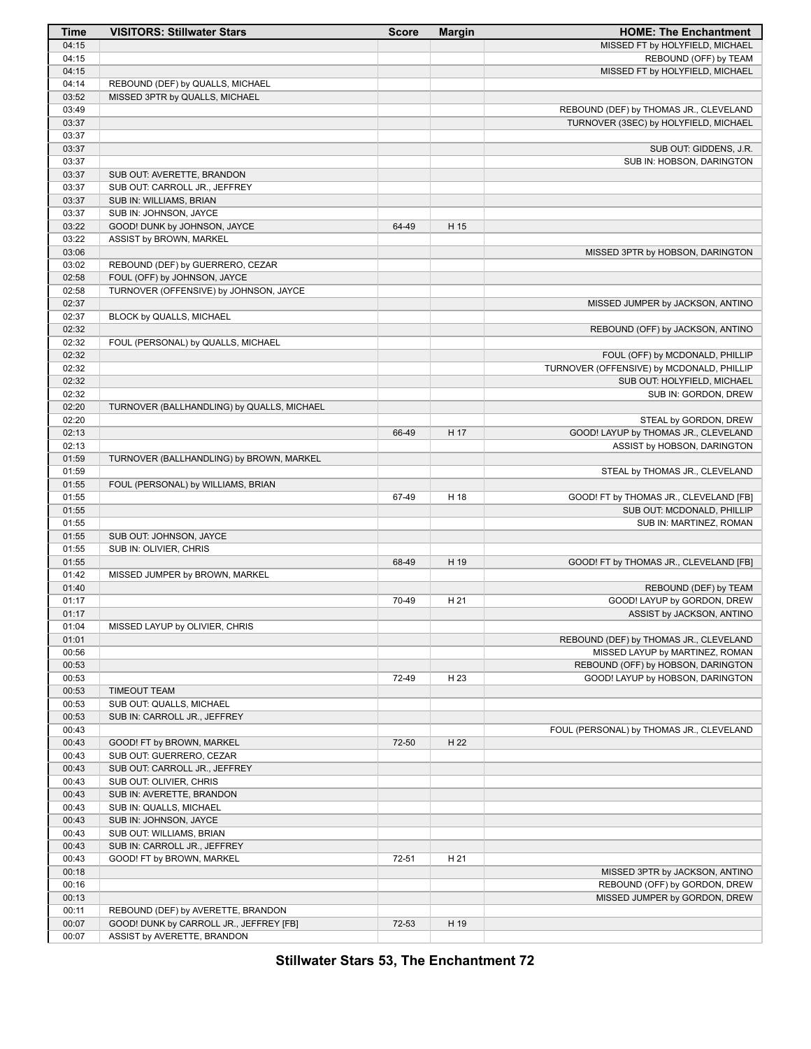| Time | VISITORS: Stillwater Stars | Score | Margin | HOME: The Enchantment |
|---|---|---|---|---|
| 04:15 | | | | MISSED FT by HOLYFIELD, MICHAEL |
| 04:15 | | | | REBOUND (OFF) by TEAM |
| 04:15 | | | | MISSED FT by HOLYFIELD, MICHAEL |
| 04:14 | REBOUND (DEF) by QUALLS, MICHAEL | | | |
| 03:52 | MISSED 3PTR by QUALLS, MICHAEL | | | |
| 03:49 | | | | REBOUND (DEF) by THOMAS JR., CLEVELAND |
| 03:37 | | | | TURNOVER (3SEC) by HOLYFIELD, MICHAEL |
| 03:37 | | | | |
| 03:37 | | | | SUB OUT: GIDDENS, J.R. |
| 03:37 | | | | SUB IN: HOBSON, DARINGTON |
| 03:37 | SUB OUT: AVERETTE, BRANDON | | | |
| 03:37 | SUB OUT: CARROLL JR., JEFFREY | | | |
| 03:37 | SUB IN: WILLIAMS, BRIAN | | | |
| 03:37 | SUB IN: JOHNSON, JAYCE | | | |
| 03:22 | GOOD! DUNK by JOHNSON, JAYCE | 64-49 | H 15 | |
| 03:22 | ASSIST by BROWN, MARKEL | | | |
| 03:06 | | | | MISSED 3PTR by HOBSON, DARINGTON |
| 03:02 | REBOUND (DEF) by GUERRERO, CEZAR | | | |
| 02:58 | FOUL (OFF) by JOHNSON, JAYCE | | | |
| 02:58 | TURNOVER (OFFENSIVE) by JOHNSON, JAYCE | | | |
| 02:37 | | | | MISSED JUMPER by JACKSON, ANTINO |
| 02:37 | BLOCK by QUALLS, MICHAEL | | | |
| 02:32 | | | | REBOUND (OFF) by JACKSON, ANTINO |
| 02:32 | FOUL (PERSONAL) by QUALLS, MICHAEL | | | |
| 02:32 | | | | FOUL (OFF) by MCDONALD, PHILLIP |
| 02:32 | | | | TURNOVER (OFFENSIVE) by MCDONALD, PHILLIP |
| 02:32 | | | | SUB OUT: HOLYFIELD, MICHAEL |
| 02:32 | | | | SUB IN: GORDON, DREW |
| 02:20 | TURNOVER (BALLHANDLING) by QUALLS, MICHAEL | | | |
| 02:20 | | | | STEAL by GORDON, DREW |
| 02:13 | | 66-49 | H 17 | GOOD! LAYUP by THOMAS JR., CLEVELAND |
| 02:13 | | | | ASSIST by HOBSON, DARINGTON |
| 01:59 | TURNOVER (BALLHANDLING) by BROWN, MARKEL | | | |
| 01:59 | | | | STEAL by THOMAS JR., CLEVELAND |
| 01:55 | FOUL (PERSONAL) by WILLIAMS, BRIAN | | | |
| 01:55 | | 67-49 | H 18 | GOOD! FT by THOMAS JR., CLEVELAND [FB] |
| 01:55 | | | | SUB OUT: MCDONALD, PHILLIP |
| 01:55 | | | | SUB IN: MARTINEZ, ROMAN |
| 01:55 | SUB OUT: JOHNSON, JAYCE | | | |
| 01:55 | SUB IN: OLIVIER, CHRIS | | | |
| 01:55 | | 68-49 | H 19 | GOOD! FT by THOMAS JR., CLEVELAND [FB] |
| 01:42 | MISSED JUMPER by BROWN, MARKEL | | | |
| 01:40 | | | | REBOUND (DEF) by TEAM |
| 01:17 | | 70-49 | H 21 | GOOD! LAYUP by GORDON, DREW |
| 01:17 | | | | ASSIST by JACKSON, ANTINO |
| 01:04 | MISSED LAYUP by OLIVIER, CHRIS | | | |
| 01:01 | | | | REBOUND (DEF) by THOMAS JR., CLEVELAND |
| 00:56 | | | | MISSED LAYUP by MARTINEZ, ROMAN |
| 00:53 | | | | REBOUND (OFF) by HOBSON, DARINGTON |
| 00:53 | | 72-49 | H 23 | GOOD! LAYUP by HOBSON, DARINGTON |
| 00:53 | TIMEOUT TEAM | | | |
| 00:53 | SUB OUT: QUALLS, MICHAEL | | | |
| 00:53 | SUB IN: CARROLL JR., JEFFREY | | | |
| 00:43 | | | | FOUL (PERSONAL) by THOMAS JR., CLEVELAND |
| 00:43 | GOOD! FT by BROWN, MARKEL | 72-50 | H 22 | |
| 00:43 | SUB OUT: GUERRERO, CEZAR | | | |
| 00:43 | SUB OUT: CARROLL JR., JEFFREY | | | |
| 00:43 | SUB OUT: OLIVIER, CHRIS | | | |
| 00:43 | SUB IN: AVERETTE, BRANDON | | | |
| 00:43 | SUB IN: QUALLS, MICHAEL | | | |
| 00:43 | SUB IN: JOHNSON, JAYCE | | | |
| 00:43 | SUB OUT: WILLIAMS, BRIAN | | | |
| 00:43 | SUB IN: CARROLL JR., JEFFREY | | | |
| 00:43 | GOOD! FT by BROWN, MARKEL | 72-51 | H 21 | |
| 00:18 | | | | MISSED 3PTR by JACKSON, ANTINO |
| 00:16 | | | | REBOUND (OFF) by GORDON, DREW |
| 00:13 | | | | MISSED JUMPER by GORDON, DREW |
| 00:11 | REBOUND (DEF) by AVERETTE, BRANDON | | | |
| 00:07 | GOOD! DUNK by CARROLL JR., JEFFREY [FB] | 72-53 | H 19 | |
| 00:07 | ASSIST by AVERETTE, BRANDON | | | |

**Stillwater Stars 53, The Enchantment 72**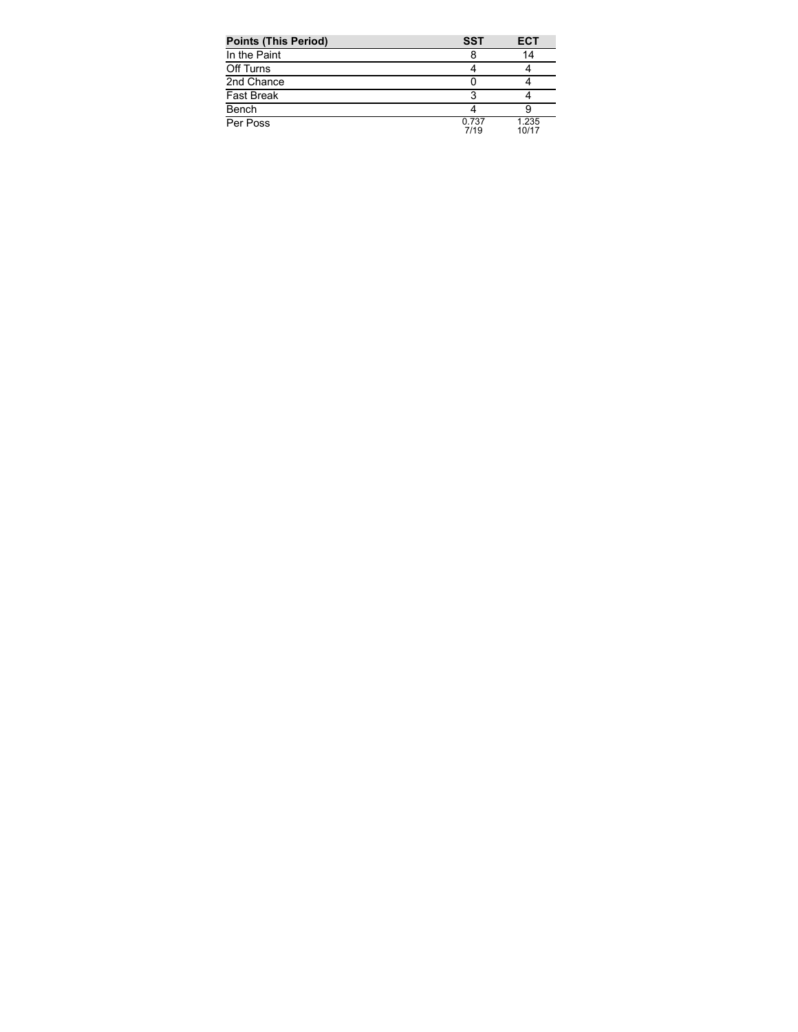| Points (This Period) | SST | ECT |
| --- | --- | --- |
| In the Paint | 8 | 14 |
| Off Turns | 4 | 4 |
| 2nd Chance | 0 | 4 |
| Fast Break | 3 | 4 |
| Bench | 4 | 9 |
| Per Poss | 0.737 7/19 | 1.235 10/17 |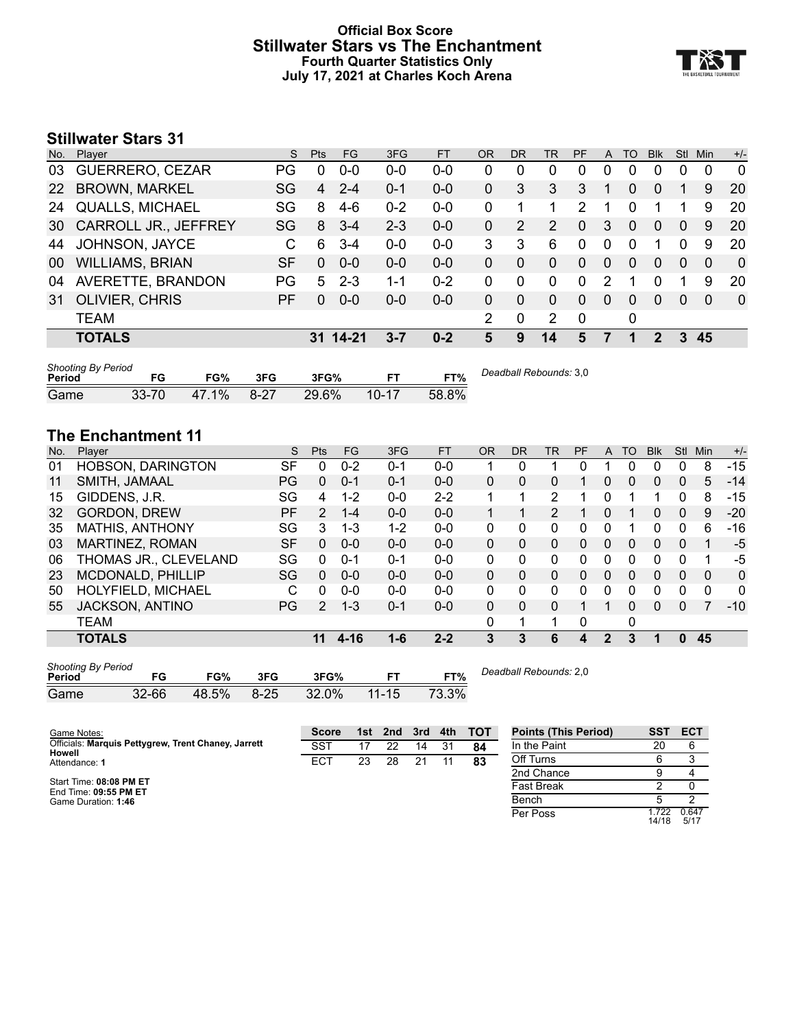# Official Box Score
## Stillwater Stars vs The Enchantment
### Fourth Quarter Statistics Only
### July 17, 2021 at Charles Koch Arena

## Stillwater Stars 31

| No. | Player | S | Pts | FG | 3FG | FT | OR | DR | TR | PF | A | TO | Blk | Stl | Min | +/- |
|---|---|---|---|---|---|---|---|---|---|---|---|---|---|---|---|---|
| 03 | GUERRERO, CEZAR | PG | 0 | 0-0 | 0-0 | 0-0 | 0 | 0 | 0 | 0 | 0 | 0 | 0 | 0 | 0 | 0 |
| 22 | BROWN, MARKEL | SG | 4 | 2-4 | 0-1 | 0-0 | 0 | 3 | 3 | 3 | 1 | 0 | 0 | 1 | 9 | 20 |
| 24 | QUALLS, MICHAEL | SG | 8 | 4-6 | 0-2 | 0-0 | 0 | 1 | 1 | 2 | 1 | 0 | 1 | 1 | 9 | 20 |
| 30 | CARROLL JR., JEFFREY | SG | 8 | 3-4 | 2-3 | 0-0 | 0 | 2 | 2 | 0 | 3 | 0 | 0 | 0 | 9 | 20 |
| 44 | JOHNSON, JAYCE | C | 6 | 3-4 | 0-0 | 0-0 | 3 | 3 | 6 | 0 | 0 | 0 | 1 | 0 | 9 | 20 |
| 00 | WILLIAMS, BRIAN | SF | 0 | 0-0 | 0-0 | 0-0 | 0 | 0 | 0 | 0 | 0 | 0 | 0 | 0 | 0 | 0 |
| 04 | AVERETTE, BRANDON | PG | 5 | 2-3 | 1-1 | 0-2 | 0 | 0 | 0 | 0 | 2 | 1 | 0 | 1 | 9 | 20 |
| 31 | OLIVIER, CHRIS | PF | 0 | 0-0 | 0-0 | 0-0 | 0 | 0 | 0 | 0 | 0 | 0 | 0 | 0 | 0 | 0 |
| | TEAM | | | | | | 2 | 0 | 2 | 0 | | 0 | | | | |
| | **TOTALS** | | **31** | **14-21** | **3-7** | **0-2** | **5** | **9** | **14** | **5** | **7** | **1** | **2** | **3** | **45** | |

*Shooting By Period*

| Period | FG | FG% | 3FG | 3FG% | FT | FT% |
|---|---|---|---|---|---|---|
| Game | 33-70 | 47.1% | 8-27 | 29.6% | 10-17 | 58.8% |

*Deadball Rebounds:* 3,0

## The Enchantment 11

| No. | Player | S | Pts | FG | 3FG | FT | OR | DR | TR | PF | A | TO | Blk | Stl | Min | +/- |
|---|---|---|---|---|---|---|---|---|---|---|---|---|---|---|---|---|
| 01 | HOBSON, DARINGTON | SF | 0 | 0-2 | 0-1 | 0-0 | 1 | 0 | 1 | 0 | 1 | 0 | 0 | 0 | 8 | -15 |
| 11 | SMITH, JAMAAL | PG | 0 | 0-1 | 0-1 | 0-0 | 0 | 0 | 0 | 1 | 0 | 0 | 0 | 0 | 5 | -14 |
| 15 | GIDDENS, J.R. | SG | 4 | 1-2 | 0-0 | 2-2 | 1 | 1 | 2 | 1 | 0 | 1 | 1 | 0 | 8 | -15 |
| 32 | GORDON, DREW | PF | 2 | 1-4 | 0-0 | 0-0 | 1 | 1 | 2 | 1 | 0 | 1 | 0 | 0 | 9 | -20 |
| 35 | MATHIS, ANTHONY | SG | 3 | 1-3 | 1-2 | 0-0 | 0 | 0 | 0 | 0 | 0 | 1 | 0 | 0 | 6 | -16 |
| 03 | MARTINEZ, ROMAN | SF | 0 | 0-0 | 0-0 | 0-0 | 0 | 0 | 0 | 0 | 0 | 0 | 0 | 0 | 1 | -5 |
| 06 | THOMAS JR., CLEVELAND | SG | 0 | 0-1 | 0-1 | 0-0 | 0 | 0 | 0 | 0 | 0 | 0 | 0 | 0 | 1 | -5 |
| 23 | MCDONALD, PHILLIP | SG | 0 | 0-0 | 0-0 | 0-0 | 0 | 0 | 0 | 0 | 0 | 0 | 0 | 0 | 0 | 0 |
| 50 | HOLYFIELD, MICHAEL | C | 0 | 0-0 | 0-0 | 0-0 | 0 | 0 | 0 | 0 | 0 | 0 | 0 | 0 | 0 | 0 |
| 55 | JACKSON, ANTINO | PG | 2 | 1-3 | 0-1 | 0-0 | 0 | 0 | 0 | 1 | 1 | 0 | 0 | 0 | 7 | -10 |
| | TEAM | | | | | | 0 | 1 | 1 | 0 | | 0 | | | | |
| | **TOTALS** | | **11** | **4-16** | **1-6** | **2-2** | **3** | **3** | **6** | **4** | **2** | **3** | **1** | **0** | **45** | |

*Shooting By Period*

| Period | FG | FG% | 3FG | 3FG% | FT | FT% |
|---|---|---|---|---|---|---|
| Game | 32-66 | 48.5% | 8-25 | 32.0% | 11-15 | 73.3% |

*Deadball Rebounds:* 2,0

Game Notes:
Officials: **Marquis Pettygrew, Trent Chaney, Jarrett Howell**
Attendance: **1**

Start Time: **08:08 PM ET**
End Time: **09:55 PM ET**
Game Duration: **1:46**

| Score | 1st | 2nd | 3rd | 4th | TOT |
|---|---|---|---|---|---|
| SST | 17 | 22 | 14 | 31 | **84** |
| ECT | 23 | 28 | 21 | 11 | **83** |

| Points (This Period) | SST | ECT |
|---|---|---|
| In the Paint | 20 | 6 |
| Off Turns | 6 | 3 |
| 2nd Chance | 9 | 4 |
| Fast Break | 2 | 0 |
| Bench | 5 | 2 |
| Per Poss | 1.722 14/18 | 0.647 5/17 |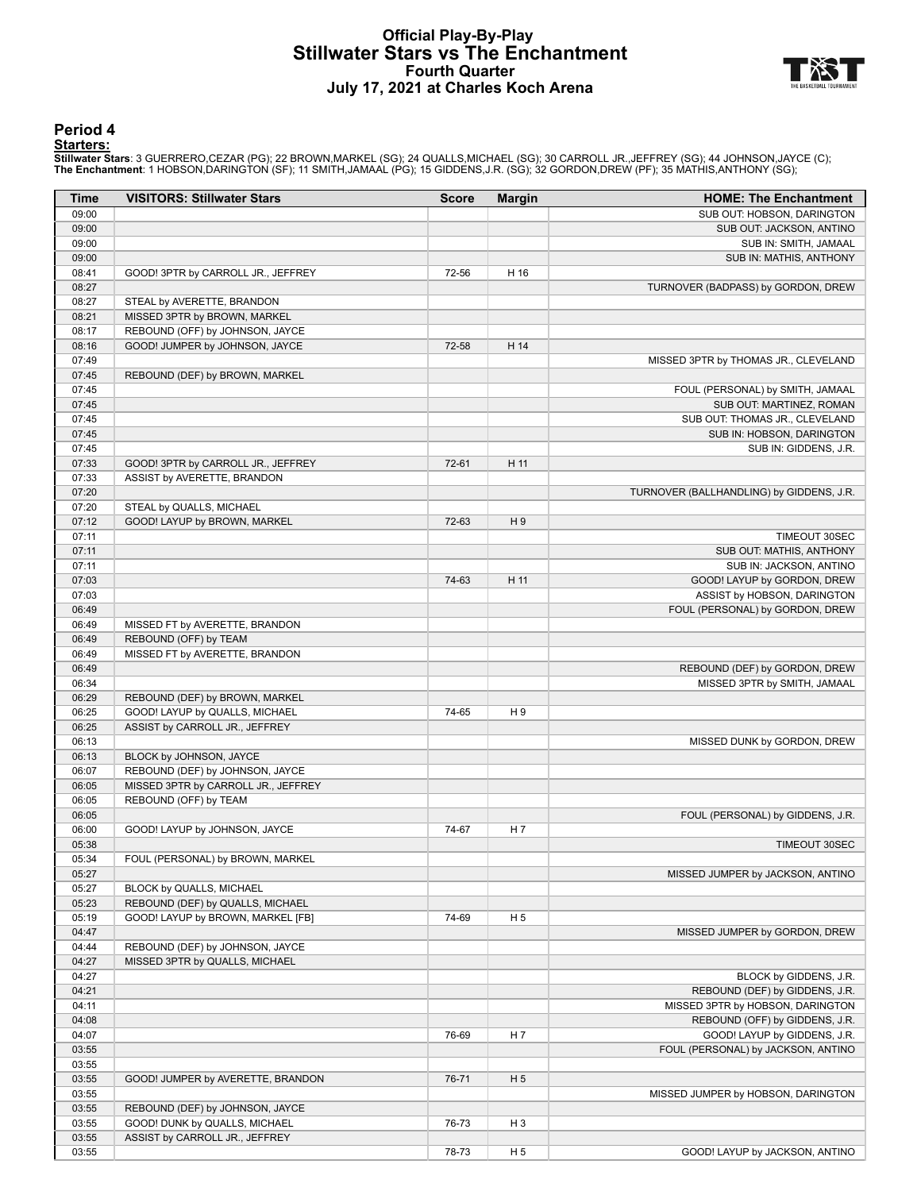# Official Play-By-Play
## Stillwater Stars vs The Enchantment
### Fourth Quarter
### July 17, 2021 at Charles Koch Arena

## Period 4

**Starters:**

**Stillwater Stars**: 3 GUERRERO,CEZAR (PG); 22 BROWN,MARKEL (SG); 24 QUALLS,MICHAEL (SG); 30 CARROLL JR.,JEFFREY (SG); 44 JOHNSON,JAYCE (C);
**The Enchantment**: 1 HOBSON,DARINGTON (SF); 11 SMITH,JAMAAL (PG); 15 GIDDENS,J.R. (SG); 32 GORDON,DREW (PF); 35 MATHIS,ANTHONY (SG);

| Time | VISITORS: Stillwater Stars | Score | Margin | HOME: The Enchantment |
|---|---|---|---|---|
| 09:00 | | | | SUB OUT: HOBSON, DARINGTON |
| 09:00 | | | | SUB OUT: JACKSON, ANTINO |
| 09:00 | | | | SUB IN: SMITH, JAMAAL |
| 09:00 | | | | SUB IN: MATHIS, ANTHONY |
| 08:41 | GOOD! 3PTR by CARROLL JR., JEFFREY | 72-56 | H 16 | |
| 08:27 | | | | TURNOVER (BADPASS) by GORDON, DREW |
| 08:27 | STEAL by AVERETTE, BRANDON | | | |
| 08:21 | MISSED 3PTR by BROWN, MARKEL | | | |
| 08:17 | REBOUND (OFF) by JOHNSON, JAYCE | | | |
| 08:16 | GOOD! JUMPER by JOHNSON, JAYCE | 72-58 | H 14 | |
| 07:49 | | | | MISSED 3PTR by THOMAS JR., CLEVELAND |
| 07:45 | REBOUND (DEF) by BROWN, MARKEL | | | |
| 07:45 | | | | FOUL (PERSONAL) by SMITH, JAMAAL |
| 07:45 | | | | SUB OUT: MARTINEZ, ROMAN |
| 07:45 | | | | SUB OUT: THOMAS JR., CLEVELAND |
| 07:45 | | | | SUB IN: HOBSON, DARINGTON |
| 07:45 | | | | SUB IN: GIDDENS, J.R. |
| 07:33 | GOOD! 3PTR by CARROLL JR., JEFFREY | 72-61 | H 11 | |
| 07:33 | ASSIST by AVERETTE, BRANDON | | | |
| 07:20 | | | | TURNOVER (BALLHANDLING) by GIDDENS, J.R. |
| 07:20 | STEAL by QUALLS, MICHAEL | | | |
| 07:12 | GOOD! LAYUP by BROWN, MARKEL | 72-63 | H 9 | |
| 07:11 | | | | TIMEOUT 30SEC |
| 07:11 | | | | SUB OUT: MATHIS, ANTHONY |
| 07:11 | | | | SUB IN: JACKSON, ANTINO |
| 07:03 | | 74-63 | H 11 | GOOD! LAYUP by GORDON, DREW |
| 07:03 | | | | ASSIST by HOBSON, DARINGTON |
| 06:49 | | | | FOUL (PERSONAL) by GORDON, DREW |
| 06:49 | MISSED FT by AVERETTE, BRANDON | | | |
| 06:49 | REBOUND (OFF) by TEAM | | | |
| 06:49 | MISSED FT by AVERETTE, BRANDON | | | |
| 06:49 | | | | REBOUND (DEF) by GORDON, DREW |
| 06:34 | | | | MISSED 3PTR by SMITH, JAMAAL |
| 06:29 | REBOUND (DEF) by BROWN, MARKEL | | | |
| 06:25 | GOOD! LAYUP by QUALLS, MICHAEL | 74-65 | H 9 | |
| 06:25 | ASSIST by CARROLL JR., JEFFREY | | | |
| 06:13 | | | | MISSED DUNK by GORDON, DREW |
| 06:13 | BLOCK by JOHNSON, JAYCE | | | |
| 06:07 | REBOUND (DEF) by JOHNSON, JAYCE | | | |
| 06:05 | MISSED 3PTR by CARROLL JR., JEFFREY | | | |
| 06:05 | REBOUND (OFF) by TEAM | | | |
| 06:05 | | | | FOUL (PERSONAL) by GIDDENS, J.R. |
| 06:00 | GOOD! LAYUP by JOHNSON, JAYCE | 74-67 | H 7 | |
| 05:38 | | | | TIMEOUT 30SEC |
| 05:34 | FOUL (PERSONAL) by BROWN, MARKEL | | | |
| 05:27 | | | | MISSED JUMPER by JACKSON, ANTINO |
| 05:27 | BLOCK by QUALLS, MICHAEL | | | |
| 05:23 | REBOUND (DEF) by QUALLS, MICHAEL | | | |
| 05:19 | GOOD! LAYUP by BROWN, MARKEL [FB] | 74-69 | H 5 | |
| 04:47 | | | | MISSED JUMPER by GORDON, DREW |
| 04:44 | REBOUND (DEF) by JOHNSON, JAYCE | | | |
| 04:27 | MISSED 3PTR by QUALLS, MICHAEL | | | |
| 04:27 | | | | BLOCK by GIDDENS, J.R. |
| 04:21 | | | | REBOUND (DEF) by GIDDENS, J.R. |
| 04:11 | | | | MISSED 3PTR by HOBSON, DARINGTON |
| 04:08 | | | | REBOUND (OFF) by GIDDENS, J.R. |
| 04:07 | | 76-69 | H 7 | GOOD! LAYUP by GIDDENS, J.R. |
| 03:55 | | | | FOUL (PERSONAL) by JACKSON, ANTINO |
| 03:55 | | | | |
| 03:55 | GOOD! JUMPER by AVERETTE, BRANDON | 76-71 | H 5 | |
| 03:55 | | | | MISSED JUMPER by HOBSON, DARINGTON |
| 03:55 | REBOUND (DEF) by JOHNSON, JAYCE | | | |
| 03:55 | GOOD! DUNK by QUALLS, MICHAEL | 76-73 | H 3 | |
| 03:55 | ASSIST by CARROLL JR., JEFFREY | | | |
| 03:55 | | 78-73 | H 5 | GOOD! LAYUP by JACKSON, ANTINO |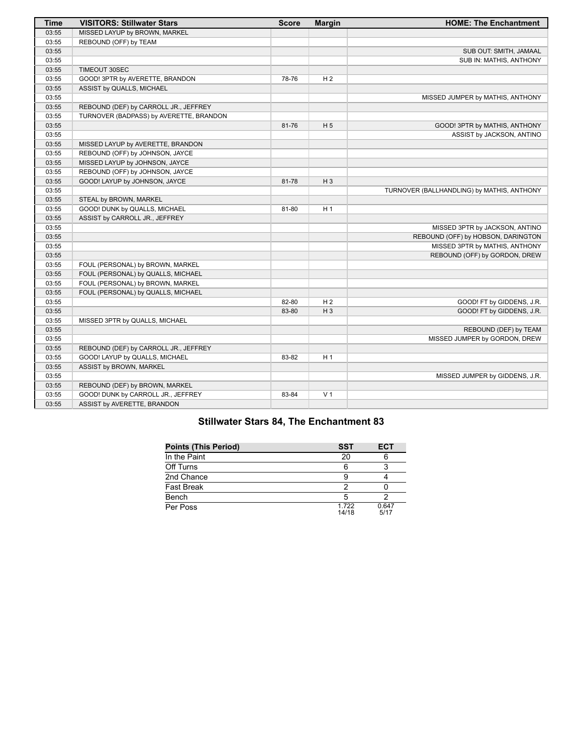| Time | VISITORS: Stillwater Stars | Score | Margin | HOME: The Enchantment |
|---|---|---|---|---|
| 03:55 | MISSED LAYUP by BROWN, MARKEL | | | |
| 03:55 | REBOUND (OFF) by TEAM | | | |
| 03:55 | | | | SUB OUT: SMITH, JAMAAL |
| 03:55 | | | | SUB IN: MATHIS, ANTHONY |
| 03:55 | TIMEOUT 30SEC | | | |
| 03:55 | GOOD! 3PTR by AVERETTE, BRANDON | 78-76 | H 2 | |
| 03:55 | ASSIST by QUALLS, MICHAEL | | | |
| 03:55 | | | | MISSED JUMPER by MATHIS, ANTHONY |
| 03:55 | REBOUND (DEF) by CARROLL JR., JEFFREY | | | |
| 03:55 | TURNOVER (BADPASS) by AVERETTE, BRANDON | | | |
| 03:55 | | 81-76 | H 5 | GOOD! 3PTR by MATHIS, ANTHONY |
| 03:55 | | | | ASSIST by JACKSON, ANTINO |
| 03:55 | MISSED LAYUP by AVERETTE, BRANDON | | | |
| 03:55 | REBOUND (OFF) by JOHNSON, JAYCE | | | |
| 03:55 | MISSED LAYUP by JOHNSON, JAYCE | | | |
| 03:55 | REBOUND (OFF) by JOHNSON, JAYCE | | | |
| 03:55 | GOOD! LAYUP by JOHNSON, JAYCE | 81-78 | H 3 | |
| 03:55 | | | | TURNOVER (BALLHANDLING) by MATHIS, ANTHONY |
| 03:55 | STEAL by BROWN, MARKEL | | | |
| 03:55 | GOOD! DUNK by QUALLS, MICHAEL | 81-80 | H 1 | |
| 03:55 | ASSIST by CARROLL JR., JEFFREY | | | |
| 03:55 | | | | MISSED 3PTR by JACKSON, ANTINO |
| 03:55 | | | | REBOUND (OFF) by HOBSON, DARINGTON |
| 03:55 | | | | MISSED 3PTR by MATHIS, ANTHONY |
| 03:55 | | | | REBOUND (OFF) by GORDON, DREW |
| 03:55 | FOUL (PERSONAL) by BROWN, MARKEL | | | |
| 03:55 | FOUL (PERSONAL) by QUALLS, MICHAEL | | | |
| 03:55 | FOUL (PERSONAL) by BROWN, MARKEL | | | |
| 03:55 | FOUL (PERSONAL) by QUALLS, MICHAEL | | | |
| 03:55 | | 82-80 | H 2 | GOOD! FT by GIDDENS, J.R. |
| 03:55 | | 83-80 | H 3 | GOOD! FT by GIDDENS, J.R. |
| 03:55 | MISSED 3PTR by QUALLS, MICHAEL | | | |
| 03:55 | | | | REBOUND (DEF) by TEAM |
| 03:55 | | | | MISSED JUMPER by GORDON, DREW |
| 03:55 | REBOUND (DEF) by CARROLL JR., JEFFREY | | | |
| 03:55 | GOOD! LAYUP by QUALLS, MICHAEL | 83-82 | H 1 | |
| 03:55 | ASSIST by BROWN, MARKEL | | | |
| 03:55 | | | | MISSED JUMPER by GIDDENS, J.R. |
| 03:55 | REBOUND (DEF) by BROWN, MARKEL | | | |
| 03:55 | GOOD! DUNK by CARROLL JR., JEFFREY | 83-84 | V 1 | |
| 03:55 | ASSIST by AVERETTE, BRANDON | | | |

## Stillwater Stars 84, The Enchantment 83

| Points (This Period) | SST | ECT |
|---|---|---|
| In the Paint | 20 | 6 |
| Off Turns | 6 | 3 |
| 2nd Chance | 9 | 4 |
| Fast Break | 2 | 0 |
| Bench | 5 | 2 |
| Per Poss | 1.722 14/18 | 0.647 5/17 |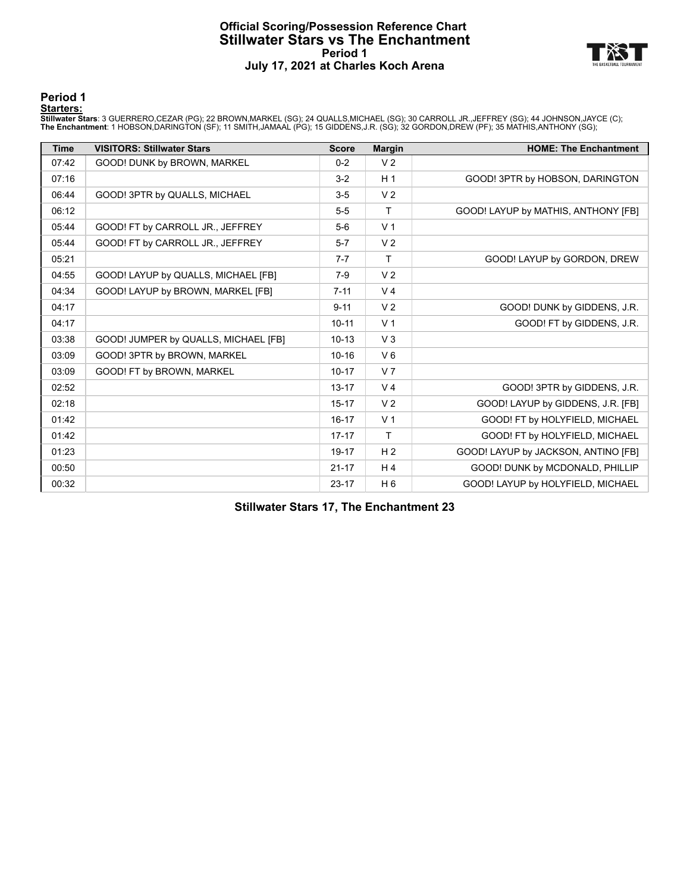# Official Scoring/Possession Reference Chart
## Stillwater Stars vs The Enchantment
### Period 1
### July 17, 2021 at Charles Koch Arena

## Period 1

**Starters:**

**Stillwater Stars**: 3 GUERRERO,CEZAR (PG); 22 BROWN,MARKEL (SG); 24 QUALLS,MICHAEL (SG); 30 CARROLL JR.,JEFFREY (SG); 44 JOHNSON,JAYCE (C);
**The Enchantment**: 1 HOBSON,DARINGTON (SF); 11 SMITH,JAMAAL (PG); 15 GIDDENS,J.R. (SG); 32 GORDON,DREW (PF); 35 MATHIS,ANTHONY (SG);

| Time | VISITORS: Stillwater Stars | Score | Margin | HOME: The Enchantment |
|---|---|---|---|---|
| 07:42 | GOOD! DUNK by BROWN, MARKEL | 0-2 | V 2 | |
| 07:16 | | 3-2 | H 1 | GOOD! 3PTR by HOBSON, DARINGTON |
| 06:44 | GOOD! 3PTR by QUALLS, MICHAEL | 3-5 | V 2 | |
| 06:12 | | 5-5 | T | GOOD! LAYUP by MATHIS, ANTHONY [FB] |
| 05:44 | GOOD! FT by CARROLL JR., JEFFREY | 5-6 | V 1 | |
| 05:44 | GOOD! FT by CARROLL JR., JEFFREY | 5-7 | V 2 | |
| 05:21 | | 7-7 | T | GOOD! LAYUP by GORDON, DREW |
| 04:55 | GOOD! LAYUP by QUALLS, MICHAEL [FB] | 7-9 | V 2 | |
| 04:34 | GOOD! LAYUP by BROWN, MARKEL [FB] | 7-11 | V 4 | |
| 04:17 | | 9-11 | V 2 | GOOD! DUNK by GIDDENS, J.R. |
| 04:17 | | 10-11 | V 1 | GOOD! FT by GIDDENS, J.R. |
| 03:38 | GOOD! JUMPER by QUALLS, MICHAEL [FB] | 10-13 | V 3 | |
| 03:09 | GOOD! 3PTR by BROWN, MARKEL | 10-16 | V 6 | |
| 03:09 | GOOD! FT by BROWN, MARKEL | 10-17 | V 7 | |
| 02:52 | | 13-17 | V 4 | GOOD! 3PTR by GIDDENS, J.R. |
| 02:18 | | 15-17 | V 2 | GOOD! LAYUP by GIDDENS, J.R. [FB] |
| 01:42 | | 16-17 | V 1 | GOOD! FT by HOLYFIELD, MICHAEL |
| 01:42 | | 17-17 | T | GOOD! FT by HOLYFIELD, MICHAEL |
| 01:23 | | 19-17 | H 2 | GOOD! LAYUP by JACKSON, ANTINO [FB] |
| 00:50 | | 21-17 | H 4 | GOOD! DUNK by MCDONALD, PHILLIP |
| 00:32 | | 23-17 | H 6 | GOOD! LAYUP by HOLYFIELD, MICHAEL |

**Stillwater Stars 17, The Enchantment 23**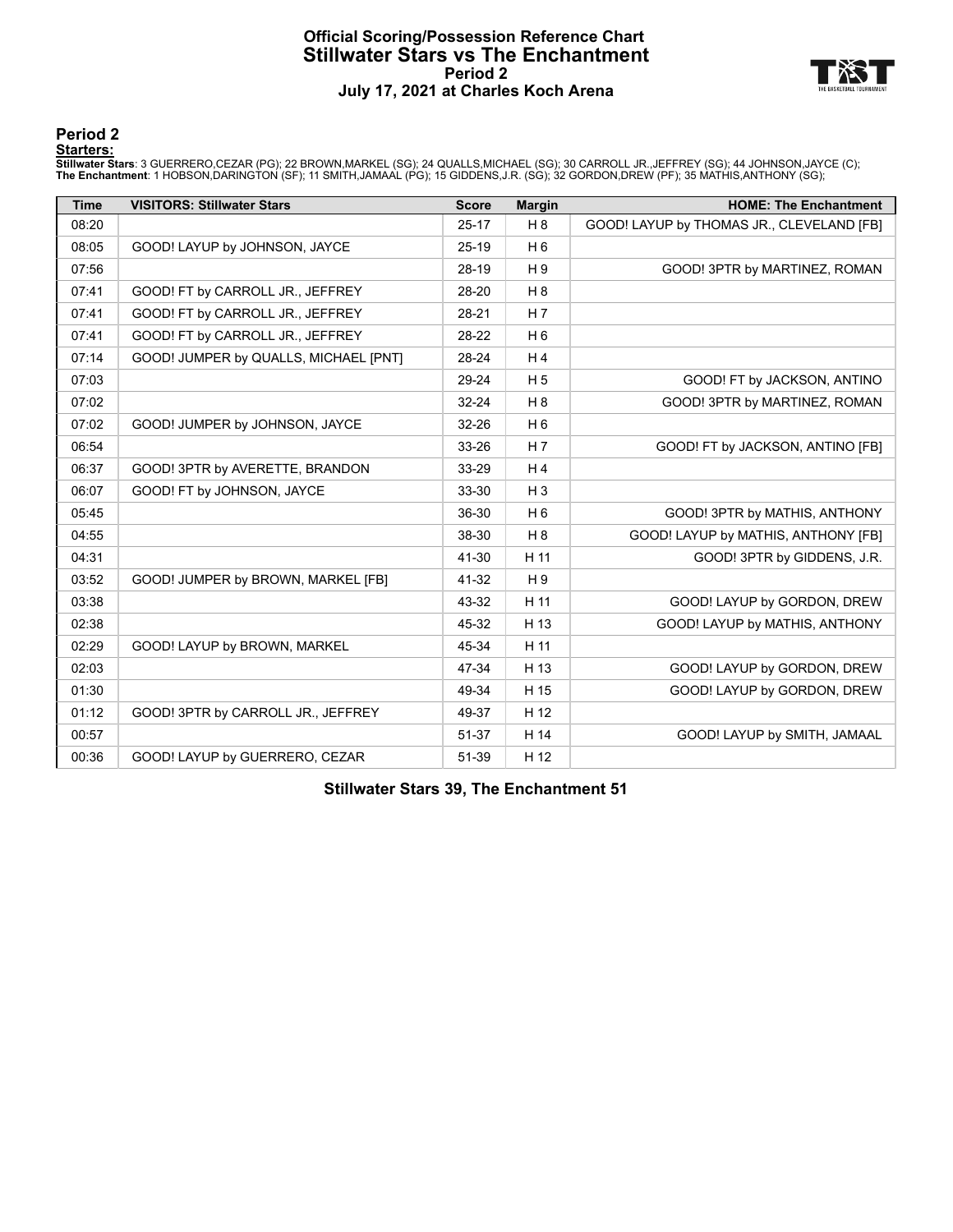# Official Scoring/Possession Reference Chart
# Stillwater Stars vs The Enchantment
# Period 2
# July 17, 2021 at Charles Koch Arena

## Period 2

**Starters:**

**Stillwater Stars**: 3 GUERRERO,CEZAR (PG); 22 BROWN,MARKEL (SG); 24 QUALLS,MICHAEL (SG); 30 CARROLL JR.,JEFFREY (SG); 44 JOHNSON,JAYCE (C);
**The Enchantment**: 1 HOBSON,DARINGTON (SF); 11 SMITH,JAMAAL (PG); 15 GIDDENS,J.R. (SG); 32 GORDON,DREW (PF); 35 MATHIS,ANTHONY (SG);

| Time | VISITORS: Stillwater Stars | Score | Margin | HOME: The Enchantment |
|---|---|---|---|---|
| 08:20 | | 25-17 | H 8 | GOOD! LAYUP by THOMAS JR., CLEVELAND [FB] |
| 08:05 | GOOD! LAYUP by JOHNSON, JAYCE | 25-19 | H 6 | |
| 07:56 | | 28-19 | H 9 | GOOD! 3PTR by MARTINEZ, ROMAN |
| 07:41 | GOOD! FT by CARROLL JR., JEFFREY | 28-20 | H 8 | |
| 07:41 | GOOD! FT by CARROLL JR., JEFFREY | 28-21 | H 7 | |
| 07:41 | GOOD! FT by CARROLL JR., JEFFREY | 28-22 | H 6 | |
| 07:14 | GOOD! JUMPER by QUALLS, MICHAEL [PNT] | 28-24 | H 4 | |
| 07:03 | | 29-24 | H 5 | GOOD! FT by JACKSON, ANTINO |
| 07:02 | | 32-24 | H 8 | GOOD! 3PTR by MARTINEZ, ROMAN |
| 07:02 | GOOD! JUMPER by JOHNSON, JAYCE | 32-26 | H 6 | |
| 06:54 | | 33-26 | H 7 | GOOD! FT by JACKSON, ANTINO [FB] |
| 06:37 | GOOD! 3PTR by AVERETTE, BRANDON | 33-29 | H 4 | |
| 06:07 | GOOD! FT by JOHNSON, JAYCE | 33-30 | H 3 | |
| 05:45 | | 36-30 | H 6 | GOOD! 3PTR by MATHIS, ANTHONY |
| 04:55 | | 38-30 | H 8 | GOOD! LAYUP by MATHIS, ANTHONY [FB] |
| 04:31 | | 41-30 | H 11 | GOOD! 3PTR by GIDDENS, J.R. |
| 03:52 | GOOD! JUMPER by BROWN, MARKEL [FB] | 41-32 | H 9 | |
| 03:38 | | 43-32 | H 11 | GOOD! LAYUP by GORDON, DREW |
| 02:38 | | 45-32 | H 13 | GOOD! LAYUP by MATHIS, ANTHONY |
| 02:29 | GOOD! LAYUP by BROWN, MARKEL | 45-34 | H 11 | |
| 02:03 | | 47-34 | H 13 | GOOD! LAYUP by GORDON, DREW |
| 01:30 | | 49-34 | H 15 | GOOD! LAYUP by GORDON, DREW |
| 01:12 | GOOD! 3PTR by CARROLL JR., JEFFREY | 49-37 | H 12 | |
| 00:57 | | 51-37 | H 14 | GOOD! LAYUP by SMITH, JAMAAL |
| 00:36 | GOOD! LAYUP by GUERRERO, CEZAR | 51-39 | H 12 | |

**Stillwater Stars 39, The Enchantment 51**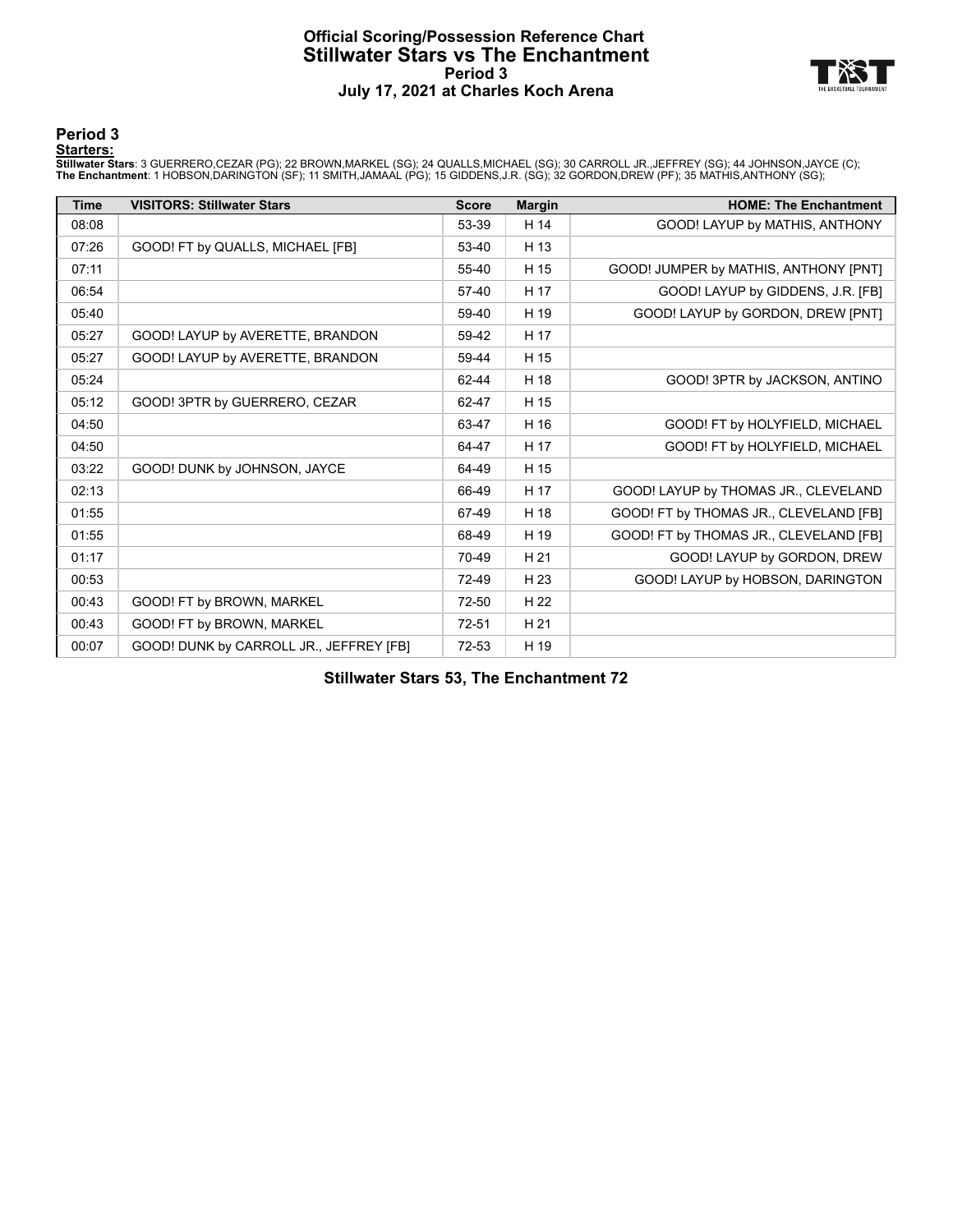# Official Scoring/Possession Reference Chart
# Stillwater Stars vs The Enchantment
## Period 3
## July 17, 2021 at Charles Koch Arena

### Period 3

**Starters:**

**Stillwater Stars**: 3 GUERRERO,CEZAR (PG); 22 BROWN,MARKEL (SG); 24 QUALLS,MICHAEL (SG); 30 CARROLL JR.,JEFFREY (SG); 44 JOHNSON,JAYCE (C);
**The Enchantment**: 1 HOBSON,DARINGTON (SF); 11 SMITH,JAMAAL (PG); 15 GIDDENS,J.R. (SG); 32 GORDON,DREW (PF); 35 MATHIS,ANTHONY (SG);

| Time | VISITORS: Stillwater Stars | Score | Margin | HOME: The Enchantment |
|---|---|---|---|---|
| 08:08 | | 53-39 | H 14 | GOOD! LAYUP by MATHIS, ANTHONY |
| 07:26 | GOOD! FT by QUALLS, MICHAEL [FB] | 53-40 | H 13 | |
| 07:11 | | 55-40 | H 15 | GOOD! JUMPER by MATHIS, ANTHONY [PNT] |
| 06:54 | | 57-40 | H 17 | GOOD! LAYUP by GIDDENS, J.R. [FB] |
| 05:40 | | 59-40 | H 19 | GOOD! LAYUP by GORDON, DREW [PNT] |
| 05:27 | GOOD! LAYUP by AVERETTE, BRANDON | 59-42 | H 17 | |
| 05:27 | GOOD! LAYUP by AVERETTE, BRANDON | 59-44 | H 15 | |
| 05:24 | | 62-44 | H 18 | GOOD! 3PTR by JACKSON, ANTINO |
| 05:12 | GOOD! 3PTR by GUERRERO, CEZAR | 62-47 | H 15 | |
| 04:50 | | 63-47 | H 16 | GOOD! FT by HOLYFIELD, MICHAEL |
| 04:50 | | 64-47 | H 17 | GOOD! FT by HOLYFIELD, MICHAEL |
| 03:22 | GOOD! DUNK by JOHNSON, JAYCE | 64-49 | H 15 | |
| 02:13 | | 66-49 | H 17 | GOOD! LAYUP by THOMAS JR., CLEVELAND |
| 01:55 | | 67-49 | H 18 | GOOD! FT by THOMAS JR., CLEVELAND [FB] |
| 01:55 | | 68-49 | H 19 | GOOD! FT by THOMAS JR., CLEVELAND [FB] |
| 01:17 | | 70-49 | H 21 | GOOD! LAYUP by GORDON, DREW |
| 00:53 | | 72-49 | H 23 | GOOD! LAYUP by HOBSON, DARINGTON |
| 00:43 | GOOD! FT by BROWN, MARKEL | 72-50 | H 22 | |
| 00:43 | GOOD! FT by BROWN, MARKEL | 72-51 | H 21 | |
| 00:07 | GOOD! DUNK by CARROLL JR., JEFFREY [FB] | 72-53 | H 19 | |

**Stillwater Stars 53, The Enchantment 72**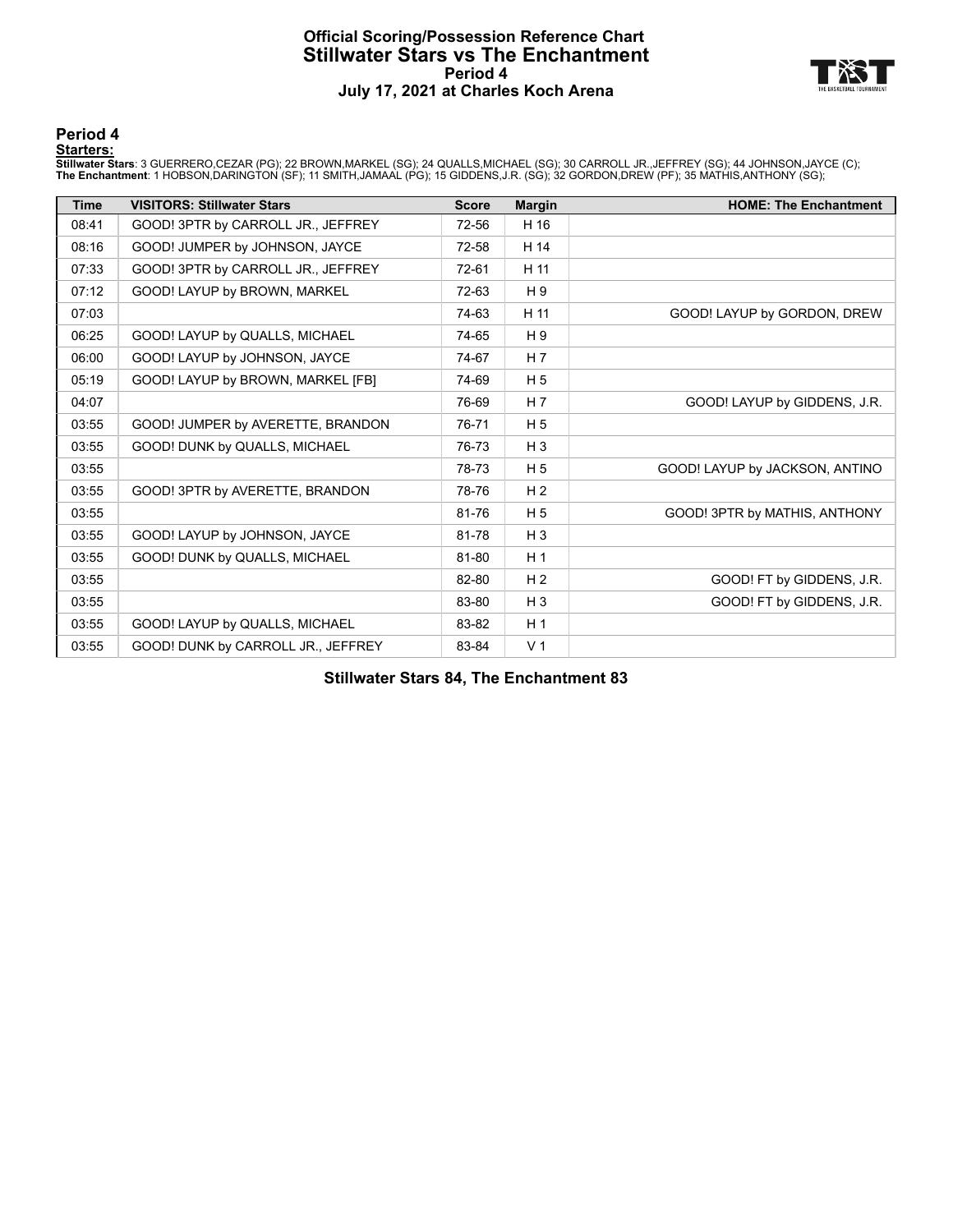# Official Scoring/Possession Reference Chart
## Stillwater Stars vs The Enchantment
### Period 4
### July 17, 2021 at Charles Koch Arena

## Period 4

**Starters:**

**Stillwater Stars**: 3 GUERRERO,CEZAR (PG); 22 BROWN,MARKEL (SG); 24 QUALLS,MICHAEL (SG); 30 CARROLL JR.,JEFFREY (SG); 44 JOHNSON,JAYCE (C);
**The Enchantment**: 1 HOBSON,DARINGTON (SF); 11 SMITH,JAMAAL (PG); 15 GIDDENS,J.R. (SG); 32 GORDON,DREW (PF); 35 MATHIS,ANTHONY (SG);

| Time | VISITORS: Stillwater Stars | Score | Margin | HOME: The Enchantment |
|---|---|---|---|---|
| 08:41 | GOOD! 3PTR by CARROLL JR., JEFFREY | 72-56 | H 16 | |
| 08:16 | GOOD! JUMPER by JOHNSON, JAYCE | 72-58 | H 14 | |
| 07:33 | GOOD! 3PTR by CARROLL JR., JEFFREY | 72-61 | H 11 | |
| 07:12 | GOOD! LAYUP by BROWN, MARKEL | 72-63 | H 9 | |
| 07:03 | | 74-63 | H 11 | GOOD! LAYUP by GORDON, DREW |
| 06:25 | GOOD! LAYUP by QUALLS, MICHAEL | 74-65 | H 9 | |
| 06:00 | GOOD! LAYUP by JOHNSON, JAYCE | 74-67 | H 7 | |
| 05:19 | GOOD! LAYUP by BROWN, MARKEL [FB] | 74-69 | H 5 | |
| 04:07 | | 76-69 | H 7 | GOOD! LAYUP by GIDDENS, J.R. |
| 03:55 | GOOD! JUMPER by AVERETTE, BRANDON | 76-71 | H 5 | |
| 03:55 | GOOD! DUNK by QUALLS, MICHAEL | 76-73 | H 3 | |
| 03:55 | | 78-73 | H 5 | GOOD! LAYUP by JACKSON, ANTINO |
| 03:55 | GOOD! 3PTR by AVERETTE, BRANDON | 78-76 | H 2 | |
| 03:55 | | 81-76 | H 5 | GOOD! 3PTR by MATHIS, ANTHONY |
| 03:55 | GOOD! LAYUP by JOHNSON, JAYCE | 81-78 | H 3 | |
| 03:55 | GOOD! DUNK by QUALLS, MICHAEL | 81-80 | H 1 | |
| 03:55 | | 82-80 | H 2 | GOOD! FT by GIDDENS, J.R. |
| 03:55 | | 83-80 | H 3 | GOOD! FT by GIDDENS, J.R. |
| 03:55 | GOOD! LAYUP by QUALLS, MICHAEL | 83-82 | H 1 | |
| 03:55 | GOOD! DUNK by CARROLL JR., JEFFREY | 83-84 | V 1 | |

**Stillwater Stars 84, The Enchantment 83**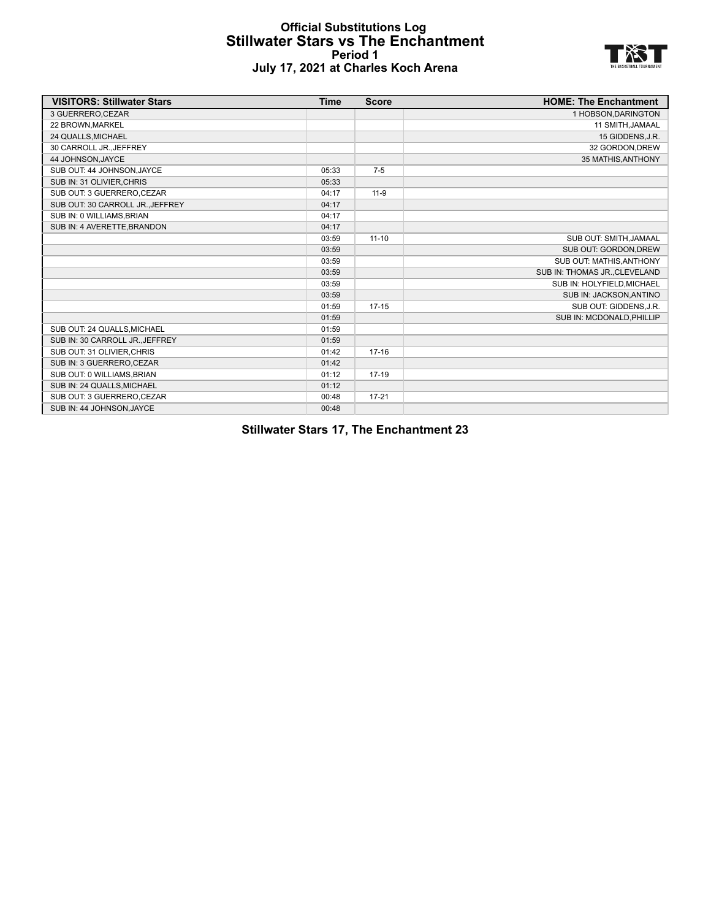# Official Substitutions Log
## Stillwater Stars vs The Enchantment
### Period 1
### July 17, 2021 at Charles Koch Arena

| VISITORS: Stillwater Stars | Time | Score | HOME: The Enchantment |
|---|---|---|---|
| 3 GUERRERO,CEZAR | | | 1 HOBSON,DARINGTON |
| 22 BROWN,MARKEL | | | 11 SMITH,JAMAAL |
| 24 QUALLS,MICHAEL | | | 15 GIDDENS,J.R. |
| 30 CARROLL JR.,JEFFREY | | | 32 GORDON,DREW |
| 44 JOHNSON,JAYCE | | | 35 MATHIS,ANTHONY |
| SUB OUT: 44 JOHNSON,JAYCE | 05:33 | 7-5 | |
| SUB IN: 31 OLIVIER,CHRIS | 05:33 | | |
| SUB OUT: 3 GUERRERO,CEZAR | 04:17 | 11-9 | |
| SUB OUT: 30 CARROLL JR.,JEFFREY | 04:17 | | |
| SUB IN: 0 WILLIAMS,BRIAN | 04:17 | | |
| SUB IN: 4 AVERETTE,BRANDON | 04:17 | | |
| | 03:59 | 11-10 | SUB OUT: SMITH,JAMAAL |
| | 03:59 | | SUB OUT: GORDON,DREW |
| | 03:59 | | SUB OUT: MATHIS,ANTHONY |
| | 03:59 | | SUB IN: THOMAS JR.,CLEVELAND |
| | 03:59 | | SUB IN: HOLYFIELD,MICHAEL |
| | 03:59 | | SUB IN: JACKSON,ANTINO |
| | 01:59 | 17-15 | SUB OUT: GIDDENS,J.R. |
| | 01:59 | | SUB IN: MCDONALD,PHILLIP |
| SUB OUT: 24 QUALLS,MICHAEL | 01:59 | | |
| SUB IN: 30 CARROLL JR.,JEFFREY | 01:59 | | |
| SUB OUT: 31 OLIVIER,CHRIS | 01:42 | 17-16 | |
| SUB IN: 3 GUERRERO,CEZAR | 01:42 | | |
| SUB OUT: 0 WILLIAMS,BRIAN | 01:12 | 17-19 | |
| SUB IN: 24 QUALLS,MICHAEL | 01:12 | | |
| SUB OUT: 3 GUERRERO,CEZAR | 00:48 | 17-21 | |
| SUB IN: 44 JOHNSON,JAYCE | 00:48 | | |

**Stillwater Stars 17, The Enchantment 23**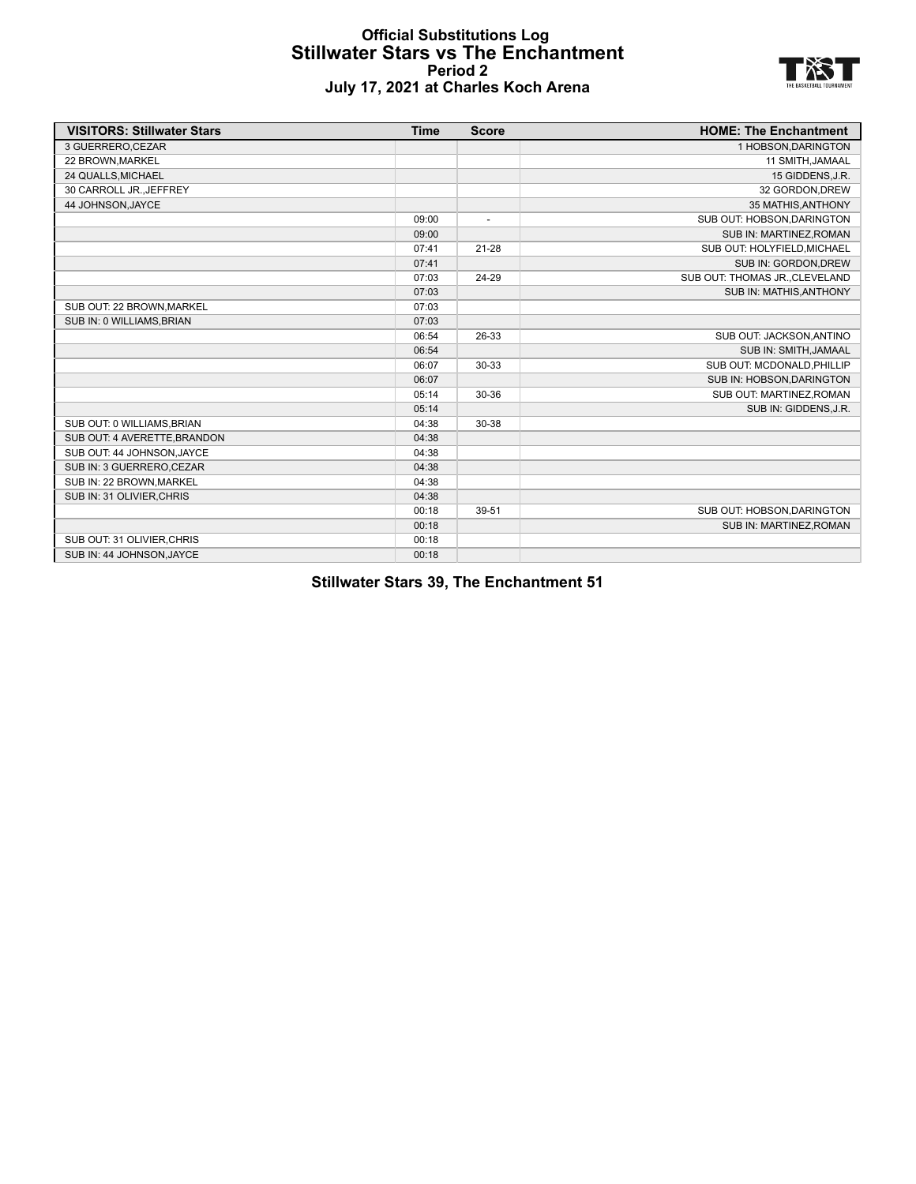# Official Substitutions Log
## Stillwater Stars vs The Enchantment
### Period 2
### July 17, 2021 at Charles Koch Arena

| VISITORS: Stillwater Stars | Time | Score | HOME: The Enchantment |
|---|---|---|---|
| 3 GUERRERO,CEZAR | | | 1 HOBSON,DARINGTON |
| 22 BROWN,MARKEL | | | 11 SMITH,JAMAAL |
| 24 QUALLS,MICHAEL | | | 15 GIDDENS,J.R. |
| 30 CARROLL JR.,JEFFREY | | | 32 GORDON,DREW |
| 44 JOHNSON,JAYCE | | | 35 MATHIS,ANTHONY |
| | 09:00 | - | SUB OUT: HOBSON,DARINGTON |
| | 09:00 | | SUB IN: MARTINEZ,ROMAN |
| | 07:41 | 21-28 | SUB OUT: HOLYFIELD,MICHAEL |
| | 07:41 | | SUB IN: GORDON,DREW |
| | 07:03 | 24-29 | SUB OUT: THOMAS JR.,CLEVELAND |
| | 07:03 | | SUB IN: MATHIS,ANTHONY |
| SUB OUT: 22 BROWN,MARKEL | 07:03 | | |
| SUB IN: 0 WILLIAMS,BRIAN | 07:03 | | |
| | 06:54 | 26-33 | SUB OUT: JACKSON,ANTINO |
| | 06:54 | | SUB IN: SMITH,JAMAAL |
| | 06:07 | 30-33 | SUB OUT: MCDONALD,PHILLIP |
| | 06:07 | | SUB IN: HOBSON,DARINGTON |
| | 05:14 | 30-36 | SUB OUT: MARTINEZ,ROMAN |
| | 05:14 | | SUB IN: GIDDENS,J.R. |
| SUB OUT: 0 WILLIAMS,BRIAN | 04:38 | 30-38 | |
| SUB OUT: 4 AVERETTE,BRANDON | 04:38 | | |
| SUB OUT: 44 JOHNSON,JAYCE | 04:38 | | |
| SUB IN: 3 GUERRERO,CEZAR | 04:38 | | |
| SUB IN: 22 BROWN,MARKEL | 04:38 | | |
| SUB IN: 31 OLIVIER,CHRIS | 04:38 | | |
| | 00:18 | 39-51 | SUB OUT: HOBSON,DARINGTON |
| | 00:18 | | SUB IN: MARTINEZ,ROMAN |
| SUB OUT: 31 OLIVIER,CHRIS | 00:18 | | |
| SUB IN: 44 JOHNSON,JAYCE | 00:18 | | |

**Stillwater Stars 39, The Enchantment 51**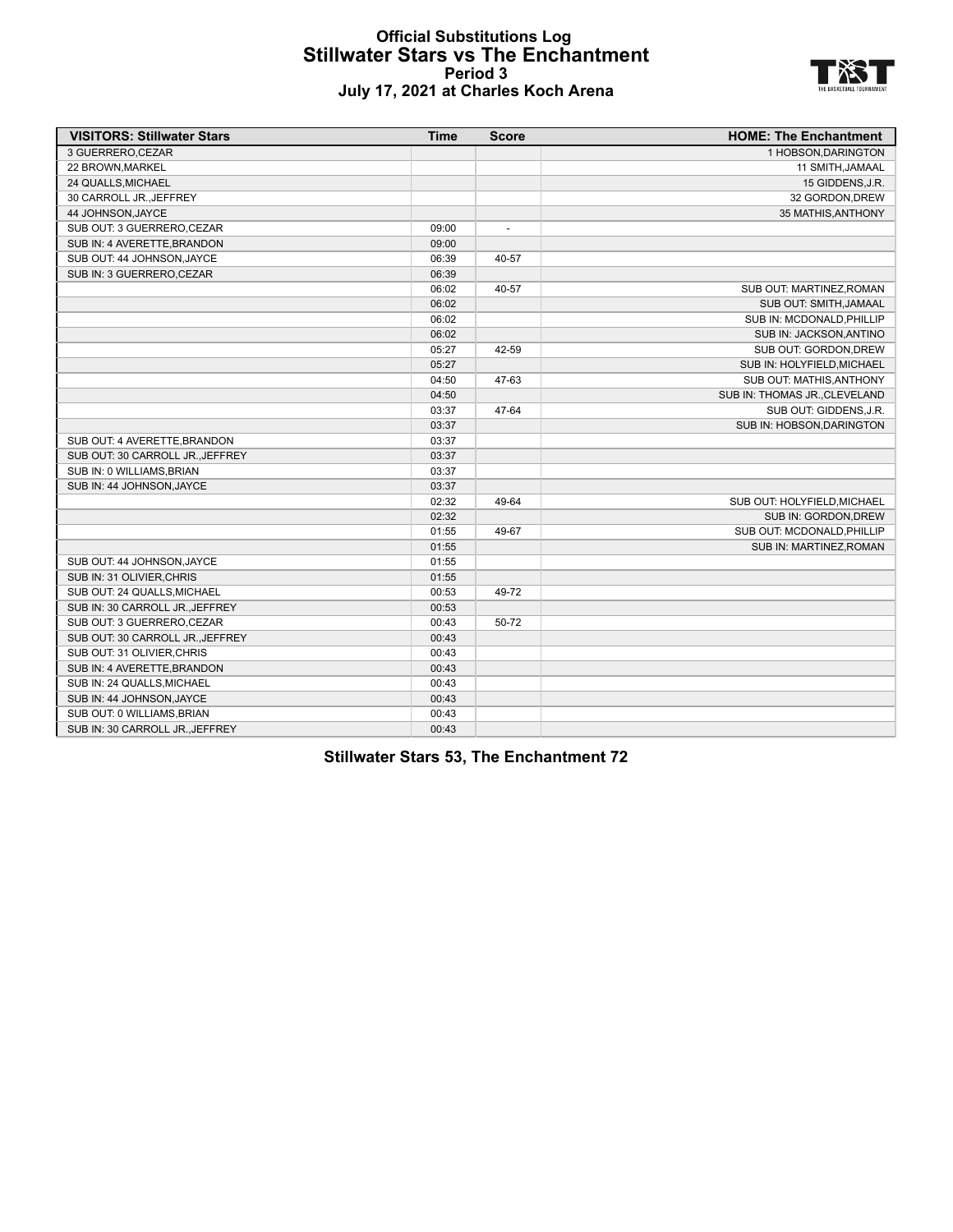# Official Substitutions Log
## Stillwater Stars vs The Enchantment
### Period 3
### July 17, 2021 at Charles Koch Arena

| VISITORS: Stillwater Stars | Time | Score | HOME: The Enchantment |
|---|---|---|---|
| 3 GUERRERO,CEZAR | | | 1 HOBSON,DARINGTON |
| 22 BROWN,MARKEL | | | 11 SMITH,JAMAAL |
| 24 QUALLS,MICHAEL | | | 15 GIDDENS,J.R. |
| 30 CARROLL JR.,JEFFREY | | | 32 GORDON,DREW |
| 44 JOHNSON,JAYCE | | | 35 MATHIS,ANTHONY |
| SUB OUT: 3 GUERRERO,CEZAR | 09:00 | - | |
| SUB IN: 4 AVERETTE,BRANDON | 09:00 | | |
| SUB OUT: 44 JOHNSON,JAYCE | 06:39 | 40-57 | |
| SUB IN: 3 GUERRERO,CEZAR | 06:39 | | |
| | 06:02 | 40-57 | SUB OUT: MARTINEZ,ROMAN |
| | 06:02 | | SUB OUT: SMITH,JAMAAL |
| | 06:02 | | SUB IN: MCDONALD,PHILLIP |
| | 06:02 | | SUB IN: JACKSON,ANTINO |
| | 05:27 | 42-59 | SUB OUT: GORDON,DREW |
| | 05:27 | | SUB IN: HOLYFIELD,MICHAEL |
| | 04:50 | 47-63 | SUB OUT: MATHIS,ANTHONY |
| | 04:50 | | SUB IN: THOMAS JR.,CLEVELAND |
| | 03:37 | 47-64 | SUB OUT: GIDDENS,J.R. |
| | 03:37 | | SUB IN: HOBSON,DARINGTON |
| SUB OUT: 4 AVERETTE,BRANDON | 03:37 | | |
| SUB OUT: 30 CARROLL JR.,JEFFREY | 03:37 | | |
| SUB IN: 0 WILLIAMS,BRIAN | 03:37 | | |
| SUB IN: 44 JOHNSON,JAYCE | 03:37 | | |
| | 02:32 | 49-64 | SUB OUT: HOLYFIELD,MICHAEL |
| | 02:32 | | SUB IN: GORDON,DREW |
| | 01:55 | 49-67 | SUB OUT: MCDONALD,PHILLIP |
| | 01:55 | | SUB IN: MARTINEZ,ROMAN |
| SUB OUT: 44 JOHNSON,JAYCE | 01:55 | | |
| SUB IN: 31 OLIVIER,CHRIS | 01:55 | | |
| SUB OUT: 24 QUALLS,MICHAEL | 00:53 | 49-72 | |
| SUB IN: 30 CARROLL JR.,JEFFREY | 00:53 | | |
| SUB OUT: 3 GUERRERO,CEZAR | 00:43 | 50-72 | |
| SUB OUT: 30 CARROLL JR.,JEFFREY | 00:43 | | |
| SUB OUT: 31 OLIVIER,CHRIS | 00:43 | | |
| SUB IN: 4 AVERETTE,BRANDON | 00:43 | | |
| SUB IN: 24 QUALLS,MICHAEL | 00:43 | | |
| SUB IN: 44 JOHNSON,JAYCE | 00:43 | | |
| SUB OUT: 0 WILLIAMS,BRIAN | 00:43 | | |
| SUB IN: 30 CARROLL JR.,JEFFREY | 00:43 | | |

**Stillwater Stars 53, The Enchantment 72**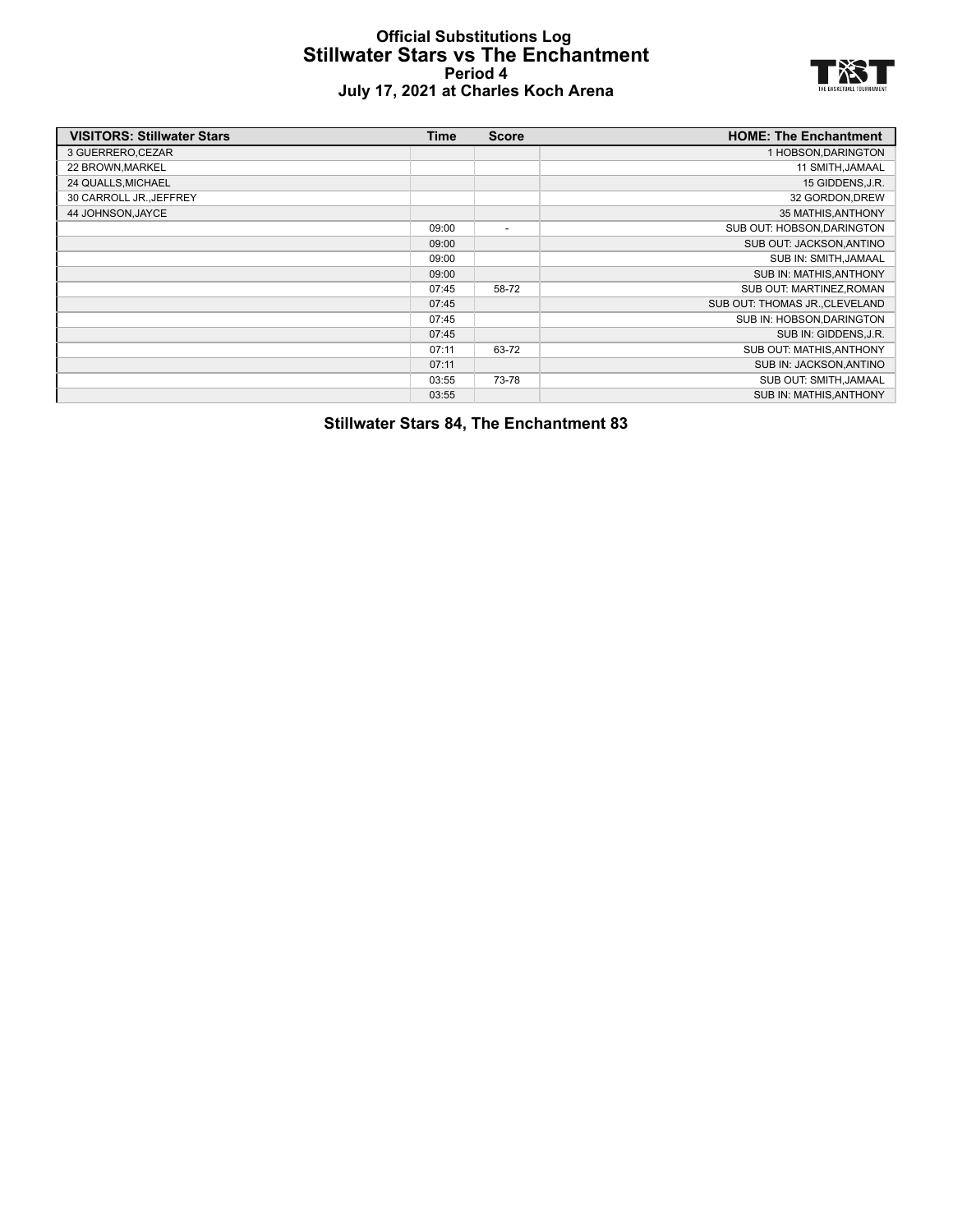# Official Substitutions Log
## Stillwater Stars vs The Enchantment
### Period 4
### July 17, 2021 at Charles Koch Arena

| VISITORS: Stillwater Stars | Time | Score | HOME: The Enchantment |
|---|---|---|---|
| 3 GUERRERO,CEZAR | | | 1 HOBSON,DARINGTON |
| 22 BROWN,MARKEL | | | 11 SMITH,JAMAAL |
| 24 QUALLS,MICHAEL | | | 15 GIDDENS,J.R. |
| 30 CARROLL JR.,JEFFREY | | | 32 GORDON,DREW |
| 44 JOHNSON,JAYCE | | | 35 MATHIS,ANTHONY |
| | 09:00 | - | SUB OUT: HOBSON,DARINGTON |
| | 09:00 | | SUB OUT: JACKSON,ANTINO |
| | 09:00 | | SUB IN: SMITH,JAMAAL |
| | 09:00 | | SUB IN: MATHIS,ANTHONY |
| | 07:45 | 58-72 | SUB OUT: MARTINEZ,ROMAN |
| | 07:45 | | SUB OUT: THOMAS JR.,CLEVELAND |
| | 07:45 | | SUB IN: HOBSON,DARINGTON |
| | 07:45 | | SUB IN: GIDDENS,J.R. |
| | 07:11 | 63-72 | SUB OUT: MATHIS,ANTHONY |
| | 07:11 | | SUB IN: JACKSON,ANTINO |
| | 03:55 | 73-78 | SUB OUT: SMITH,JAMAAL |
| | 03:55 | | SUB IN: MATHIS,ANTHONY |

**Stillwater Stars 84, The Enchantment 83**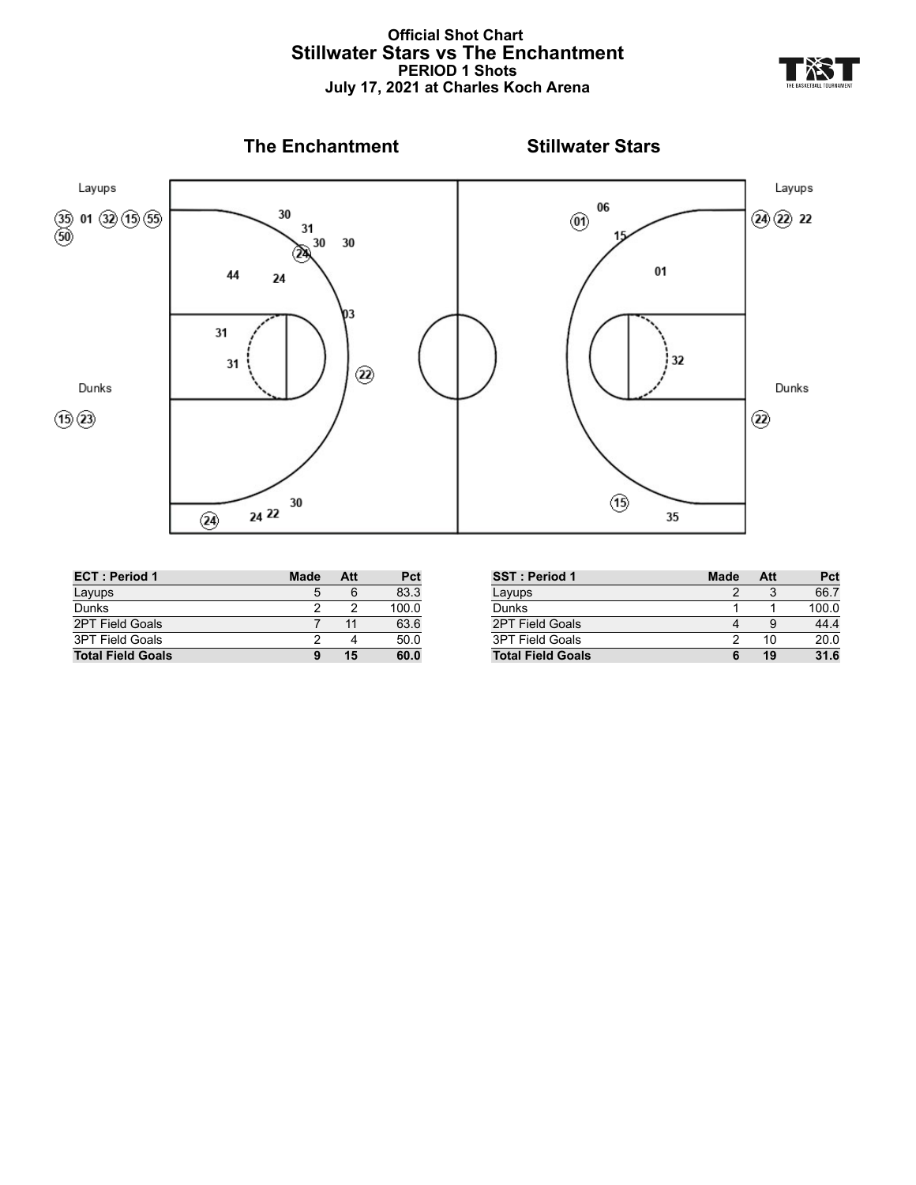# Official Shot Chart
## Stillwater Stars vs The Enchantment
### PERIOD 1 Shots
### July 17, 2021 at Charles Koch Arena

**The Enchantment** | **Stillwater Stars**

Layups

(35) 01 (32) (15) (55) (50)

Dunks

(15) (23)

30 31 30 30 (24) 44 24 03 31 31 (22) (24) 24 22 30

Layups

(24) (22) 22

Dunks

(22)

06 (01) 15 01 32 (15) 35

| ECT : Period 1 | Made | Att | Pct |
|---|---|---|---|
| Layups | 5 | 6 | 83.3 |
| Dunks | 2 | 2 | 100.0 |
| 2PT Field Goals | 7 | 11 | 63.6 |
| 3PT Field Goals | 2 | 4 | 50.0 |
| **Total Field Goals** | **9** | **15** | **60.0** |

| SST : Period 1 | Made | Att | Pct |
|---|---|---|---|
| Layups | 2 | 3 | 66.7 |
| Dunks | 1 | 1 | 100.0 |
| 2PT Field Goals | 4 | 9 | 44.4 |
| 3PT Field Goals | 2 | 10 | 20.0 |
| **Total Field Goals** | **6** | **19** | **31.6** |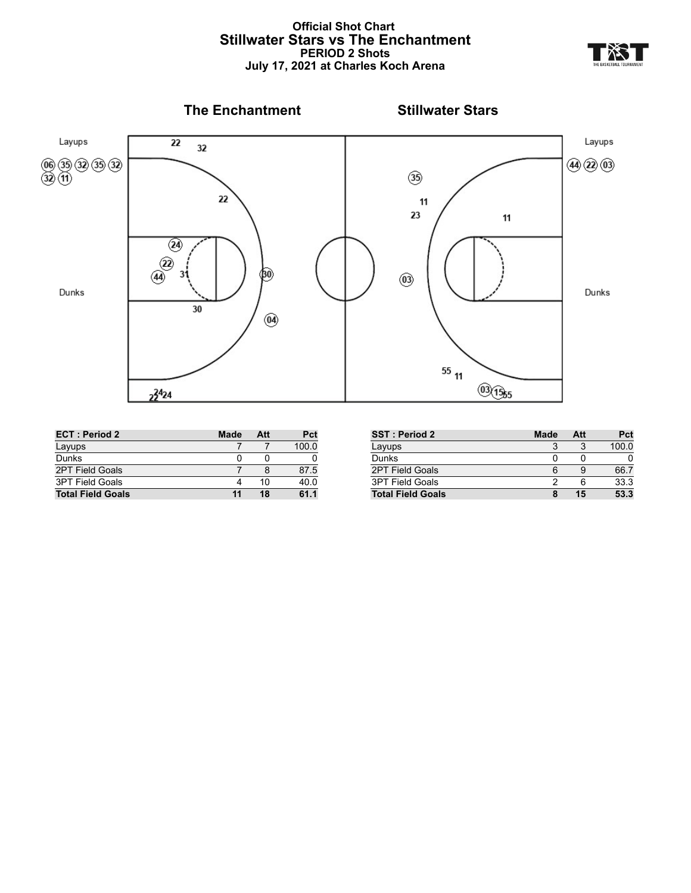# Official Shot Chart
## Stillwater Stars vs The Enchantment
### PERIOD 2 Shots
### July 17, 2021 at Charles Koch Arena

**The Enchantment** | **Stillwater Stars**

Layups: (06) (35) (32) (35) (32) (32) (11)

Layups: (44) (22) (03)

Dunks

Dunks

| ECT : Period 2 | Made | Att | Pct |
|---|---|---|---|
| Layups | 7 | 7 | 100.0 |
| Dunks | 0 | 0 | 0 |
| 2PT Field Goals | 7 | 8 | 87.5 |
| 3PT Field Goals | 4 | 10 | 40.0 |
| **Total Field Goals** | **11** | **18** | **61.1** |

| SST : Period 2 | Made | Att | Pct |
|---|---|---|---|
| Layups | 3 | 3 | 100.0 |
| Dunks | 0 | 0 | 0 |
| 2PT Field Goals | 6 | 9 | 66.7 |
| 3PT Field Goals | 2 | 6 | 33.3 |
| **Total Field Goals** | **8** | **15** | **53.3** |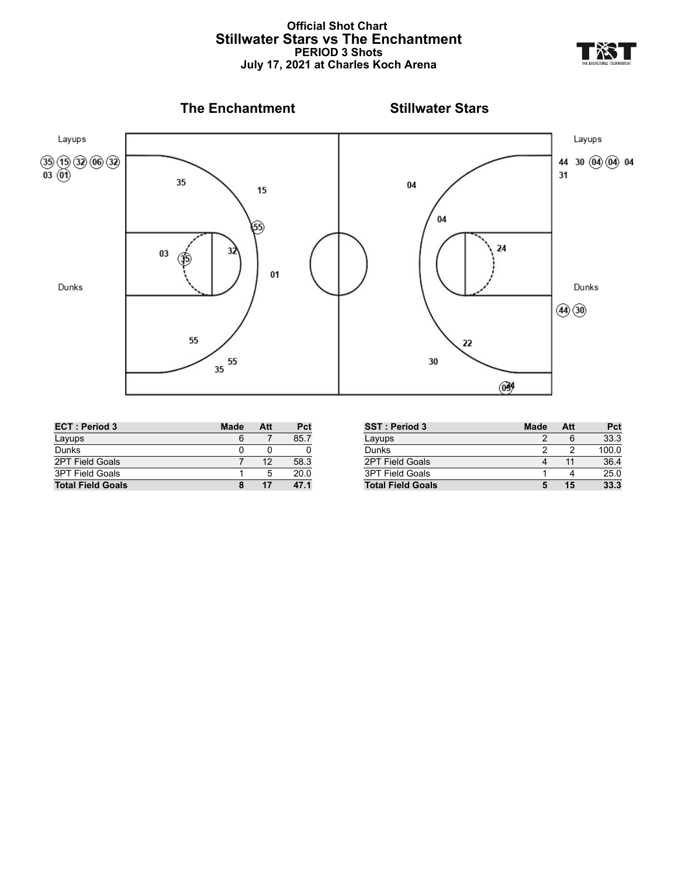**Official Shot Chart**
## Stillwater Stars vs The Enchantment
**PERIOD 3 Shots**
**July 17, 2021 at Charles Koch Arena**

### The Enchantment

Layups
(35) (15) (32) (06) (32)
03 (01)

Dunks

### Stillwater Stars

Layups
44 30 (04) (04) 04
31

Dunks
(44) (30)

| ECT : Period 3 | Made | Att | Pct |
|---|---|---|---|
| Layups | 6 | 7 | 85.7 |
| Dunks | 0 | 0 | 0 |
| 2PT Field Goals | 7 | 12 | 58.3 |
| 3PT Field Goals | 1 | 5 | 20.0 |
| **Total Field Goals** | **8** | **17** | **47.1** |

| SST : Period 3 | Made | Att | Pct |
|---|---|---|---|
| Layups | 2 | 6 | 33.3 |
| Dunks | 2 | 2 | 100.0 |
| 2PT Field Goals | 4 | 11 | 36.4 |
| 3PT Field Goals | 1 | 4 | 25.0 |
| **Total Field Goals** | **5** | **15** | **33.3** |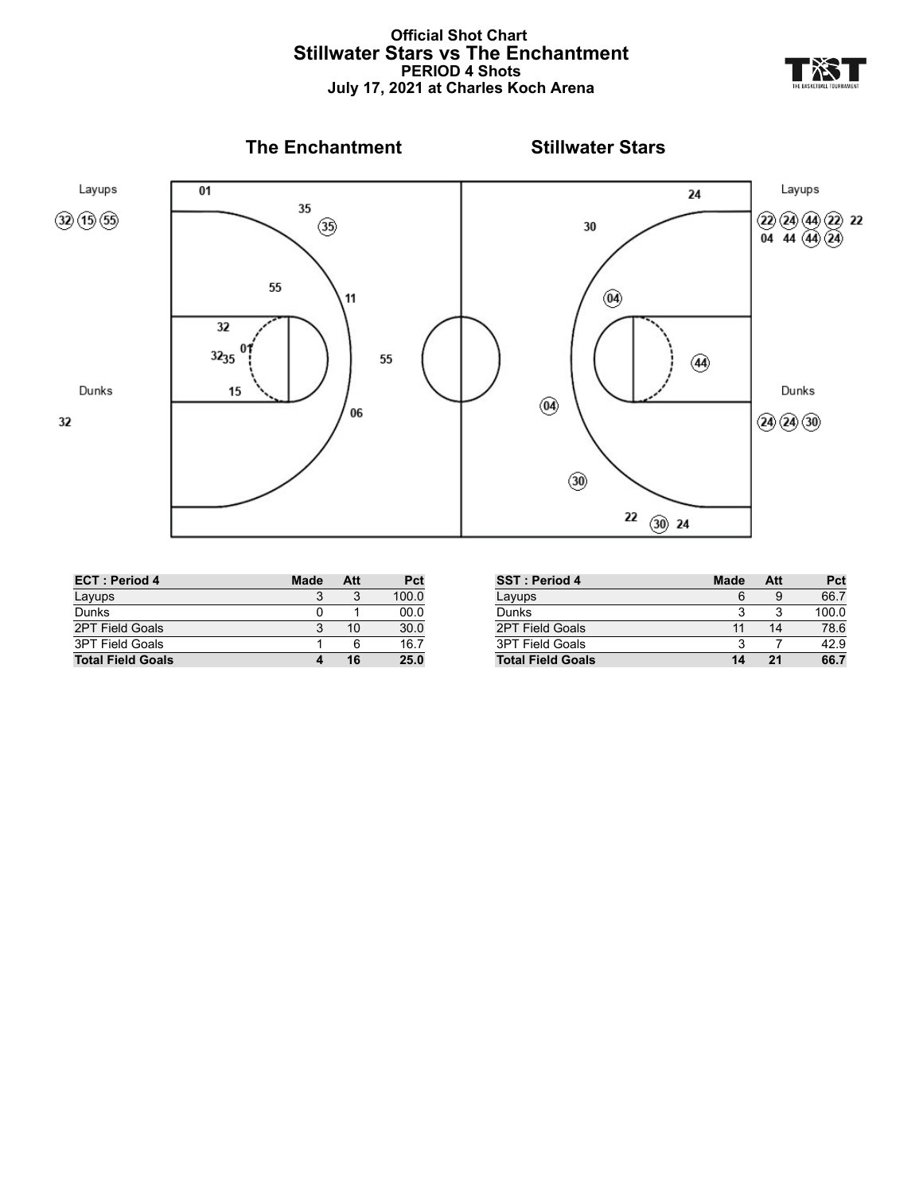# Official Shot Chart
## Stillwater Stars vs The Enchantment
### PERIOD 4 Shots
### July 17, 2021 at Charles Koch Arena

**The Enchantment** | **Stillwater Stars**

Layups

(32) (15) (55)

Dunks

32

Layups

(22) (24) (44) (22) 22
04 44 (44) (24)

Dunks

(24) (24) (30)

| ECT : Period 4 | Made | Att | Pct |
| --- | --- | --- | --- |
| Layups | 3 | 3 | 100.0 |
| Dunks | 0 | 1 | 00.0 |
| 2PT Field Goals | 3 | 10 | 30.0 |
| 3PT Field Goals | 1 | 6 | 16.7 |
| **Total Field Goals** | **4** | **16** | **25.0** |

| SST : Period 4 | Made | Att | Pct |
| --- | --- | --- | --- |
| Layups | 6 | 9 | 66.7 |
| Dunks | 3 | 3 | 100.0 |
| 2PT Field Goals | 11 | 14 | 78.6 |
| 3PT Field Goals | 3 | 7 | 42.9 |
| **Total Field Goals** | **14** | **21** | **66.7** |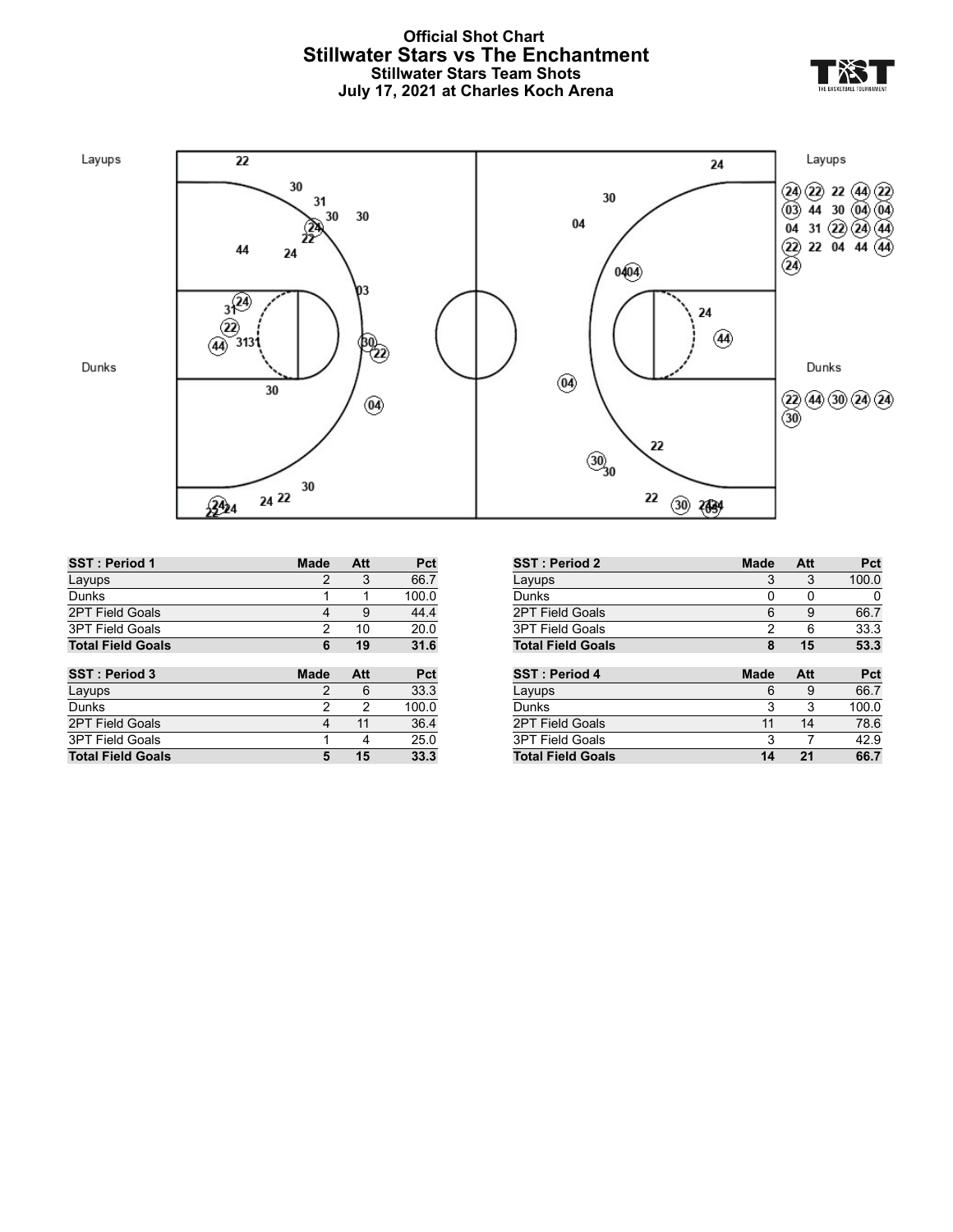# Official Shot Chart
## Stillwater Stars vs The Enchantment
### Stillwater Stars Team Shots
### July 17, 2021 at Charles Koch Arena

Layups

Dunks

Layups

(24) (22) 22 (44) (22)
(03) 44 30 (04) (04)
04 31 (22) (24) (44)
(22) 22 04 44 (44)
(24)

Dunks

(22) (44) (30) (24) (24)
(30)

| SST : Period 1 | Made | Att | Pct |
|---|---|---|---|
| Layups | 2 | 3 | 66.7 |
| Dunks | 1 | 1 | 100.0 |
| 2PT Field Goals | 4 | 9 | 44.4 |
| 3PT Field Goals | 2 | 10 | 20.0 |
| **Total Field Goals** | **6** | **19** | **31.6** |

| SST : Period 2 | Made | Att | Pct |
|---|---|---|---|
| Layups | 3 | 3 | 100.0 |
| Dunks | 0 | 0 | 0 |
| 2PT Field Goals | 6 | 9 | 66.7 |
| 3PT Field Goals | 2 | 6 | 33.3 |
| **Total Field Goals** | **8** | **15** | **53.3** |

| SST : Period 3 | Made | Att | Pct |
|---|---|---|---|
| Layups | 2 | 6 | 33.3 |
| Dunks | 2 | 2 | 100.0 |
| 2PT Field Goals | 4 | 11 | 36.4 |
| 3PT Field Goals | 1 | 4 | 25.0 |
| **Total Field Goals** | **5** | **15** | **33.3** |

| SST : Period 4 | Made | Att | Pct |
|---|---|---|---|
| Layups | 6 | 9 | 66.7 |
| Dunks | 3 | 3 | 100.0 |
| 2PT Field Goals | 11 | 14 | 78.6 |
| 3PT Field Goals | 3 | 7 | 42.9 |
| **Total Field Goals** | **14** | **21** | **66.7** |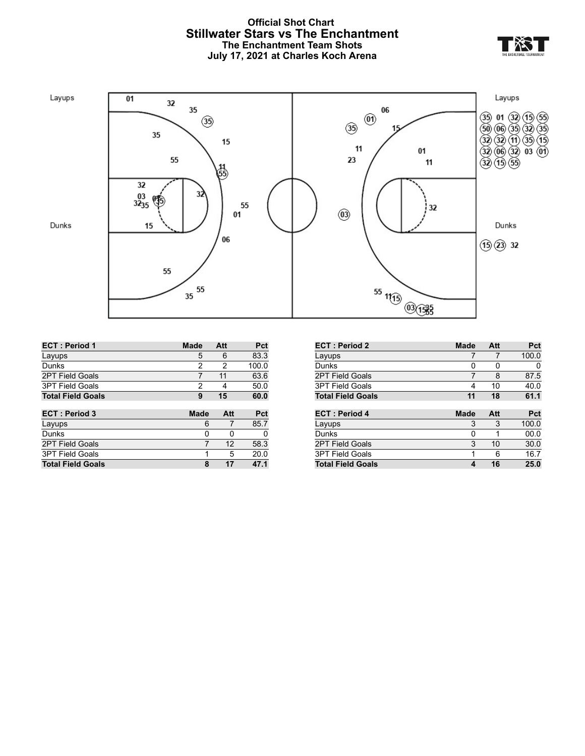# Official Shot Chart
## Stillwater Stars vs The Enchantment
### The Enchantment Team Shots
### July 17, 2021 at Charles Koch Arena

Layups

Dunks

Layups

Dunks

| ECT : Period 1 | Made | Att | Pct |
|---|---|---|---|
| Layups | 5 | 6 | 83.3 |
| Dunks | 2 | 2 | 100.0 |
| 2PT Field Goals | 7 | 11 | 63.6 |
| 3PT Field Goals | 2 | 4 | 50.0 |
| **Total Field Goals** | **9** | **15** | **60.0** |

| ECT : Period 2 | Made | Att | Pct |
|---|---|---|---|
| Layups | 7 | 7 | 100.0 |
| Dunks | 0 | 0 | 0 |
| 2PT Field Goals | 7 | 8 | 87.5 |
| 3PT Field Goals | 4 | 10 | 40.0 |
| **Total Field Goals** | **11** | **18** | **61.1** |

| ECT : Period 3 | Made | Att | Pct |
|---|---|---|---|
| Layups | 6 | 7 | 85.7 |
| Dunks | 0 | 0 | 0 |
| 2PT Field Goals | 7 | 12 | 58.3 |
| 3PT Field Goals | 1 | 5 | 20.0 |
| **Total Field Goals** | **8** | **17** | **47.1** |

| ECT : Period 4 | Made | Att | Pct |
|---|---|---|---|
| Layups | 3 | 3 | 100.0 |
| Dunks | 0 | 1 | 00.0 |
| 2PT Field Goals | 3 | 10 | 30.0 |
| 3PT Field Goals | 1 | 6 | 16.7 |
| **Total Field Goals** | **4** | **16** | **25.0** |